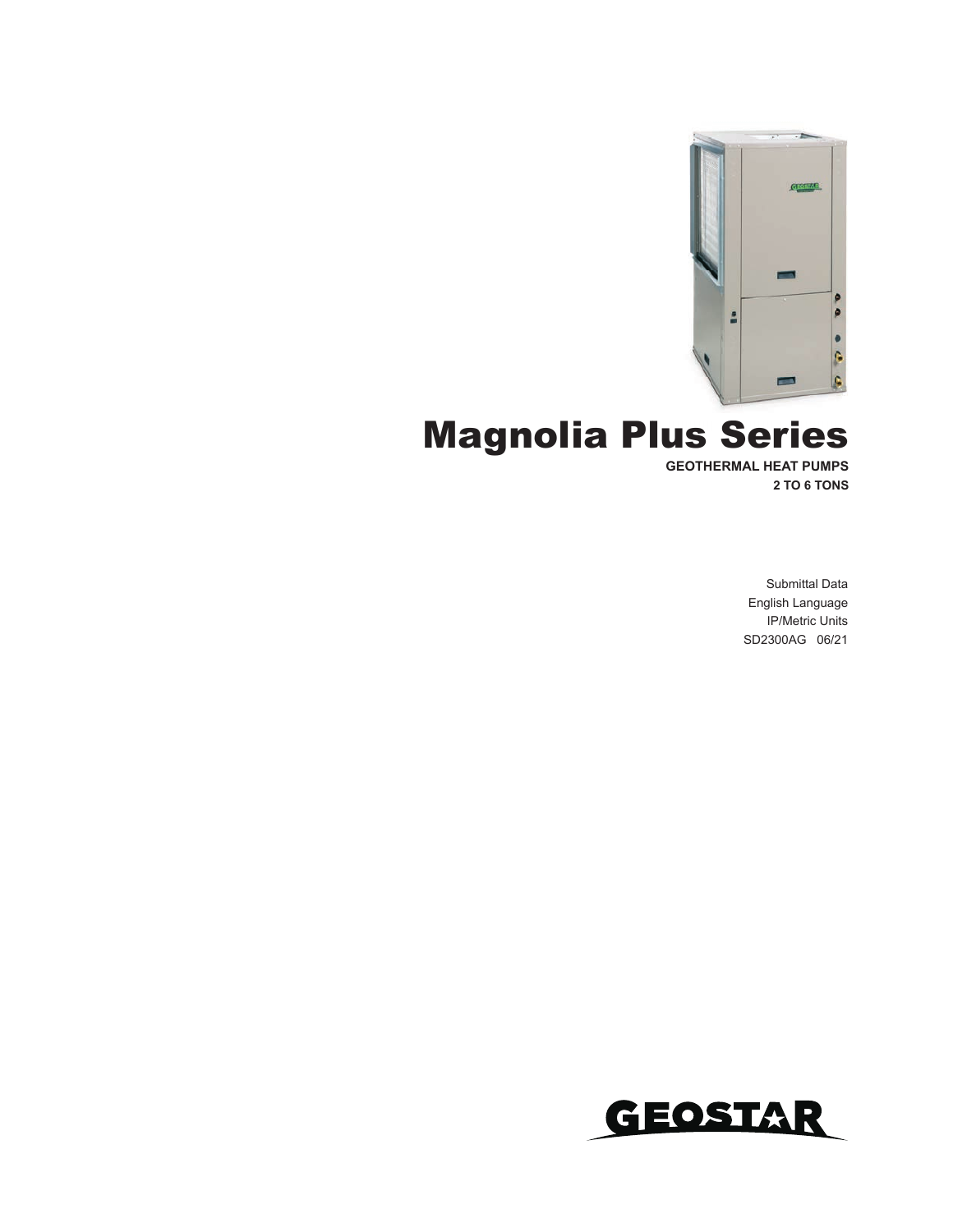# Magnolia Plus Series

**GEOTHERMAL HEAT PUMPS**

**2 TO 6 TONS**

Submittal Data

English Language

IP/Metric Units

SD2300AG 06/21

GEOSTAR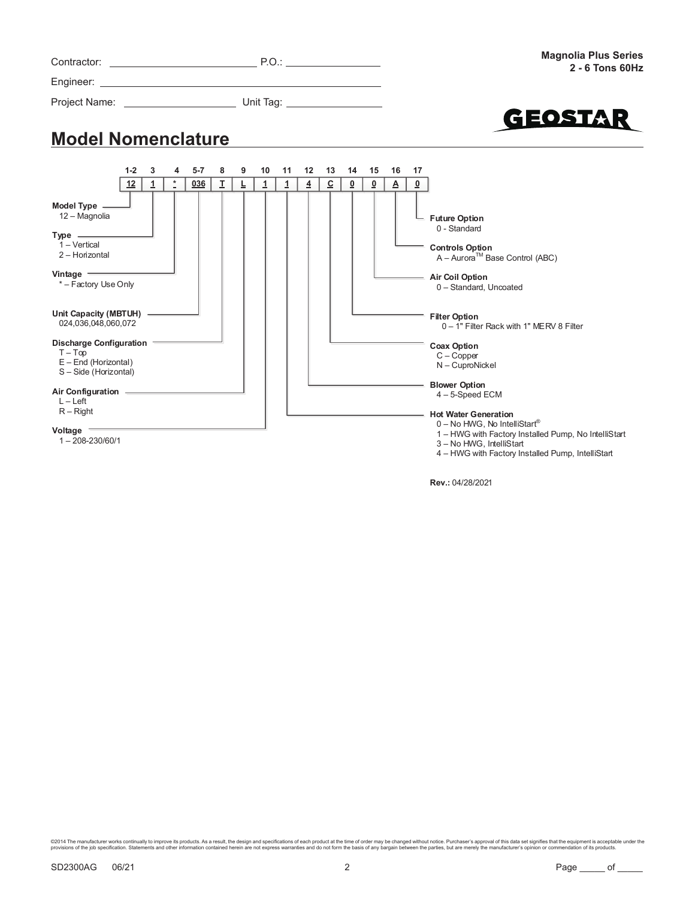Contractor: ____________________ P.O.: ____________

Engineer: ____________________________________

Project Name: ______________ Unit Tag: ____________

**Magnolia Plus Series**
**2 - 6 Tons 60Hz**

GEOSTAR

## Model Nomenclature

| 1-2 | 3 | 4 | 5-7 | 8 | 9 | 10 | 11 | 12 | 13 | 14 | 15 | 16 | 17 |
|---|---|---|---|---|---|---|---|---|---|---|---|---|---|
| 12 | 1 | * | 036 | T | L | 1 | 1 | 4 | C | 0 | 0 | A | 0 |

**Model Type**
12 – Magnolia

**Type**
1 – Vertical
2 – Horizontal

**Vintage**
* – Factory Use Only

**Unit Capacity (MBTUH)**
024,036,048,060,072

**Discharge Configuration**
T – Top
E – End (Horizontal)
S – Side (Horizontal)

**Air Configuration**
L – Left
R – Right

**Voltage**
1 – 208-230/60/1

**Hot Water Generation**
0 – No HWG, No IntelliStart®
1 – HWG with Factory Installed Pump, No IntelliStart
3 – No HWG, IntelliStart
4 – HWG with Factory Installed Pump, IntelliStart

**Blower Option**
4 – 5-Speed ECM

**Coax Option**
C – Copper
N – CuproNickel

**Filter Option**
0 – 1" Filter Rack with 1" MERV 8 Filter

**Air Coil Option**
0 – Standard, Uncoated

**Controls Option**
A – Aurora™ Base Control (ABC)

**Future Option**
0 - Standard

**Rev.:** 04/28/2021

©2014 The manufacturer works continually to improve its products. As a result, the design and specifications of each product at the time of order may be changed without notice. Purchaser's approval of this data set signifies that the equipment is acceptable under the provisions of the job specification. Statements and other information contained herein are not express warranties and do not form the basis of any bargain between the parties, but are merely the manufacturer's opinion or commendation of its products.

SD2300AG 06/21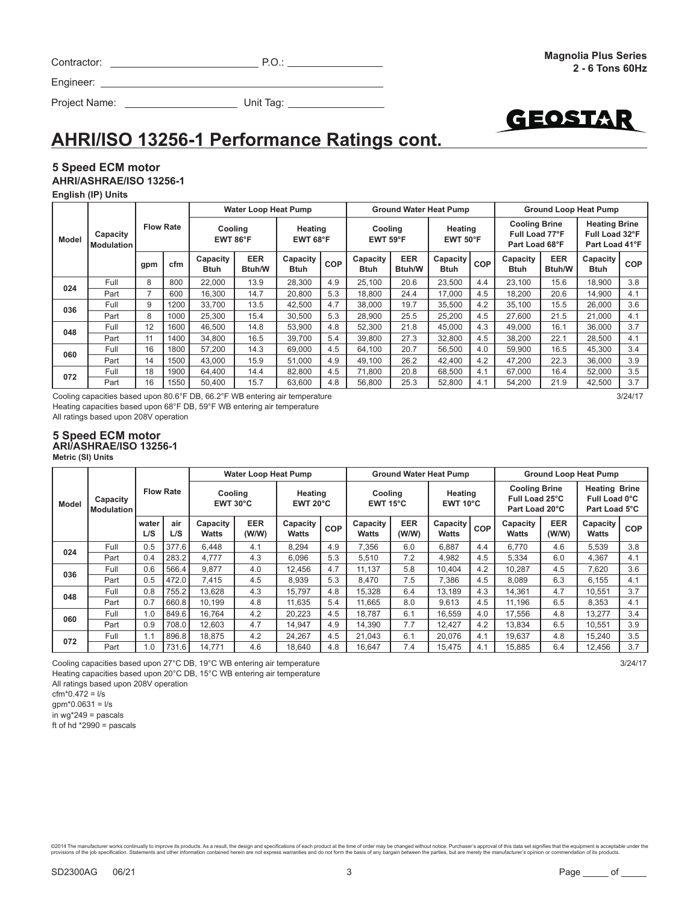Contractor: P.O.:

Engineer:

Project Name: Unit Tag:

**Magnolia Plus Series**
**2 - 6 Tons 60Hz**

# AHRI/ISO 13256-1 Performance Ratings cont.

### 5 Speed ECM motor
**AHRI/ASHRAE/ISO 13256-1**

**English (IP) Units**

| Model | Capacity Modulation | Flow Rate | | Water Loop Heat Pump | | | | Ground Water Heat Pump | | | | Ground Loop Heat Pump | | | |
|---|---|---|---|---|---|---|---|---|---|---|---|---|---|---|---|
| | | | | Cooling EWT 86°F | | Heating EWT 68°F | | Cooling EWT 59°F | | Heating EWT 50°F | | Cooling Brine Full Load 77°F Part Load 68°F | | Heating Brine Full Load 32°F Part Load 41°F | |
| | | gpm | cfm | Capacity Btuh | EER Btuh/W | Capacity Btuh | COP | Capacity Btuh | EER Btuh/W | Capacity Btuh | COP | Capacity Btuh | EER Btuh/W | Capacity Btuh | COP |
| 024 | Full | 8 | 800 | 22,000 | 13.9 | 28,300 | 4.9 | 25,100 | 20.6 | 23,500 | 4.4 | 23,100 | 15.6 | 18,900 | 3.8 |
| | Part | 7 | 600 | 16,300 | 14.7 | 20,800 | 5.3 | 18,800 | 24.4 | 17,000 | 4.5 | 18,200 | 20.6 | 14,900 | 4.1 |
| 036 | Full | 9 | 1200 | 33,700 | 13.5 | 42,500 | 4.7 | 38,000 | 19.7 | 35,500 | 4.2 | 35,100 | 15.5 | 26,000 | 3.6 |
| | Part | 8 | 1000 | 25,300 | 15.4 | 30,500 | 5.3 | 28,900 | 25.5 | 25,200 | 4.5 | 27,600 | 21.5 | 21,000 | 4.1 |
| 048 | Full | 12 | 1600 | 46,500 | 14.8 | 53,900 | 4.8 | 52,300 | 21.8 | 45,000 | 4.3 | 49,000 | 16.1 | 36,000 | 3.7 |
| | Part | 11 | 1400 | 34,800 | 16.5 | 39,700 | 5.4 | 39,800 | 27.3 | 32,800 | 4.5 | 38,200 | 22.1 | 28,500 | 4.1 |
| 060 | Full | 16 | 1800 | 57,200 | 14.3 | 69,000 | 4.5 | 64,100 | 20.7 | 56,500 | 4.0 | 59,900 | 16.5 | 45,300 | 3.4 |
| | Part | 14 | 1500 | 43,000 | 15.9 | 51,000 | 4.9 | 49,100 | 26.2 | 42,400 | 4.2 | 47,200 | 22.3 | 36,000 | 3.9 |
| 072 | Full | 18 | 1900 | 64,400 | 14.4 | 82,800 | 4.5 | 71,800 | 20.8 | 68,500 | 4.1 | 67,000 | 16.4 | 52,000 | 3.5 |
| | Part | 16 | 1550 | 50,400 | 15.7 | 63,600 | 4.8 | 56,800 | 25.3 | 52,800 | 4.1 | 54,200 | 21.9 | 42,500 | 3.7 |

Cooling capacities based upon 80.6°F DB, 66.2°F WB entering air temperature
Heating capacities based upon 68°F DB, 59°F WB entering air temperature
All ratings based upon 208V operation

3/24/17

### 5 Speed ECM motor
**ARI/ASHRAE/ISO 13256-1**

**Metric (SI) Units**

| Model | Capacity Modulation | Flow Rate | | Water Loop Heat Pump | | | | Ground Water Heat Pump | | | | Ground Loop Heat Pump | | | |
|---|---|---|---|---|---|---|---|---|---|---|---|---|---|---|---|
| | | | | Cooling EWT 30°C | | Heating EWT 20°C | | Cooling EWT 15°C | | Heating EWT 10°C | | Cooling Brine Full Load 25°C Part Load 20°C | | Heating Brine Full Load 0°C Part Load 5°C | |
| | | water L/S | air L/S | Capacity Watts | EER (W/W) | Capacity Watts | COP | Capacity Watts | EER (W/W) | Capacity Watts | COP | Capacity Watts | EER (W/W) | Capacity Watts | COP |
| 024 | Full | 0.5 | 377.6 | 6,448 | 4.1 | 8,294 | 4.9 | 7,356 | 6.0 | 6,887 | 4.4 | 6,770 | 4.6 | 5,539 | 3.8 |
| | Part | 0.4 | 283.2 | 4,777 | 4.3 | 6,096 | 5.3 | 5,510 | 7.2 | 4,982 | 4.5 | 5,334 | 6.0 | 4,367 | 4.1 |
| 036 | Full | 0.6 | 566.4 | 9,877 | 4.0 | 12,456 | 4.7 | 11,137 | 5.8 | 10,404 | 4.2 | 10,287 | 4.5 | 7,620 | 3.6 |
| | Part | 0.5 | 472.0 | 7,415 | 4.5 | 8,939 | 5.3 | 8,470 | 7.5 | 7,386 | 4.5 | 8,089 | 6.3 | 6,155 | 4.1 |
| 048 | Full | 0.8 | 755.2 | 13,628 | 4.3 | 15,797 | 4.8 | 15,328 | 6.4 | 13,189 | 4.3 | 14,361 | 4.7 | 10,551 | 3.7 |
| | Part | 0.7 | 660.8 | 10,199 | 4.8 | 11,635 | 5.4 | 11,665 | 8.0 | 9,613 | 4.5 | 11,196 | 6.5 | 8,353 | 4.1 |
| 060 | Full | 1.0 | 849.6 | 16,764 | 4.2 | 20,223 | 4.5 | 18,787 | 6.1 | 16,559 | 4.0 | 17,556 | 4.8 | 13,277 | 3.4 |
| | Part | 0.9 | 708.0 | 12,603 | 4.7 | 14,947 | 4.9 | 14,390 | 7.7 | 12,427 | 4.2 | 13,834 | 6.5 | 10,551 | 3.9 |
| 072 | Full | 1.1 | 896.8 | 18,875 | 4.2 | 24,267 | 4.5 | 21,043 | 6.1 | 20,076 | 4.1 | 19,637 | 4.8 | 15,240 | 3.5 |
| | Part | 1.0 | 731.6 | 14,771 | 4.6 | 18,640 | 4.8 | 16,647 | 7.4 | 15,475 | 4.1 | 15,885 | 6.4 | 12,456 | 3.7 |

Cooling capacities based upon 27°C DB, 19°C WB entering air temperature
Heating capacities based upon 20°C DB, 15°C WB entering air temperature
All ratings based upon 208V operation
cfm*0.472 = l/s
gpm*0.0631 = l/s
in wg*249 = pascals
ft of hd *2990 = pascals

3/24/17

©2014 The manufacturer works continually to improve its products. As a result, the design and specifications of each product at the time of order may be changed without notice. Purchaser's approval of this data set signifies that the equipment is acceptable under the provisions of the job specification. Statements and other information contained herein are not express warranties and do not form the basis of any bargain between the parties, but are merely the manufacturer's opinion or commendation of its products.

SD2300AG 06/21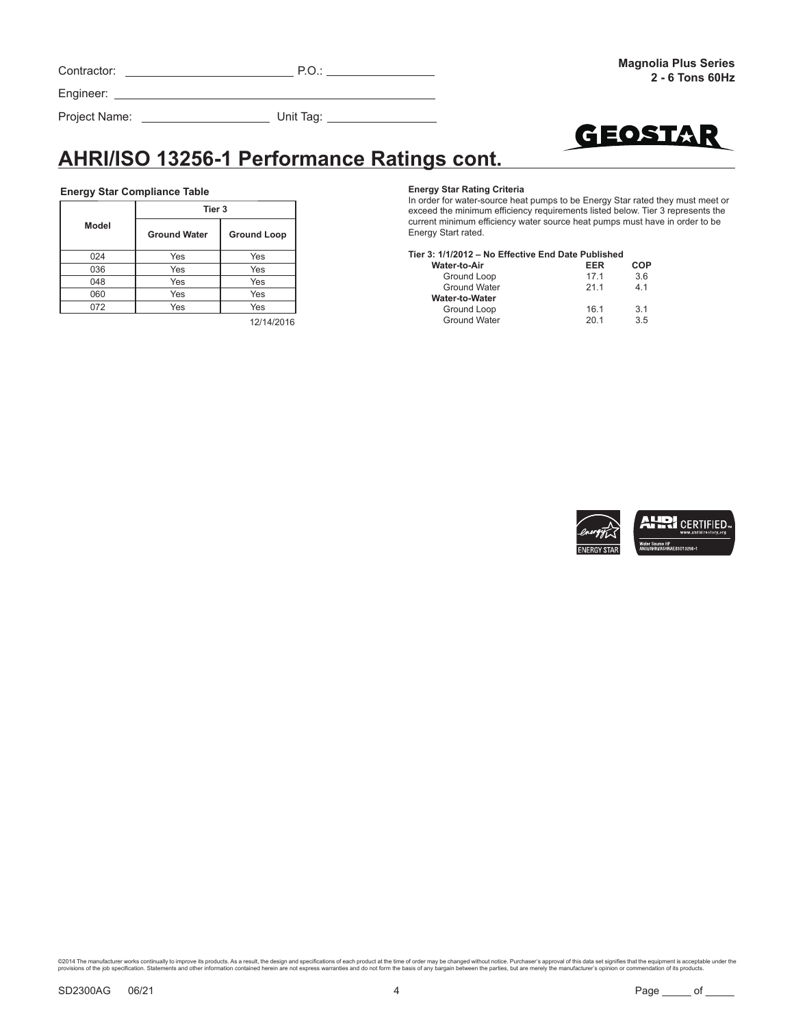Contractor: ______________________ P.O.: ______________

Engineer: ____________________________________________

Project Name: __________________ Unit Tag: ______________

**Magnolia Plus Series**
**2 - 6 Tons 60Hz**

# AHRI/ISO 13256-1 Performance Ratings cont.

**Energy Star Compliance Table**

| Model | Tier 3 | |
|---|---|---|
| | **Ground Water** | **Ground Loop** |
| 024 | Yes | Yes |
| 036 | Yes | Yes |
| 048 | Yes | Yes |
| 060 | Yes | Yes |
| 072 | Yes | Yes |

12/14/2016

**Energy Star Rating Criteria**

In order for water-source heat pumps to be Energy Star rated they must meet or exceed the minimum efficiency requirements listed below. Tier 3 represents the current minimum efficiency water source heat pumps must have in order to be Energy Start rated.

**Tier 3: 1/1/2012 – No Effective End Date Published**

| | **EER** | **COP** |
|---|---|---|
| **Water-to-Air** | | |
| Ground Loop | 17.1 | 3.6 |
| Ground Water | 21.1 | 4.1 |
| **Water-to-Water** | | |
| Ground Loop | 16.1 | 3.1 |
| Ground Water | 20.1 | 3.5 |

©2014 The manufacturer works continually to improve its products. As a result, the design and specifications of each product at the time of order may be changed without notice. Purchaser's approval of this data set signifies that the equipment is acceptable under the provisions of the job specification. Statements and other information contained herein are not express warranties and do not form the basis of any bargain between the parties, but are merely the manufacturer's opinion or commendation of its products.

SD2300AG 06/21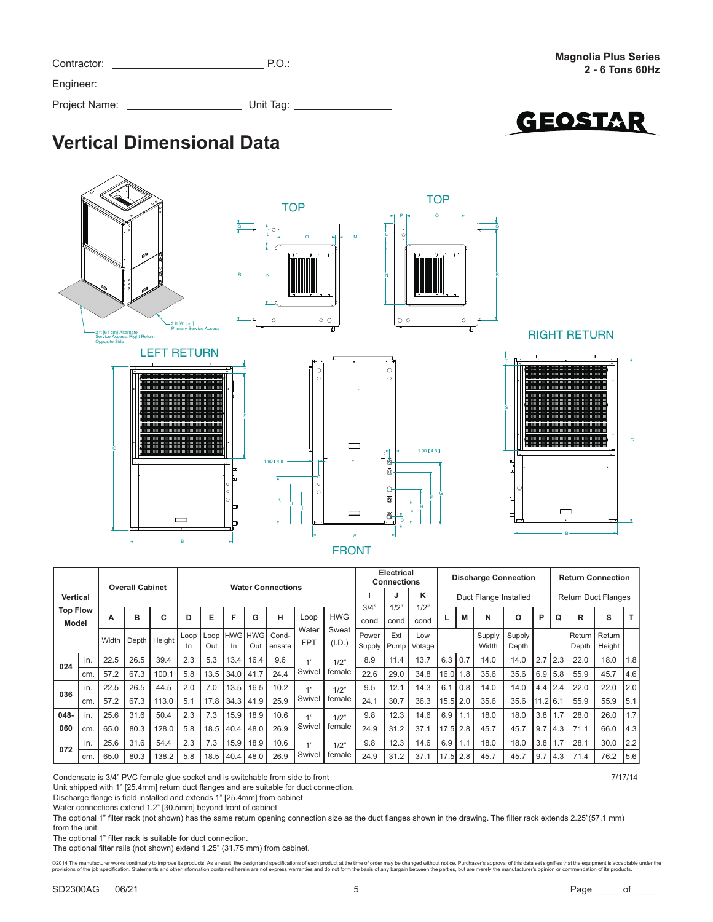Contractor: ______________________ P.O.: ________________

Engineer: ____________________________________________

Project Name: __________________ Unit Tag: ________________

Magnolia Plus Series
2 - 6 Tons 60Hz

GEOSTAR

## Vertical Dimensional Data

TOP

TOP

2 ft [61 cm] Alternate Service Access, Right Return Opposite Side

2 ft [61 cm] Primary Service Access

LEFT RETURN

RIGHT RETURN

FRONT

| Vertical Top Flow Model | | Overall Cabinet | | | Water Connections | | | | | | | Electrical Connections | | | Discharge Connection | | | | | | Return Connection | | |
|---|---|---|---|---|---|---|---|---|---|---|---|---|---|---|---|---|---|---|---|---|---|---|---|
| | | | | | | | | | | | | I | J | K | Duct Flange Installed | | | | | | Return Duct Flanges | | |
| | | A | B | C | D | E | F | G | H | Loop Water FPT | HWG Sweat (I.D.) | 3/4" cond | 1/2" cond | 1/2" cond | L | M | N | O | P | Q | R | S | T |
| | | Width | Depth | Height | Loop In | Loop Out | HWG In | HWG Out | Cond-ensate | | | Power Supply | Ext Pump | Low Votage | | | Supply Width | Supply Depth | | | Return Depth | Return Height | |
| 024 | in. | 22.5 | 26.5 | 39.4 | 2.3 | 5.3 | 13.4 | 16.4 | 9.6 | 1" Swivel | 1/2" female | 8.9 | 11.4 | 13.7 | 6.3 | 0.7 | 14.0 | 14.0 | 2.7 | 2.3 | 22.0 | 18.0 | 1.8 |
| | cm. | 57.2 | 67.3 | 100.1 | 5.8 | 13.5 | 34.0 | 41.7 | 24.4 | | | 22.6 | 29.0 | 34.8 | 16.0 | 1.8 | 35.6 | 35.6 | 6.9 | 5.8 | 55.9 | 45.7 | 4.6 |
| 036 | in. | 22.5 | 26.5 | 44.5 | 2.0 | 7.0 | 13.5 | 16.5 | 10.2 | 1" Swivel | 1/2" female | 9.5 | 12.1 | 14.3 | 6.1 | 0.8 | 14.0 | 14.0 | 4.4 | 2.4 | 22.0 | 22.0 | 2.0 |
| | cm. | 57.2 | 67.3 | 113.0 | 5.1 | 17.8 | 34.3 | 41.9 | 25.9 | | | 24.1 | 30.7 | 36.3 | 15.5 | 2.0 | 35.6 | 35.6 | 11.2 | 6.1 | 55.9 | 55.9 | 5.1 |
| 048-060 | in. | 25.6 | 31.6 | 50.4 | 2.3 | 7.3 | 15.9 | 18.9 | 10.6 | 1" Swivel | 1/2" female | 9.8 | 12.3 | 14.6 | 6.9 | 1.1 | 18.0 | 18.0 | 3.8 | 1.7 | 28.0 | 26.0 | 1.7 |
| | cm. | 65.0 | 80.3 | 128.0 | 5.8 | 18.5 | 40.4 | 48.0 | 26.9 | | | 24.9 | 31.2 | 37.1 | 17.5 | 2.8 | 45.7 | 45.7 | 9.7 | 4.3 | 71.1 | 66.0 | 4.3 |
| 072 | in. | 25.6 | 31.6 | 54.4 | 2.3 | 7.3 | 15.9 | 18.9 | 10.6 | 1" Swivel | 1/2" female | 9.8 | 12.3 | 14.6 | 6.9 | 1.1 | 18.0 | 18.0 | 3.8 | 1.7 | 28.1 | 30.0 | 2.2 |
| | cm. | 65.0 | 80.3 | 138.2 | 5.8 | 18.5 | 40.4 | 48.0 | 26.9 | | | 24.9 | 31.2 | 37.1 | 17.5 | 2.8 | 45.7 | 45.7 | 9.7 | 4.3 | 71.4 | 76.2 | 5.6 |

Condensate is 3/4" PVC female glue socket and is switchable from side to front

7/17/14

Unit shipped with 1" [25.4mm] return duct flanges and are suitable for duct connection.

Discharge flange is field installed and extends 1" [25.4mm] from cabinet

Water connections extend 1.2" [30.5mm] beyond front of cabinet.

The optional 1" filter rack (not shown) has the same return opening connection size as the duct flanges shown in the drawing. The filter rack extends 2.25"(57.1 mm) from the unit.

The optional 1" filter rack is suitable for duct connection.

The optional filter rails (not shown) extend 1.25" (31.75 mm) from cabinet.

©2014 The manufacturer works continually to improve its products. As a result, the design and specifications of each product at the time of order may be changed without notice. Purchaser's approval of this data set signifies that the equipment is acceptable under the provisions of the job specification. Statements and other information contained herein are not express warranties and do not form the basis of any bargain between the parties, but are merely the manufacturer's opinion or commendation of its products.

SD2300AG 06/21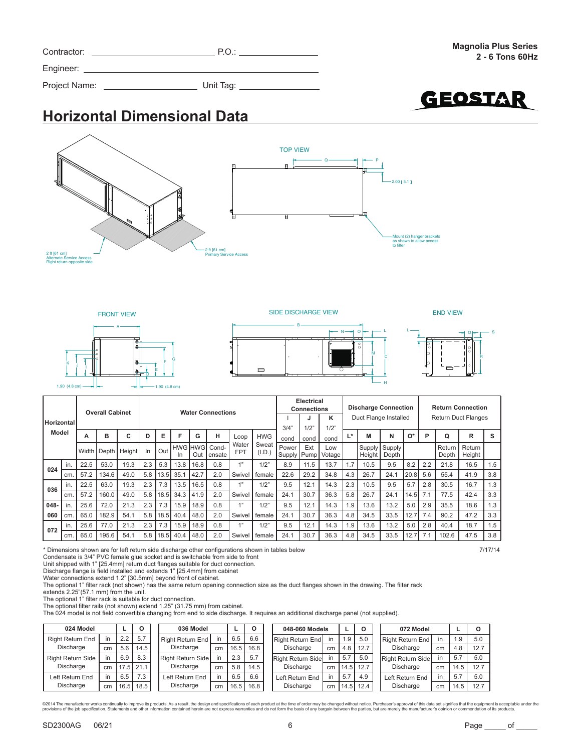Contractor: ___________________________ P.O.: ___________________

Engineer: ____________________________________________________

Project Name: ______________________ Unit Tag: _________________

**Magnolia Plus Series**
**2 - 6 Tons 60Hz**

GEOSTAR

# Horizontal Dimensional Data

2 ft [61 cm] Alternate Service Access Right return opposite side

2 ft [61 cm] Primary Service Access

TOP VIEW

2.00 [ 5.1 ]

Mount (2) hanger brackets as shown to allow access to filter

FRONT VIEW

SIDE DISCHARGE VIEW

END VIEW

1.90 (4.8 cm)

1.90 (4.8 cm)

| Horizontal Model | | Overall Cabinet | | | Water Connections | | | | | | | Electrical Connections | | | Discharge Connection Duct Flange Installed | | | | Return Connection Return Duct Flanges | | | |
|---|---|---|---|---|---|---|---|---|---|---|---|---|---|---|---|---|---|---|---|---|---|---|
| | | | | | | | | | | | | I 3/4" cond | J 1/2" cond | K 1/2" cond | | | | | | | | |
| | | A | B | C | D | E | F | G | H | Loop Water FPT | HWG Sweat (I.D.) | | | | L* | M | N | O* | P | Q | R | S |
| | | Width | Depth | Height | In | Out | HWG In | HWG Out | Cond-ensate | | | Power Supply | Ext Pump | Low Votage | | Supply Height | Supply Depth | | | Return Depth | Return Height | |
| 024 | in. | 22.5 | 53.0 | 19.3 | 2.3 | 5.3 | 13.8 | 16.8 | 0.8 | 1" | 1/2" | 8.9 | 11.5 | 13.7 | 1.7 | 10.5 | 9.5 | 8.2 | 2.2 | 21.8 | 16.5 | 1.5 |
| | cm. | 57.2 | 134.6 | 49.0 | 5.8 | 13.5 | 35.1 | 42.7 | 2.0 | Swivel | female | 22.6 | 29.2 | 34.8 | 4.3 | 26.7 | 24.1 | 20.8 | 5.6 | 55.4 | 41.9 | 3.8 |
| 036 | in. | 22.5 | 63.0 | 19.3 | 2.3 | 7.3 | 13.5 | 16.5 | 0.8 | 1" | 1/2" | 9.5 | 12.1 | 14.3 | 2.3 | 10.5 | 9.5 | 5.7 | 2.8 | 30.5 | 16.7 | 1.3 |
| | cm. | 57.2 | 160.0 | 49.0 | 5.8 | 18.5 | 34.3 | 41.9 | 2.0 | Swivel | female | 24.1 | 30.7 | 36.3 | 5.8 | 26.7 | 24.1 | 14.5 | 7.1 | 77.5 | 42.4 | 3.3 |
| 048-060 | in. | 25.6 | 72.0 | 21.3 | 2.3 | 7.3 | 15.9 | 18.9 | 0.8 | 1" | 1/2" | 9.5 | 12.1 | 14.3 | 1.9 | 13.6 | 13.2 | 5.0 | 2.9 | 35.5 | 18.6 | 1.3 |
| | cm. | 65.0 | 182.9 | 54.1 | 5.8 | 18.5 | 40.4 | 48.0 | 2.0 | Swivel | female | 24.1 | 30.7 | 36.3 | 4.8 | 34.5 | 33.5 | 12.7 | 7.4 | 90.2 | 47.2 | 3.3 |
| 072 | in. | 25.6 | 77.0 | 21.3 | 2.3 | 7.3 | 15.9 | 18.9 | 0.8 | 1" | 1/2" | 9.5 | 12.1 | 14.3 | 1.9 | 13.6 | 13.2 | 5.0 | 2.8 | 40.4 | 18.7 | 1.5 |
| | cm. | 65.0 | 195.6 | 54.1 | 5.8 | 18.5 | 40.4 | 48.0 | 2.0 | Swivel | female | 24.1 | 30.7 | 36.3 | 4.8 | 34.5 | 33.5 | 12.7 | 7.1 | 102.6 | 47.5 | 3.8 |

* Dimensions shown are for left return side discharge other configurations shown in tables below

7/17/14

Condensate is 3/4" PVC female glue socket and is switchable from side to front
Unit shipped with 1" [25.4mm] return duct flanges suitable for duct connection.
Discharge flange is field installed and extends 1" [25.4mm] from cabinet
Water connections extend 1.2" [30.5mm] beyond front of cabinet.
The optional 1" filter rack (not shown) has the same return opening connection size as the duct flanges shown in the drawing. The filter rack extends 2.25"(57.1 mm) from the unit.
The optional 1" filter rack is suitable for duct connection.
The optional filter rails (not shown) extend 1.25" (31.75 mm) from cabinet.
The 024 model is not field convertible changing from end to side discharge. It requires an additional discharge panel (not supplied).

| 024 Model | | L | O |
|---|---|---|---|
| Right Return End Discharge | in | 2.2 | 5.7 |
| | cm | 5.6 | 14.5 |
| Right Return Side Discharge | in | 6.9 | 8.3 |
| | cm | 17.5 | 21.1 |
| Left Return End Discharge | in | 6.5 | 7.3 |
| | cm | 16.5 | 18.5 |

| 036 Model | | L | O |
|---|---|---|---|
| Right Return End Discharge | in | 6.5 | 6.6 |
| | cm | 16.5 | 16.8 |
| Right Return Side Discharge | in | 2.3 | 5.7 |
| | cm | 5.8 | 14.5 |
| Left Return End Discharge | in | 6.5 | 6.6 |
| | cm | 16.5 | 16.8 |

| 048-060 Models | | L | O |
|---|---|---|---|
| Right Return End Discharge | in | 1.9 | 5.0 |
| | cm | 4.8 | 12.7 |
| Right Return Side Discharge | in | 5.7 | 5.0 |
| | cm | 14.5 | 12.7 |
| Left Return End Discharge | in | 5.7 | 4.9 |
| | cm | 14.5 | 12.4 |

| 072 Model | | L | O |
|---|---|---|---|
| Right Return End Discharge | in | 1.9 | 5.0 |
| | cm | 4.8 | 12.7 |
| Right Return Side Discharge | in | 5.7 | 5.0 |
| | cm | 14.5 | 12.7 |
| Left Return End Discharge | in | 5.7 | 5.0 |
| | cm | 14.5 | 12.7 |

©2014 The manufacturer works continually to improve its products. As a result, the design and specifications of each product at the time of order may be changed without notice. Purchaser's approval of this data set signifies that the equipment is acceptable under the provisions of the job specification. Statements and other information contained herein are not express warranties and do not form the basis of any bargain between the parties, but are merely the manufacturer's opinion or commendation of its products.

SD2300AG 06/21

Page _____ of _____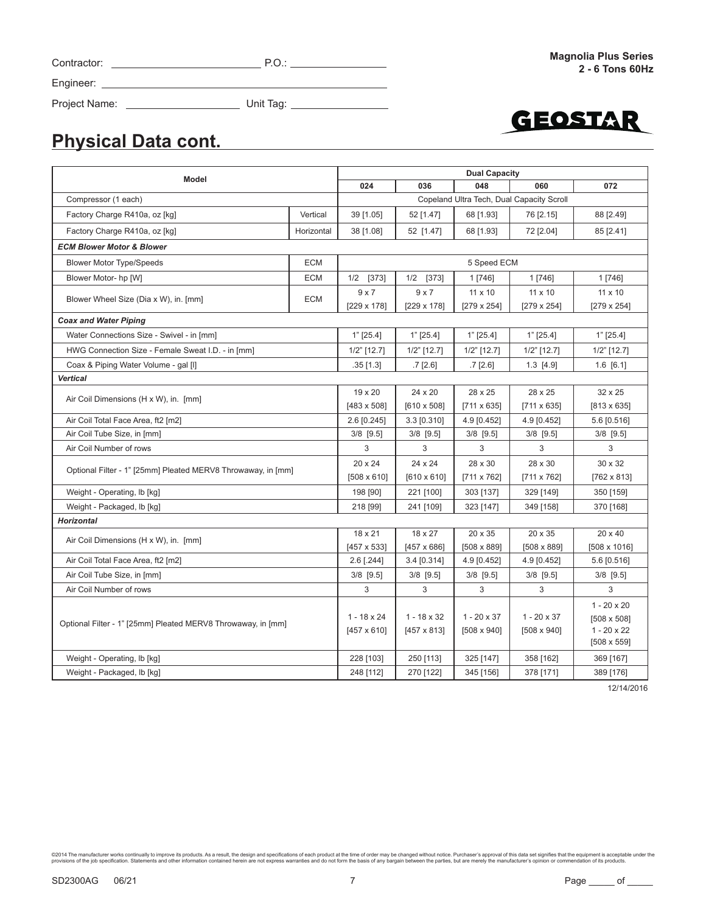Contractor: ______________________ P.O.: ______________

Engineer: ______________________________________________

Project Name: __________________ Unit Tag: ______________

**Magnolia Plus Series**
**2 - 6 Tons 60Hz**

GEOSTAR

## Physical Data cont.

| Model | | Dual Capacity | | | | |
|---|---|---|---|---|---|---|
| | | 024 | 036 | 048 | 060 | 072 |
| Compressor (1 each) | | Copeland Ultra Tech, Dual Capacity Scroll | | | | |
| Factory Charge R410a, oz [kg] | Vertical | 39 [1.05] | 52 [1.47] | 68 [1.93] | 76 [2.15] | 88 [2.49] |
| Factory Charge R410a, oz [kg] | Horizontal | 38 [1.08] | 52 [1.47] | 68 [1.93] | 72 [2.04] | 85 [2.41] |
| ***ECM Blower Motor & Blower*** | | | | | | |
| Blower Motor Type/Speeds | ECM | 5 Speed ECM | | | | |
| Blower Motor- hp [W] | ECM | 1/2 [373] | 1/2 [373] | 1 [746] | 1 [746] | 1 [746] |
| Blower Wheel Size (Dia x W), in. [mm] | ECM | 9 x 7 [229 x 178] | 9 x 7 [229 x 178] | 11 x 10 [279 x 254] | 11 x 10 [279 x 254] | 11 x 10 [279 x 254] |
| ***Coax and Water Piping*** | | | | | | |
| Water Connections Size - Swivel - in [mm] | | 1" [25.4] | 1" [25.4] | 1" [25.4] | 1" [25.4] | 1" [25.4] |
| HWG Connection Size - Female Sweat I.D. - in [mm] | | 1/2" [12.7] | 1/2" [12.7] | 1/2" [12.7] | 1/2" [12.7] | 1/2" [12.7] |
| Coax & Piping Water Volume - gal [l] | | .35 [1.3] | .7 [2.6] | .7 [2.6] | 1.3 [4.9] | 1.6 [6.1] |
| ***Vertical*** | | | | | | |
| Air Coil Dimensions (H x W), in. [mm] | | 19 x 20 [483 x 508] | 24 x 20 [610 x 508] | 28 x 25 [711 x 635] | 28 x 25 [711 x 635] | 32 x 25 [813 x 635] |
| Air Coil Total Face Area, ft2 [m2] | | 2.6 [0.245] | 3.3 [0.310] | 4.9 [0.452] | 4.9 [0.452] | 5.6 [0.516] |
| Air Coil Tube Size, in [mm] | | 3/8 [9.5] | 3/8 [9.5] | 3/8 [9.5] | 3/8 [9.5] | 3/8 [9.5] |
| Air Coil Number of rows | | 3 | 3 | 3 | 3 | 3 |
| Optional Filter - 1" [25mm] Pleated MERV8 Throwaway, in [mm] | | 20 x 24 [508 x 610] | 24 x 24 [610 x 610] | 28 x 30 [711 x 762] | 28 x 30 [711 x 762] | 30 x 32 [762 x 813] |
| Weight - Operating, lb [kg] | | 198 [90] | 221 [100] | 303 [137] | 329 [149] | 350 [159] |
| Weight - Packaged, lb [kg] | | 218 [99] | 241 [109] | 323 [147] | 349 [158] | 370 [168] |
| ***Horizontal*** | | | | | | |
| Air Coil Dimensions (H x W), in. [mm] | | 18 x 21 [457 x 533] | 18 x 27 [457 x 686] | 20 x 35 [508 x 889] | 20 x 35 [508 x 889] | 20 x 40 [508 x 1016] |
| Air Coil Total Face Area, ft2 [m2] | | 2.6 [.244] | 3.4 [0.314] | 4.9 [0.452] | 4.9 [0.452] | 5.6 [0.516] |
| Air Coil Tube Size, in [mm] | | 3/8 [9.5] | 3/8 [9.5] | 3/8 [9.5] | 3/8 [9.5] | 3/8 [9.5] |
| Air Coil Number of rows | | 3 | 3 | 3 | 3 | 3 |
| Optional Filter - 1" [25mm] Pleated MERV8 Throwaway, in [mm] | | 1 - 18 x 24 [457 x 610] | 1 - 18 x 32 [457 x 813] | 1 - 20 x 37 [508 x 940] | 1 - 20 x 37 [508 x 940] | 1 - 20 x 20 [508 x 508] 1 - 20 x 22 [508 x 559] |
| Weight - Operating, lb [kg] | | 228 [103] | 250 [113] | 325 [147] | 358 [162] | 369 [167] |
| Weight - Packaged, lb [kg] | | 248 [112] | 270 [122] | 345 [156] | 378 [171] | 389 [176] |

12/14/2016

©2014 The manufacturer works continually to improve its products. As a result, the design and specifications of each product at the time of order may be changed without notice. Purchaser's approval of this data set signifies that the equipment is acceptable under the provisions of the job specification. Statements and other information contained herein are not express warranties and do not form the basis of any bargain between the parties, but are merely the manufacturer's opinion or commendation of its products.

SD2300AG 06/21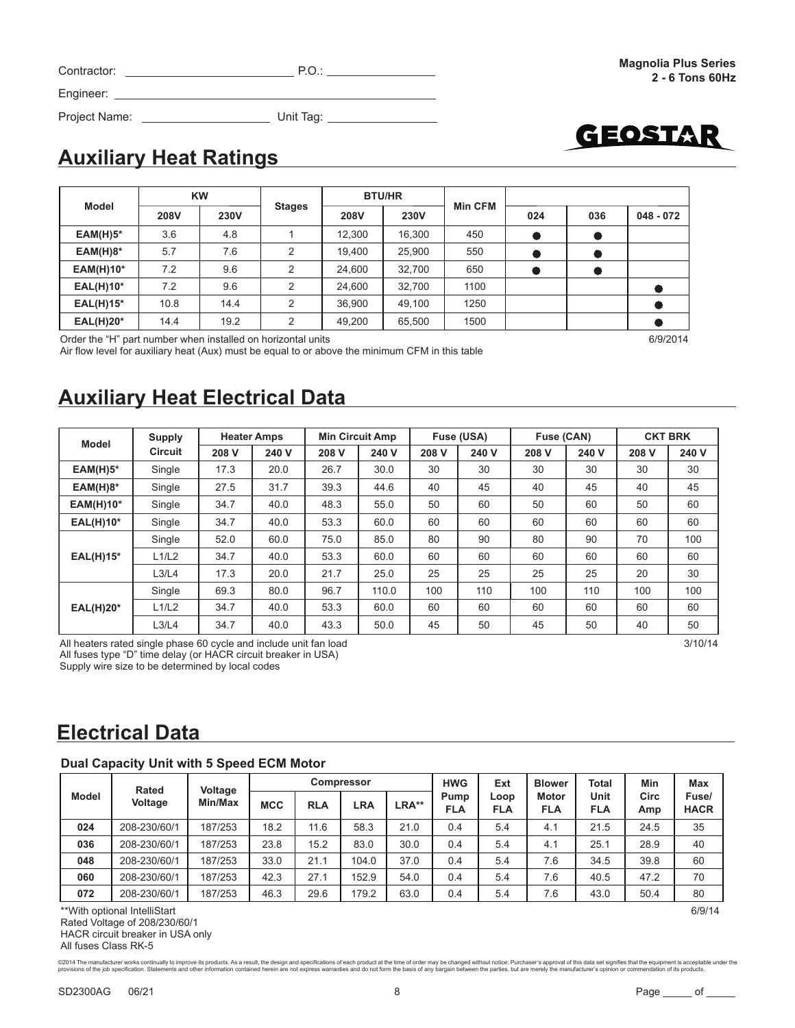Contractor: ______________________ P.O.: ________________

Engineer: ____________________________________________

Project Name: ____________________ Unit Tag: ________________

**Magnolia Plus Series**
**2 - 6 Tons 60Hz**

## Auxiliary Heat Ratings

| Model | KW | | Stages | BTU/HR | | Min CFM | | | |
|---|---|---|---|---|---|---|---|---|---|
| | 208V | 230V | | 208V | 230V | | 024 | 036 | 048 - 072 |
| EAM(H)5* | 3.6 | 4.8 | 1 | 12,300 | 16,300 | 450 | ● | ● | |
| EAM(H)8* | 5.7 | 7.6 | 2 | 19,400 | 25,900 | 550 | ● | ● | |
| EAM(H)10* | 7.2 | 9.6 | 2 | 24,600 | 32,700 | 650 | ● | ● | |
| EAL(H)10* | 7.2 | 9.6 | 2 | 24,600 | 32,700 | 1100 | | | ● |
| EAL(H)15* | 10.8 | 14.4 | 2 | 36,900 | 49,100 | 1250 | | | ● |
| EAL(H)20* | 14.4 | 19.2 | 2 | 49,200 | 65,500 | 1500 | | | ● |

Order the "H" part number when installed on horizontal units

Air flow level for auxiliary heat (Aux) must be equal to or above the minimum CFM in this table

6/9/2014

## Auxiliary Heat Electrical Data

| Model | Supply Circuit | Heater Amps | | Min Circuit Amp | | Fuse (USA) | | Fuse (CAN) | | CKT BRK | |
|---|---|---|---|---|---|---|---|---|---|---|---|
| | | 208 V | 240 V | 208 V | 240 V | 208 V | 240 V | 208 V | 240 V | 208 V | 240 V |
| EAM(H)5* | Single | 17.3 | 20.0 | 26.7 | 30.0 | 30 | 30 | 30 | 30 | 30 | 30 |
| EAM(H)8* | Single | 27.5 | 31.7 | 39.3 | 44.6 | 40 | 45 | 40 | 45 | 40 | 45 |
| EAM(H)10* | Single | 34.7 | 40.0 | 48.3 | 55.0 | 50 | 60 | 50 | 60 | 50 | 60 |
| EAL(H)10* | Single | 34.7 | 40.0 | 53.3 | 60.0 | 60 | 60 | 60 | 60 | 60 | 60 |
| EAL(H)15* | Single | 52.0 | 60.0 | 75.0 | 85.0 | 80 | 90 | 80 | 90 | 70 | 100 |
| | L1/L2 | 34.7 | 40.0 | 53.3 | 60.0 | 60 | 60 | 60 | 60 | 60 | 60 |
| | L3/L4 | 17.3 | 20.0 | 21.7 | 25.0 | 25 | 25 | 25 | 25 | 20 | 30 |
| EAL(H)20* | Single | 69.3 | 80.0 | 96.7 | 110.0 | 100 | 110 | 100 | 110 | 100 | 100 |
| | L1/L2 | 34.7 | 40.0 | 53.3 | 60.0 | 60 | 60 | 60 | 60 | 60 | 60 |
| | L3/L4 | 34.7 | 40.0 | 43.3 | 50.0 | 45 | 50 | 45 | 50 | 40 | 50 |

All heaters rated single phase 60 cycle and include unit fan load

All fuses type "D" time delay (or HACR circuit breaker in USA)

Supply wire size to be determined by local codes

3/10/14

## Electrical Data

### Dual Capacity Unit with 5 Speed ECM Motor

| Model | Rated Voltage | Voltage Min/Max | Compressor | | | | HWG Pump FLA | Ext Loop FLA | Blower Motor FLA | Total Unit FLA | Min Circ Amp | Max Fuse/ HACR |
|---|---|---|---|---|---|---|---|---|---|---|---|---|
| | | | MCC | RLA | LRA | LRA** | | | | | | |
| 024 | 208-230/60/1 | 187/253 | 18.2 | 11.6 | 58.3 | 21.0 | 0.4 | 5.4 | 4.1 | 21.5 | 24.5 | 35 |
| 036 | 208-230/60/1 | 187/253 | 23.8 | 15.2 | 83.0 | 30.0 | 0.4 | 5.4 | 4.1 | 25.1 | 28.9 | 40 |
| 048 | 208-230/60/1 | 187/253 | 33.0 | 21.1 | 104.0 | 37.0 | 0.4 | 5.4 | 7.6 | 34.5 | 39.8 | 60 |
| 060 | 208-230/60/1 | 187/253 | 42.3 | 27.1 | 152.9 | 54.0 | 0.4 | 5.4 | 7.6 | 40.5 | 47.2 | 70 |
| 072 | 208-230/60/1 | 187/253 | 46.3 | 29.6 | 179.2 | 63.0 | 0.4 | 5.4 | 7.6 | 43.0 | 50.4 | 80 |

**With optional IntelliStart

Rated Voltage of 208/230/60/1

HACR circuit breaker in USA only

All fuses Class RK-5

6/9/14

©2014 The manufacturer works continually to improve its products. As a result, the design and specifications of each product at the time of order may be changed without notice. Purchaser's approval of this data set signifies that the equipment is acceptable under the provisions of the job specification. Statements and other information contained herein are not express warranties and do not form the basis of any bargain between the parties, but are merely the manufacturer's opinion or commendation of its products.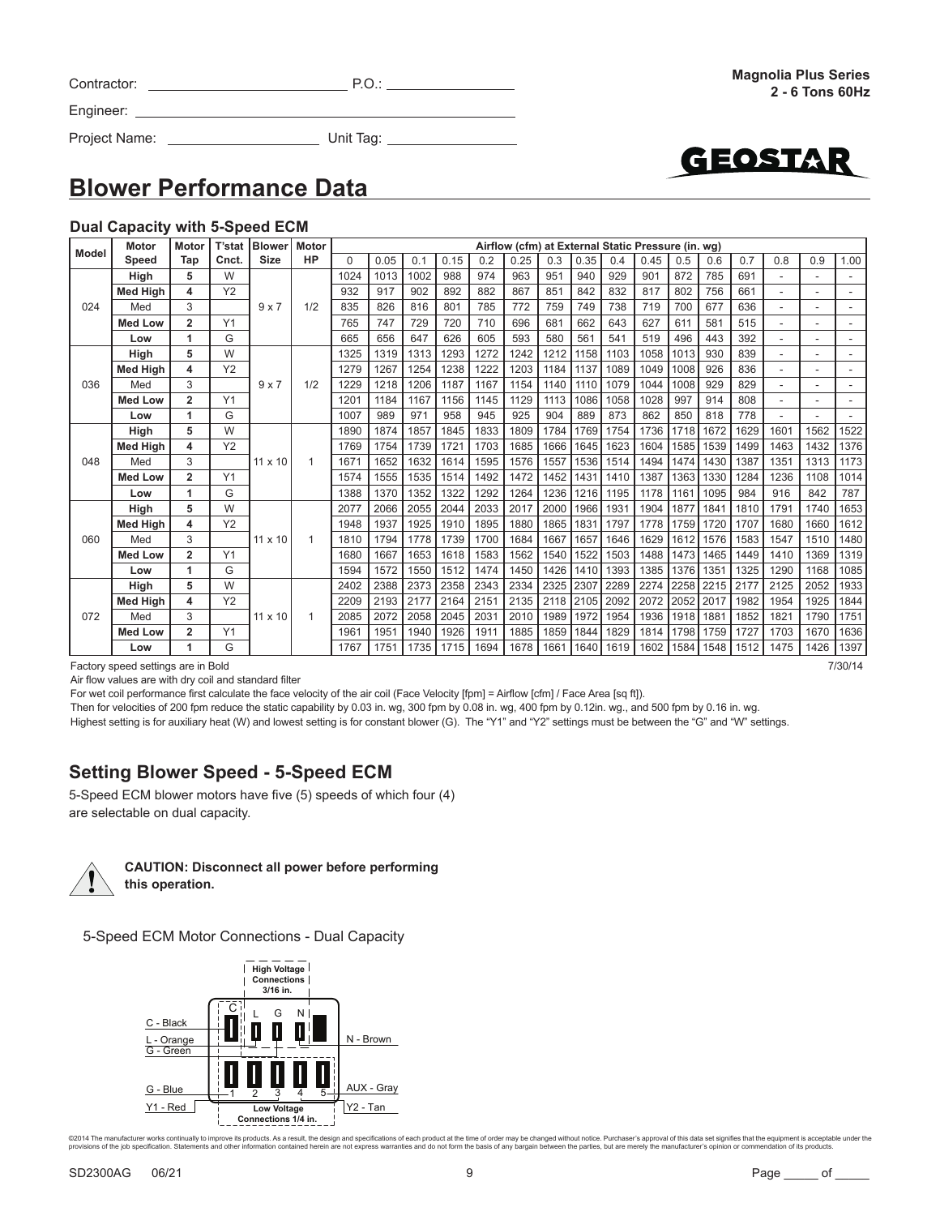Contractor: ____________________ P.O.: ____________________

Engineer: ____________________

Project Name: ____________________ Unit Tag: ____________________

**Magnolia Plus Series**
**2 - 6 Tons 60Hz**

# Blower Performance Data

### Dual Capacity with 5-Speed ECM

| Model | Motor Speed | Motor Tap | T'stat Cnct. | Blower Size | Motor HP | Airflow (cfm) at External Static Pressure (in. wg) | | | | | | | | | | | | | | | |
|---|---|---|---|---|---|---|---|---|---|---|---|---|---|---|---|---|---|---|---|---|---|
| | | | | | | 0 | 0.05 | 0.1 | 0.15 | 0.2 | 0.25 | 0.3 | 0.35 | 0.4 | 0.45 | 0.5 | 0.6 | 0.7 | 0.8 | 0.9 | 1.00 |
| 024 | High | 5 | W | 9 x 7 | 1/2 | 1024 | 1013 | 1002 | 988 | 974 | 963 | 951 | 940 | 929 | 901 | 872 | 785 | 691 | - | - | - |
| | Med High | **4** | Y2 | | | 932 | 917 | 902 | 892 | 882 | 867 | 851 | 842 | 832 | 817 | 802 | 756 | 661 | - | - | - |
| | Med | 3 | | | | 835 | 826 | 816 | 801 | 785 | 772 | 759 | 749 | 738 | 719 | 700 | 677 | 636 | - | - | - |
| | Med Low | **2** | Y1 | | | 765 | 747 | 729 | 720 | 710 | 696 | 681 | 662 | 643 | 627 | 611 | 581 | 515 | - | - | - |
| | Low | **1** | G | | | 665 | 656 | 647 | 626 | 605 | 593 | 580 | 561 | 541 | 519 | 496 | 443 | 392 | - | - | - |
| 036 | High | **5** | W | 9 x 7 | 1/2 | 1325 | 1319 | 1313 | 1293 | 1272 | 1242 | 1212 | 1158 | 1103 | 1058 | 1013 | 930 | 839 | - | - | - |
| | Med High | **4** | Y2 | | | 1279 | 1267 | 1254 | 1238 | 1222 | 1203 | 1184 | 1137 | 1089 | 1049 | 1008 | 926 | 836 | - | - | - |
| | Med | 3 | | | | 1229 | 1218 | 1206 | 1187 | 1167 | 1154 | 1140 | 1110 | 1079 | 1044 | 1008 | 929 | 829 | - | - | - |
| | Med Low | **2** | Y1 | | | 1201 | 1184 | 1167 | 1156 | 1145 | 1129 | 1113 | 1086 | 1058 | 1028 | 997 | 914 | 808 | - | - | - |
| | Low | **1** | G | | | 1007 | 989 | 971 | 958 | 945 | 925 | 904 | 889 | 873 | 862 | 850 | 818 | 778 | - | - | - |
| 048 | High | **5** | W | 11 x 10 | 1 | 1890 | 1874 | 1857 | 1845 | 1833 | 1809 | 1784 | 1769 | 1754 | 1736 | 1718 | 1672 | 1629 | 1601 | 1562 | 1522 |
| | Med High | **4** | Y2 | | | 1769 | 1754 | 1739 | 1721 | 1703 | 1685 | 1666 | 1645 | 1623 | 1604 | 1585 | 1539 | 1499 | 1463 | 1432 | 1376 |
| | Med | 3 | | | | 1671 | 1652 | 1632 | 1614 | 1595 | 1576 | 1557 | 1536 | 1514 | 1494 | 1474 | 1430 | 1387 | 1351 | 1313 | 1173 |
| | Med Low | **2** | Y1 | | | 1574 | 1555 | 1535 | 1514 | 1492 | 1472 | 1452 | 1431 | 1410 | 1387 | 1363 | 1330 | 1284 | 1236 | 1108 | 1014 |
| | Low | **1** | G | | | 1388 | 1370 | 1352 | 1322 | 1292 | 1264 | 1236 | 1216 | 1195 | 1178 | 1161 | 1095 | 984 | 916 | 842 | 787 |
| 060 | High | **5** | W | 11 x 10 | 1 | 2077 | 2066 | 2055 | 2044 | 2033 | 2017 | 2000 | 1966 | 1931 | 1904 | 1877 | 1841 | 1810 | 1791 | 1740 | 1653 |
| | Med High | **4** | Y2 | | | 1948 | 1937 | 1925 | 1910 | 1895 | 1880 | 1865 | 1831 | 1797 | 1778 | 1759 | 1720 | 1707 | 1680 | 1660 | 1612 |
| | Med | 3 | | | | 1810 | 1794 | 1778 | 1739 | 1700 | 1684 | 1667 | 1657 | 1646 | 1629 | 1612 | 1576 | 1583 | 1547 | 1510 | 1480 |
| | Med Low | **2** | Y1 | | | 1680 | 1667 | 1653 | 1618 | 1583 | 1562 | 1540 | 1522 | 1503 | 1488 | 1473 | 1465 | 1449 | 1410 | 1369 | 1319 |
| | Low | **1** | G | | | 1594 | 1572 | 1550 | 1512 | 1474 | 1450 | 1426 | 1410 | 1393 | 1385 | 1376 | 1351 | 1325 | 1290 | 1168 | 1085 |
| 072 | High | **5** | W | 11 x 10 | 1 | 2402 | 2388 | 2373 | 2358 | 2343 | 2334 | 2325 | 2307 | 2289 | 2274 | 2258 | 2215 | 2177 | 2125 | 2052 | 1933 |
| | Med High | **4** | Y2 | | | 2209 | 2193 | 2177 | 2164 | 2151 | 2135 | 2118 | 2105 | 2092 | 2072 | 2052 | 2017 | 1982 | 1954 | 1925 | 1844 |
| | Med | 3 | | | | 2085 | 2072 | 2058 | 2045 | 2031 | 2010 | 1989 | 1972 | 1954 | 1936 | 1918 | 1881 | 1852 | 1821 | 1790 | 1751 |
| | Med Low | **2** | Y1 | | | 1961 | 1951 | 1940 | 1926 | 1911 | 1885 | 1859 | 1844 | 1829 | 1814 | 1798 | 1759 | 1727 | 1703 | 1670 | 1636 |
| | Low | **1** | G | | | 1767 | 1751 | 1735 | 1715 | 1694 | 1678 | 1661 | 1640 | 1619 | 1602 | 1584 | 1548 | 1512 | 1475 | 1426 | 1397 |

Factory speed settings are in Bold

7/30/14

Air flow values are with dry coil and standard filter

For wet coil performance first calculate the face velocity of the air coil (Face Velocity [fpm] = Airflow [cfm] / Face Area [sq ft]).

Then for velocities of 200 fpm reduce the static capability by 0.03 in. wg, 300 fpm by 0.08 in. wg, 400 fpm by 0.12in. wg., and 500 fpm by 0.16 in. wg.

Highest setting is for auxiliary heat (W) and lowest setting is for constant blower (G). The "Y1" and "Y2" settings must be between the "G" and "W" settings.

## Setting Blower Speed - 5-Speed ECM

5-Speed ECM blower motors have five (5) speeds of which four (4) are selectable on dual capacity.

**CAUTION: Disconnect all power before performing this operation.**

5-Speed ECM Motor Connections - Dual Capacity

High Voltage Connections 3/16 in.

C - Black
L - Orange
G - Green
N - Brown
G - Blue
Y1 - Red
AUX - Gray
Y2 - Tan

Low Voltage Connections 1/4 in.

©2014 The manufacturer works continually to improve its products. As a result, the design and specifications of each product at the time of order may be changed without notice. Purchaser's approval of this data set signifies that the equipment is acceptable under the provisions of the job specification. Statements and other information contained herein are not express warranties and do not form the basis of any bargain between the parties, but are merely the manufacturer's opinion or commendation of its products.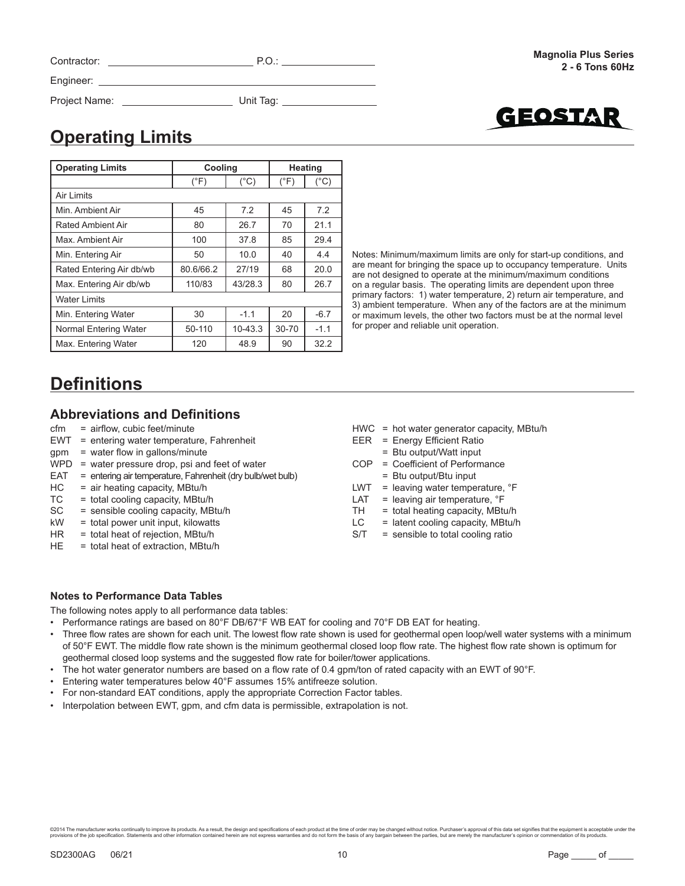Contractor: ______________________ P.O.: ______________

Engineer: ____________________________________________

Project Name: __________________ Unit Tag: ______________

**Magnolia Plus Series**
**2 - 6 Tons 60Hz**

# Operating Limits

| Operating Limits | Cooling | | Heating | |
|---|---|---|---|---|
| | (°F) | (°C) | (°F) | (°C) |
| Air Limits | | | | |
| Min. Ambient Air | 45 | 7.2 | 45 | 7.2 |
| Rated Ambient Air | 80 | 26.7 | 70 | 21.1 |
| Max. Ambient Air | 100 | 37.8 | 85 | 29.4 |
| Min. Entering Air | 50 | 10.0 | 40 | 4.4 |
| Rated Entering Air db/wb | 80.6/66.2 | 27/19 | 68 | 20.0 |
| Max. Entering Air db/wb | 110/83 | 43/28.3 | 80 | 26.7 |
| Water Limits | | | | |
| Min. Entering Water | 30 | -1.1 | 20 | -6.7 |
| Normal Entering Water | 50-110 | 10-43.3 | 30-70 | -1.1 |
| Max. Entering Water | 120 | 48.9 | 90 | 32.2 |

Notes: Minimum/maximum limits are only for start-up conditions, and are meant for bringing the space up to occupancy temperature. Units are not designed to operate at the minimum/maximum conditions on a regular basis. The operating limits are dependent upon three primary factors: 1) water temperature, 2) return air temperature, and 3) ambient temperature. When any of the factors are at the minimum or maximum levels, the other two factors must be at the normal level for proper and reliable unit operation.

# Definitions

## Abbreviations and Definitions

- cfm = airflow, cubic feet/minute
- EWT = entering water temperature, Fahrenheit
- gpm = water flow in gallons/minute
- WPD = water pressure drop, psi and feet of water
- EAT = entering air temperature, Fahrenheit (dry bulb/wet bulb)
- HC = air heating capacity, MBtu/h
- TC = total cooling capacity, MBtu/h
- SC = sensible cooling capacity, MBtu/h
- kW = total power unit input, kilowatts
- HR = total heat of rejection, MBtu/h
- HE = total heat of extraction, MBtu/h
- HWC = hot water generator capacity, MBtu/h
- EER = Energy Efficient Ratio = Btu output/Watt input
- COP = Coefficient of Performance = Btu output/Btu input
- LWT = leaving water temperature, °F
- LAT = leaving air temperature, °F
- TH = total heating capacity, MBtu/h
- LC = latent cooling capacity, MBtu/h
- S/T = sensible to total cooling ratio

### Notes to Performance Data Tables

The following notes apply to all performance data tables:

- Performance ratings are based on 80°F DB/67°F WB EAT for cooling and 70°F DB EAT for heating.
- Three flow rates are shown for each unit. The lowest flow rate shown is used for geothermal open loop/well water systems with a minimum of 50°F EWT. The middle flow rate shown is the minimum geothermal closed loop flow rate. The highest flow rate shown is optimum for geothermal closed loop systems and the suggested flow rate for boiler/tower applications.
- The hot water generator numbers are based on a flow rate of 0.4 gpm/ton of rated capacity with an EWT of 90°F.
- Entering water temperatures below 40°F assumes 15% antifreeze solution.
- For non-standard EAT conditions, apply the appropriate Correction Factor tables.
- Interpolation between EWT, gpm, and cfm data is permissible, extrapolation is not.

©2014 The manufacturer works continually to improve its products. As a result, the design and specifications of each product at the time of order may be changed without notice. Purchaser's approval of this data set signifies that the equipment is acceptable under the provisions of the job specification. Statements and other information contained herein are not express warranties and do not form the basis of any bargain between the parties, but are merely the manufacturer's opinion or commendation of its products.

SD2300AG 06/21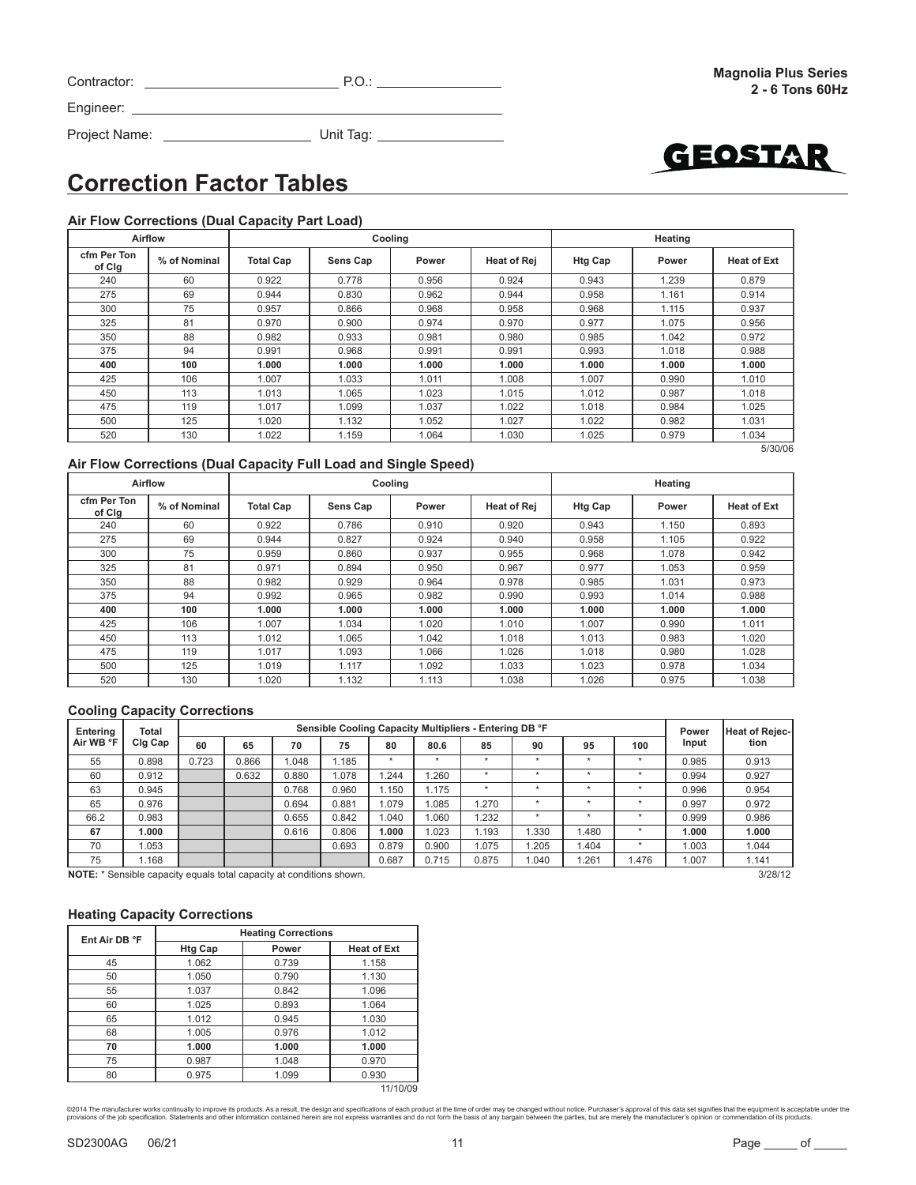Contractor: ______________________ P.O.: ______________

Engineer: ________________________________________

Project Name: ________________ Unit Tag: ______________

**Magnolia Plus Series**
**2 - 6 Tons 60Hz**

# Correction Factor Tables

### Air Flow Corrections (Dual Capacity Part Load)

| Airflow | | Cooling | | | | Heating | | |
|---|---|---|---|---|---|---|---|---|
| cfm Per Ton of Clg | % of Nominal | Total Cap | Sens Cap | Power | Heat of Rej | Htg Cap | Power | Heat of Ext |
| 240 | 60 | 0.922 | 0.778 | 0.956 | 0.924 | 0.943 | 1.239 | 0.879 |
| 275 | 69 | 0.944 | 0.830 | 0.962 | 0.944 | 0.958 | 1.161 | 0.914 |
| 300 | 75 | 0.957 | 0.866 | 0.968 | 0.958 | 0.968 | 1.115 | 0.937 |
| 325 | 81 | 0.970 | 0.900 | 0.974 | 0.970 | 0.977 | 1.075 | 0.956 |
| 350 | 88 | 0.982 | 0.933 | 0.981 | 0.980 | 0.985 | 1.042 | 0.972 |
| 375 | 94 | 0.991 | 0.968 | 0.991 | 0.991 | 0.993 | 1.018 | 0.988 |
| **400** | **100** | **1.000** | **1.000** | **1.000** | **1.000** | **1.000** | **1.000** | **1.000** |
| 425 | 106 | 1.007 | 1.033 | 1.011 | 1.008 | 1.007 | 0.990 | 1.010 |
| 450 | 113 | 1.013 | 1.065 | 1.023 | 1.015 | 1.012 | 0.987 | 1.018 |
| 475 | 119 | 1.017 | 1.099 | 1.037 | 1.022 | 1.018 | 0.984 | 1.025 |
| 500 | 125 | 1.020 | 1.132 | 1.052 | 1.027 | 1.022 | 0.982 | 1.031 |
| 520 | 130 | 1.022 | 1.159 | 1.064 | 1.030 | 1.025 | 0.979 | 1.034 |

5/30/06

### Air Flow Corrections (Dual Capacity Full Load and Single Speed)

| Airflow | | Cooling | | | | Heating | | |
|---|---|---|---|---|---|---|---|---|
| cfm Per Ton of Clg | % of Nominal | Total Cap | Sens Cap | Power | Heat of Rej | Htg Cap | Power | Heat of Ext |
| 240 | 60 | 0.922 | 0.786 | 0.910 | 0.920 | 0.943 | 1.150 | 0.893 |
| 275 | 69 | 0.944 | 0.827 | 0.924 | 0.940 | 0.958 | 1.105 | 0.922 |
| 300 | 75 | 0.959 | 0.860 | 0.937 | 0.955 | 0.968 | 1.078 | 0.942 |
| 325 | 81 | 0.971 | 0.894 | 0.950 | 0.967 | 0.977 | 1.053 | 0.959 |
| 350 | 88 | 0.982 | 0.929 | 0.964 | 0.978 | 0.985 | 1.031 | 0.973 |
| 375 | 94 | 0.992 | 0.965 | 0.982 | 0.990 | 0.993 | 1.014 | 0.988 |
| **400** | **100** | **1.000** | **1.000** | **1.000** | **1.000** | **1.000** | **1.000** | **1.000** |
| 425 | 106 | 1.007 | 1.034 | 1.020 | 1.010 | 1.007 | 0.990 | 1.011 |
| 450 | 113 | 1.012 | 1.065 | 1.042 | 1.018 | 1.013 | 0.983 | 1.020 |
| 475 | 119 | 1.017 | 1.093 | 1.066 | 1.026 | 1.018 | 0.980 | 1.028 |
| 500 | 125 | 1.019 | 1.117 | 1.092 | 1.033 | 1.023 | 0.978 | 1.034 |
| 520 | 130 | 1.020 | 1.132 | 1.113 | 1.038 | 1.026 | 0.975 | 1.038 |

### Cooling Capacity Corrections

| Entering Air WB °F | Total Clg Cap | Sensible Cooling Capacity Multipliers - Entering DB °F | | | | | | | | | | Power Input | Heat of Rejection |
|---|---|---|---|---|---|---|---|---|---|---|---|---|---|
| | | 60 | 65 | 70 | 75 | 80 | 80.6 | 85 | 90 | 95 | 100 | | |
| 55 | 0.898 | 0.723 | 0.866 | 1.048 | 1.185 | * | * | * | * | * | * | 0.985 | 0.913 |
| 60 | 0.912 | | 0.632 | 0.880 | 1.078 | 1.244 | 1.260 | * | * | * | * | 0.994 | 0.927 |
| 63 | 0.945 | | | 0.768 | 0.960 | 1.150 | 1.175 | * | * | * | * | 0.996 | 0.954 |
| 65 | 0.976 | | | 0.694 | 0.881 | 1.079 | 1.085 | 1.270 | * | * | * | 0.997 | 0.972 |
| 66.2 | 0.983 | | | 0.655 | 0.842 | 1.040 | 1.060 | 1.232 | * | * | * | 0.999 | 0.986 |
| **67** | **1.000** | | | 0.616 | 0.806 | **1.000** | 1.023 | 1.193 | 1.330 | 1.480 | * | **1.000** | **1.000** |
| 70 | 1.053 | | | | 0.693 | 0.879 | 0.900 | 1.075 | 1.205 | 1.404 | * | 1.003 | 1.044 |
| 75 | 1.168 | | | | | 0.687 | 0.715 | 0.875 | 1.040 | 1.261 | 1.476 | 1.007 | 1.141 |

**NOTE:** * Sensible capacity equals total capacity at conditions shown.

3/28/12

### Heating Capacity Corrections

| Ent Air DB °F | Heating Corrections | | |
|---|---|---|---|
| | Htg Cap | Power | Heat of Ext |
| 45 | 1.062 | 0.739 | 1.158 |
| 50 | 1.050 | 0.790 | 1.130 |
| 55 | 1.037 | 0.842 | 1.096 |
| 60 | 1.025 | 0.893 | 1.064 |
| 65 | 1.012 | 0.945 | 1.030 |
| 68 | 1.005 | 0.976 | 1.012 |
| **70** | **1.000** | **1.000** | **1.000** |
| 75 | 0.987 | 1.048 | 0.970 |
| 80 | 0.975 | 1.099 | 0.930 |

11/10/09

©2014 The manufacturer works continually to improve its products. As a result, the design and specifications of each product at the time of order may be changed without notice. Purchaser's approval of this data set signifies that the equipment is acceptable under the provisions of the job specification. Statements and other information contained herein are not express warranties and do not form the basis of any bargain between the parties, but are merely the manufacturer's opinion or commendation of its products.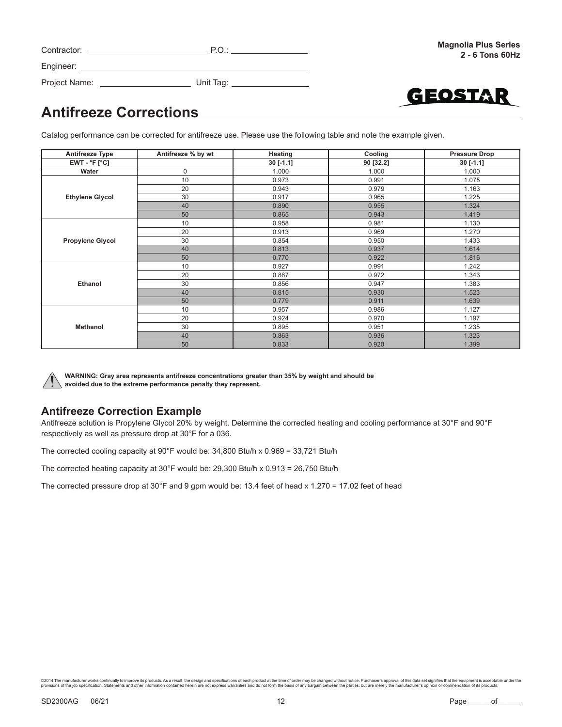Contractor: ______________________ P.O.: ______________

Engineer: ________________________________________

Project Name: __________________ Unit Tag: ______________

**Magnolia Plus Series**
**2 - 6 Tons 60Hz**

# Antifreeze Corrections

Catalog performance can be corrected for antifreeze use. Please use the following table and note the example given.

| Antifreeze Type | Antifreeze % by wt | Heating | Cooling | Pressure Drop |
|---|---|---|---|---|
| EWT - °F [°C] | | 30 [-1.1] | 90 [32.2] | 30 [-1.1] |
| Water | 0 | 1.000 | 1.000 | 1.000 |
| Ethylene Glycol | 10 | 0.973 | 0.991 | 1.075 |
| | 20 | 0.943 | 0.979 | 1.163 |
| | 30 | 0.917 | 0.965 | 1.225 |
| | 40 | 0.890 | 0.955 | 1.324 |
| | 50 | 0.865 | 0.943 | 1.419 |
| Propylene Glycol | 10 | 0.958 | 0.981 | 1.130 |
| | 20 | 0.913 | 0.969 | 1.270 |
| | 30 | 0.854 | 0.950 | 1.433 |
| | 40 | 0.813 | 0.937 | 1.614 |
| | 50 | 0.770 | 0.922 | 1.816 |
| Ethanol | 10 | 0.927 | 0.991 | 1.242 |
| | 20 | 0.887 | 0.972 | 1.343 |
| | 30 | 0.856 | 0.947 | 1.383 |
| | 40 | 0.815 | 0.930 | 1.523 |
| | 50 | 0.779 | 0.911 | 1.639 |
| Methanol | 10 | 0.957 | 0.986 | 1.127 |
| | 20 | 0.924 | 0.970 | 1.197 |
| | 30 | 0.895 | 0.951 | 1.235 |
| | 40 | 0.863 | 0.936 | 1.323 |
| | 50 | 0.833 | 0.920 | 1.399 |

**WARNING: Gray area represents antifreeze concentrations greater than 35% by weight and should be avoided due to the extreme performance penalty they represent.**

## Antifreeze Correction Example

Antifreeze solution is Propylene Glycol 20% by weight. Determine the corrected heating and cooling performance at 30°F and 90°F respectively as well as pressure drop at 30°F for a 036.

The corrected cooling capacity at 90°F would be: 34,800 Btu/h x 0.969 = 33,721 Btu/h

The corrected heating capacity at 30°F would be: 29,300 Btu/h x 0.913 = 26,750 Btu/h

The corrected pressure drop at 30°F and 9 gpm would be: 13.4 feet of head x 1.270 = 17.02 feet of head

©2014 The manufacturer works continually to improve its products. As a result, the design and specifications of each product at the time of order may be changed without notice. Purchaser's approval of this data set signifies that the equipment is acceptable under the provisions of the job specification. Statements and other information contained herein are not express warranties and do not form the basis of any bargain between the parties, but are merely the manufacturer's opinion or commendation of its products.

SD2300AG 06/21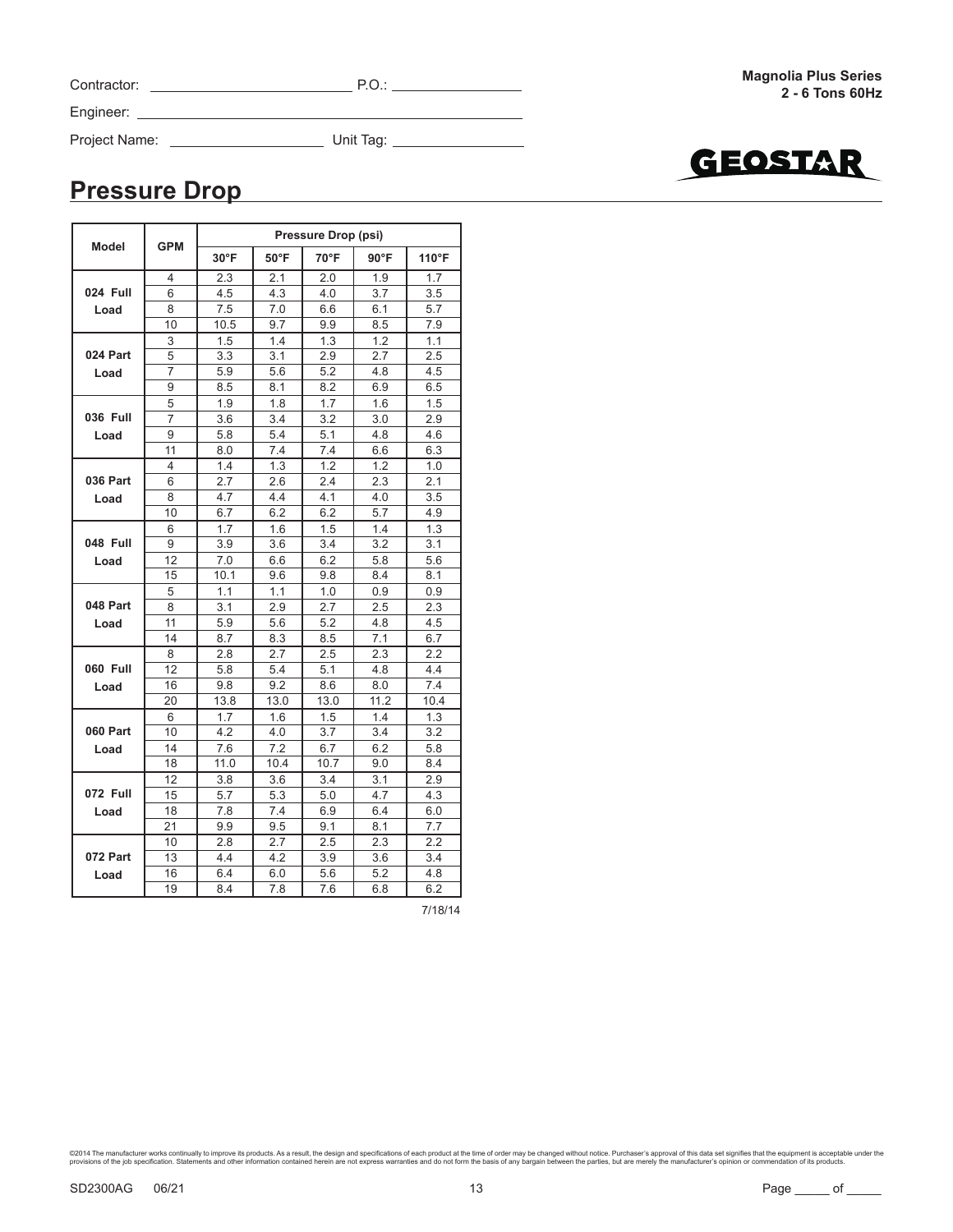Contractor: ______________________ P.O.: ________________

Engineer: ________________________________________________

Project Name: ____________________ Unit Tag: ______________

**Magnolia Plus Series**
**2 - 6 Tons 60Hz**

## Pressure Drop

| Model | GPM | Pressure Drop (psi) | | | | |
|---|---|---|---|---|---|---|
| | | 30°F | 50°F | 70°F | 90°F | 110°F |
| 024 Full Load | 4 | 2.3 | 2.1 | 2.0 | 1.9 | 1.7 |
| | 6 | 4.5 | 4.3 | 4.0 | 3.7 | 3.5 |
| | 8 | 7.5 | 7.0 | 6.6 | 6.1 | 5.7 |
| | 10 | 10.5 | 9.7 | 9.9 | 8.5 | 7.9 |
| 024 Part Load | 3 | 1.5 | 1.4 | 1.3 | 1.2 | 1.1 |
| | 5 | 3.3 | 3.1 | 2.9 | 2.7 | 2.5 |
| | 7 | 5.9 | 5.6 | 5.2 | 4.8 | 4.5 |
| | 9 | 8.5 | 8.1 | 8.2 | 6.9 | 6.5 |
| 036 Full Load | 5 | 1.9 | 1.8 | 1.7 | 1.6 | 1.5 |
| | 7 | 3.6 | 3.4 | 3.2 | 3.0 | 2.9 |
| | 9 | 5.8 | 5.4 | 5.1 | 4.8 | 4.6 |
| | 11 | 8.0 | 7.4 | 7.4 | 6.6 | 6.3 |
| 036 Part Load | 4 | 1.4 | 1.3 | 1.2 | 1.2 | 1.0 |
| | 6 | 2.7 | 2.6 | 2.4 | 2.3 | 2.1 |
| | 8 | 4.7 | 4.4 | 4.1 | 4.0 | 3.5 |
| | 10 | 6.7 | 6.2 | 6.2 | 5.7 | 4.9 |
| 048 Full Load | 6 | 1.7 | 1.6 | 1.5 | 1.4 | 1.3 |
| | 9 | 3.9 | 3.6 | 3.4 | 3.2 | 3.1 |
| | 12 | 7.0 | 6.6 | 6.2 | 5.8 | 5.6 |
| | 15 | 10.1 | 9.6 | 9.8 | 8.4 | 8.1 |
| 048 Part Load | 5 | 1.1 | 1.1 | 1.0 | 0.9 | 0.9 |
| | 8 | 3.1 | 2.9 | 2.7 | 2.5 | 2.3 |
| | 11 | 5.9 | 5.6 | 5.2 | 4.8 | 4.5 |
| | 14 | 8.7 | 8.3 | 8.5 | 7.1 | 6.7 |
| 060 Full Load | 8 | 2.8 | 2.7 | 2.5 | 2.3 | 2.2 |
| | 12 | 5.8 | 5.4 | 5.1 | 4.8 | 4.4 |
| | 16 | 9.8 | 9.2 | 8.6 | 8.0 | 7.4 |
| | 20 | 13.8 | 13.0 | 13.0 | 11.2 | 10.4 |
| 060 Part Load | 6 | 1.7 | 1.6 | 1.5 | 1.4 | 1.3 |
| | 10 | 4.2 | 4.0 | 3.7 | 3.4 | 3.2 |
| | 14 | 7.6 | 7.2 | 6.7 | 6.2 | 5.8 |
| | 18 | 11.0 | 10.4 | 10.7 | 9.0 | 8.4 |
| 072 Full Load | 12 | 3.8 | 3.6 | 3.4 | 3.1 | 2.9 |
| | 15 | 5.7 | 5.3 | 5.0 | 4.7 | 4.3 |
| | 18 | 7.8 | 7.4 | 6.9 | 6.4 | 6.0 |
| | 21 | 9.9 | 9.5 | 9.1 | 8.1 | 7.7 |
| 072 Part Load | 10 | 2.8 | 2.7 | 2.5 | 2.3 | 2.2 |
| | 13 | 4.4 | 4.2 | 3.9 | 3.6 | 3.4 |
| | 16 | 6.4 | 6.0 | 5.6 | 5.2 | 4.8 |
| | 19 | 8.4 | 7.8 | 7.6 | 6.8 | 6.2 |

7/18/14

©2014 The manufacturer works continually to improve its products. As a result, the design and specifications of each product at the time of order may be changed without notice. Purchaser's approval of this data set signifies that the equipment is acceptable under the provisions of the job specification. Statements and other information contained herein are not express warranties and do not form the basis of any bargain between the parties, but are merely the manufacturer's opinion or commendation of its products.

SD2300AG 06/21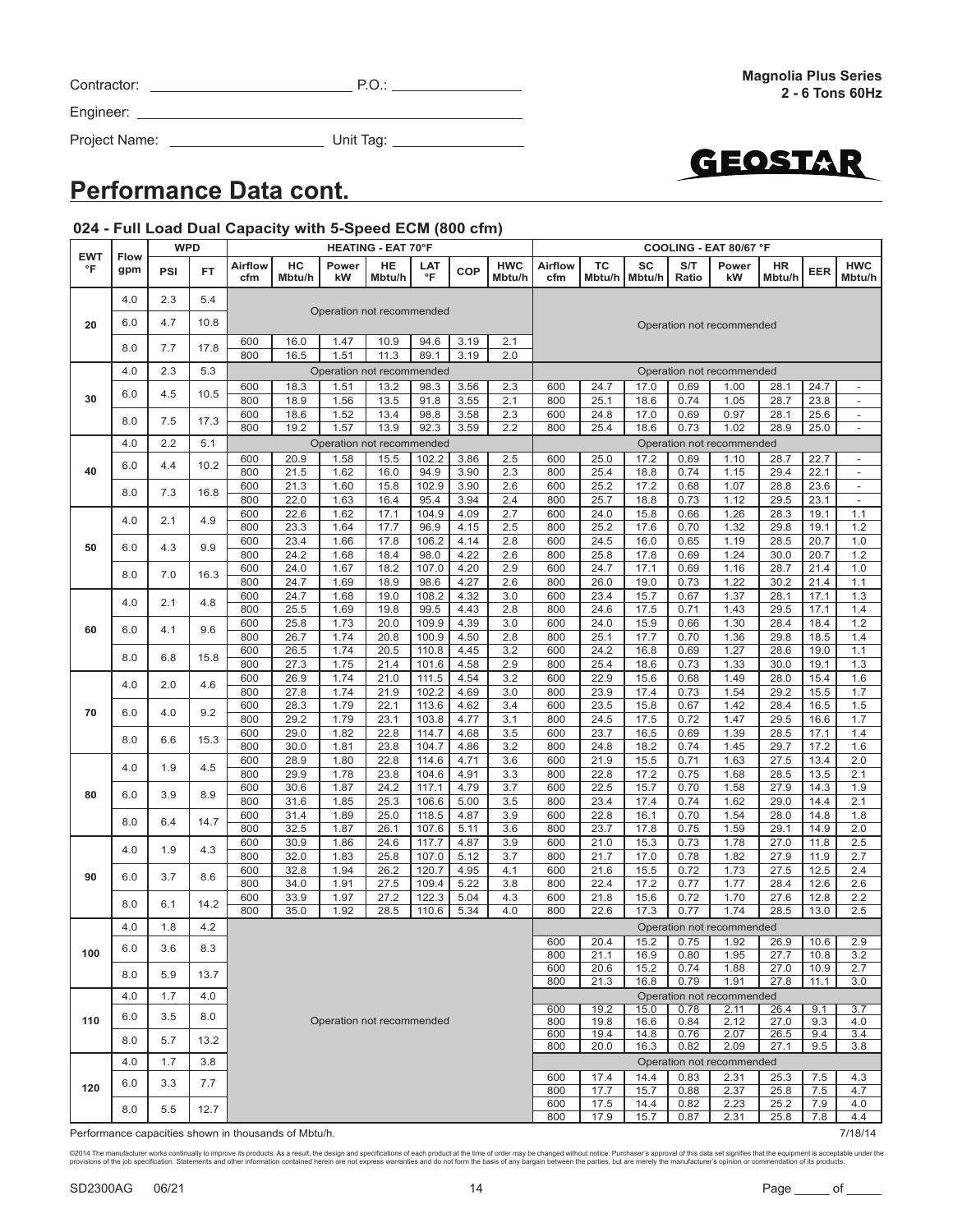Contractor: ______________________ P.O.: ______________

Engineer: ______________________________________________

Project Name: __________________ Unit Tag: ______________

**Magnolia Plus Series**
**2 - 6 Tons 60Hz**

# Performance Data cont.

### 024 - Full Load Dual Capacity with 5-Speed ECM (800 cfm)

| EWT °F | Flow gpm | WPD PSI | WPD FT | HEATING - EAT 70°F Airflow cfm | HC Mbtu/h | Power kW | HE Mbtu/h | LAT °F | COP | HWC Mbtu/h | COOLING - EAT 80/67 °F Airflow cfm | TC Mbtu/h | SC Mbtu/h | S/T Ratio | Power kW | HR Mbtu/h | EER | HWC Mbtu/h |
|---|---|---|---|---|---|---|---|---|---|---|---|---|---|---|---|---|---|---|
| 20 | 4.0 | 2.3 | 5.4 | Operation not recommended | | | | | | | Operation not recommended | | | | | | | |
| | 6.0 | 4.7 | 10.8 | Operation not recommended | | | | | | | Operation not recommended | | | | | | | |
| | 8.0 | 7.7 | 17.8 | 600 | 16.0 | 1.47 | 10.9 | 94.6 | 3.19 | 2.1 | Operation not recommended | | | | | | | |
| | | | | 800 | 16.5 | 1.51 | 11.3 | 89.1 | 3.19 | 2.0 | | | | | | | | |
| 30 | 4.0 | 2.3 | 5.3 | Operation not recommended | | | | | | | Operation not recommended | | | | | | | |
| | 6.0 | 4.5 | 10.5 | 600 | 18.3 | 1.51 | 13.2 | 98.3 | 3.56 | 2.3 | 600 | 24.7 | 17.0 | 0.69 | 1.00 | 28.1 | 24.7 | - |
| | | | | 800 | 18.9 | 1.56 | 13.5 | 91.8 | 3.55 | 2.1 | 800 | 25.1 | 18.6 | 0.74 | 1.05 | 28.7 | 23.8 | - |
| | 8.0 | 7.5 | 17.3 | 600 | 18.6 | 1.52 | 13.4 | 98.8 | 3.58 | 2.3 | 600 | 24.8 | 17.0 | 0.69 | 0.97 | 28.1 | 25.6 | - |
| | | | | 800 | 19.2 | 1.57 | 13.9 | 92.3 | 3.59 | 2.2 | 800 | 25.4 | 18.6 | 0.73 | 1.02 | 28.9 | 25.0 | - |
| 40 | 4.0 | 2.2 | 5.1 | Operation not recommended | | | | | | | Operation not recommended | | | | | | | |
| | 6.0 | 4.4 | 10.2 | 600 | 20.9 | 1.58 | 15.5 | 102.2 | 3.86 | 2.5 | 600 | 25.0 | 17.2 | 0.69 | 1.10 | 28.7 | 22.7 | - |
| | | | | 800 | 21.5 | 1.62 | 16.0 | 94.9 | 3.90 | 2.3 | 800 | 25.4 | 18.8 | 0.74 | 1.15 | 29.4 | 22.1 | - |
| | 8.0 | 7.3 | 16.8 | 600 | 21.3 | 1.60 | 15.8 | 102.9 | 3.90 | 2.6 | 600 | 25.2 | 17.2 | 0.68 | 1.07 | 28.8 | 23.6 | - |
| | | | | 800 | 22.0 | 1.63 | 16.4 | 95.4 | 3.94 | 2.4 | 800 | 25.7 | 18.8 | 0.73 | 1.12 | 29.5 | 23.1 | - |
| 50 | 4.0 | 2.1 | 4.9 | 600 | 22.6 | 1.62 | 17.1 | 104.9 | 4.09 | 2.7 | 600 | 24.0 | 15.8 | 0.66 | 1.26 | 28.3 | 19.1 | 1.1 |
| | | | | 800 | 23.3 | 1.64 | 17.7 | 96.9 | 4.15 | 2.5 | 800 | 25.2 | 17.6 | 0.70 | 1.32 | 29.8 | 19.1 | 1.2 |
| | 6.0 | 4.3 | 9.9 | 600 | 23.4 | 1.66 | 17.8 | 106.2 | 4.14 | 2.8 | 600 | 24.5 | 16.0 | 0.65 | 1.19 | 28.5 | 20.7 | 1.0 |
| | | | | 800 | 24.2 | 1.68 | 18.4 | 98.0 | 4.22 | 2.6 | 800 | 25.8 | 17.8 | 0.69 | 1.24 | 30.0 | 20.7 | 1.2 |
| | 8.0 | 7.0 | 16.3 | 600 | 24.0 | 1.67 | 18.2 | 107.0 | 4.20 | 2.9 | 600 | 24.7 | 17.1 | 0.69 | 1.16 | 28.7 | 21.4 | 1.0 |
| | | | | 800 | 24.7 | 1.69 | 18.9 | 98.6 | 4.27 | 2.6 | 800 | 26.0 | 19.0 | 0.73 | 1.22 | 30.2 | 21.4 | 1.1 |
| 60 | 4.0 | 2.1 | 4.8 | 600 | 24.7 | 1.68 | 19.0 | 108.2 | 4.32 | 3.0 | 600 | 23.4 | 15.7 | 0.67 | 1.37 | 28.1 | 17.1 | 1.3 |
| | | | | 800 | 25.5 | 1.69 | 19.8 | 99.5 | 4.43 | 2.8 | 800 | 24.6 | 17.5 | 0.71 | 1.43 | 29.5 | 17.1 | 1.4 |
| | 6.0 | 4.1 | 9.6 | 600 | 25.8 | 1.73 | 20.0 | 109.9 | 4.39 | 3.0 | 600 | 24.0 | 15.9 | 0.66 | 1.30 | 28.4 | 18.4 | 1.2 |
| | | | | 800 | 26.7 | 1.74 | 20.8 | 100.9 | 4.50 | 2.8 | 800 | 25.1 | 17.7 | 0.70 | 1.36 | 29.8 | 18.5 | 1.4 |
| | 8.0 | 6.8 | 15.8 | 600 | 26.5 | 1.74 | 20.5 | 110.8 | 4.45 | 3.2 | 600 | 24.2 | 16.8 | 0.69 | 1.27 | 28.6 | 19.0 | 1.1 |
| | | | | 800 | 27.3 | 1.75 | 21.4 | 101.6 | 4.58 | 2.9 | 800 | 25.4 | 18.6 | 0.73 | 1.33 | 30.0 | 19.1 | 1.3 |
| 70 | 4.0 | 2.0 | 4.6 | 600 | 26.9 | 1.74 | 21.0 | 111.5 | 4.54 | 3.2 | 600 | 22.9 | 15.6 | 0.68 | 1.49 | 28.0 | 15.4 | 1.6 |
| | | | | 800 | 27.8 | 1.74 | 21.9 | 102.2 | 4.69 | 3.0 | 800 | 23.9 | 17.4 | 0.73 | 1.54 | 29.2 | 15.5 | 1.7 |
| | 6.0 | 4.0 | 9.2 | 600 | 28.3 | 1.79 | 22.1 | 113.6 | 4.62 | 3.4 | 600 | 23.5 | 15.8 | 0.67 | 1.42 | 28.4 | 16.5 | 1.5 |
| | | | | 800 | 29.2 | 1.79 | 23.1 | 103.8 | 4.77 | 3.1 | 800 | 24.5 | 17.5 | 0.72 | 1.47 | 29.5 | 16.6 | 1.7 |
| | 8.0 | 6.6 | 15.3 | 600 | 29.0 | 1.82 | 22.8 | 114.7 | 4.68 | 3.5 | 600 | 23.7 | 16.5 | 0.69 | 1.39 | 28.5 | 17.1 | 1.4 |
| | | | | 800 | 30.0 | 1.81 | 23.8 | 104.7 | 4.86 | 3.2 | 800 | 24.8 | 18.2 | 0.74 | 1.45 | 29.7 | 17.2 | 1.6 |
| 80 | 4.0 | 1.9 | 4.5 | 600 | 28.9 | 1.80 | 22.8 | 114.6 | 4.71 | 3.6 | 600 | 21.9 | 15.5 | 0.71 | 1.63 | 27.5 | 13.4 | 2.0 |
| | | | | 800 | 29.9 | 1.78 | 23.8 | 104.6 | 4.91 | 3.3 | 800 | 22.8 | 17.2 | 0.75 | 1.68 | 28.5 | 13.5 | 2.1 |
| | 6.0 | 3.9 | 8.9 | 600 | 30.6 | 1.87 | 24.2 | 117.1 | 4.79 | 3.7 | 600 | 22.5 | 15.7 | 0.70 | 1.58 | 27.9 | 14.3 | 1.9 |
| | | | | 800 | 31.6 | 1.85 | 25.3 | 106.6 | 5.00 | 3.5 | 800 | 23.4 | 17.4 | 0.74 | 1.62 | 29.0 | 14.4 | 2.1 |
| | 8.0 | 6.4 | 14.7 | 600 | 31.4 | 1.89 | 25.0 | 118.5 | 4.87 | 3.9 | 600 | 22.8 | 16.1 | 0.70 | 1.54 | 28.0 | 14.8 | 1.8 |
| | | | | 800 | 32.5 | 1.87 | 26.1 | 107.6 | 5.11 | 3.6 | 800 | 23.7 | 17.8 | 0.75 | 1.59 | 29.1 | 14.9 | 2.0 |
| 90 | 4.0 | 1.9 | 4.3 | 600 | 30.9 | 1.86 | 24.6 | 117.7 | 4.87 | 3.9 | 600 | 21.0 | 15.3 | 0.73 | 1.78 | 27.0 | 11.8 | 2.5 |
| | | | | 800 | 32.0 | 1.83 | 25.8 | 107.0 | 5.12 | 3.7 | 800 | 21.7 | 17.0 | 0.78 | 1.82 | 27.9 | 11.9 | 2.7 |
| | 6.0 | 3.7 | 8.6 | 600 | 32.8 | 1.94 | 26.2 | 120.7 | 4.95 | 4.1 | 600 | 21.6 | 15.5 | 0.72 | 1.73 | 27.5 | 12.5 | 2.4 |
| | | | | 800 | 34.0 | 1.91 | 27.5 | 109.4 | 5.22 | 3.8 | 800 | 22.4 | 17.2 | 0.77 | 1.77 | 28.4 | 12.6 | 2.6 |
| | 8.0 | 6.1 | 14.2 | 600 | 33.9 | 1.97 | 27.2 | 122.3 | 5.04 | 4.3 | 600 | 21.8 | 15.6 | 0.72 | 1.70 | 27.6 | 12.8 | 2.2 |
| | | | | 800 | 35.0 | 1.92 | 28.5 | 110.6 | 5.34 | 4.0 | 800 | 22.6 | 17.3 | 0.77 | 1.74 | 28.5 | 13.0 | 2.5 |
| 100 | 4.0 | 1.8 | 4.2 | Operation not recommended | | | | | | | Operation not recommended | | | | | | | |
| | 6.0 | 3.6 | 8.3 | Operation not recommended | | | | | | | 600 | 20.4 | 15.2 | 0.75 | 1.92 | 26.9 | 10.6 | 2.9 |
| | | | | | | | | | | | 800 | 21.1 | 16.9 | 0.80 | 1.95 | 27.7 | 10.8 | 3.2 |
| | 8.0 | 5.9 | 13.7 | Operation not recommended | | | | | | | 600 | 20.6 | 15.2 | 0.74 | 1.88 | 27.0 | 10.9 | 2.7 |
| | | | | | | | | | | | 800 | 21.3 | 16.8 | 0.79 | 1.91 | 27.8 | 11.1 | 3.0 |
| 110 | 4.0 | 1.7 | 4.0 | Operation not recommended | | | | | | | Operation not recommended | | | | | | | |
| | 6.0 | 3.5 | 8.0 | Operation not recommended | | | | | | | 600 | 19.2 | 15.0 | 0.78 | 2.11 | 26.4 | 9.1 | 3.7 |
| | | | | | | | | | | | 800 | 19.8 | 16.6 | 0.84 | 2.12 | 27.0 | 9.3 | 4.0 |
| | 8.0 | 5.7 | 13.2 | Operation not recommended | | | | | | | 600 | 19.4 | 14.8 | 0.76 | 2.07 | 26.5 | 9.4 | 3.4 |
| | | | | | | | | | | | 800 | 20.0 | 16.3 | 0.82 | 2.09 | 27.1 | 9.5 | 3.8 |
| 120 | 4.0 | 1.7 | 3.8 | Operation not recommended | | | | | | | Operation not recommended | | | | | | | |
| | 6.0 | 3.3 | 7.7 | Operation not recommended | | | | | | | 600 | 17.4 | 14.4 | 0.83 | 2.31 | 25.3 | 7.5 | 4.3 |
| | | | | | | | | | | | 800 | 17.7 | 15.7 | 0.88 | 2.37 | 25.8 | 7.5 | 4.7 |
| | 8.0 | 5.5 | 12.7 | Operation not recommended | | | | | | | 600 | 17.5 | 14.4 | 0.82 | 2.23 | 25.2 | 7.9 | 4.0 |
| | | | | | | | | | | | 800 | 17.9 | 15.7 | 0.87 | 2.31 | 25.8 | 7.8 | 4.4 |

Performance capacities shown in thousands of Mbtu/h.

7/18/14

©2014 The manufacturer works continually to improve its products. As a result, the design and specifications of each product at the time of order may be changed without notice. Purchaser's approval of this data set signifies that the equipment is acceptable under the provisions of the job specification. Statements and other information contained herein are not express warranties and do not form the basis of any bargain between the parties, but are merely the manufacturer's opinion or commendation of its products.

SD2300AG 06/21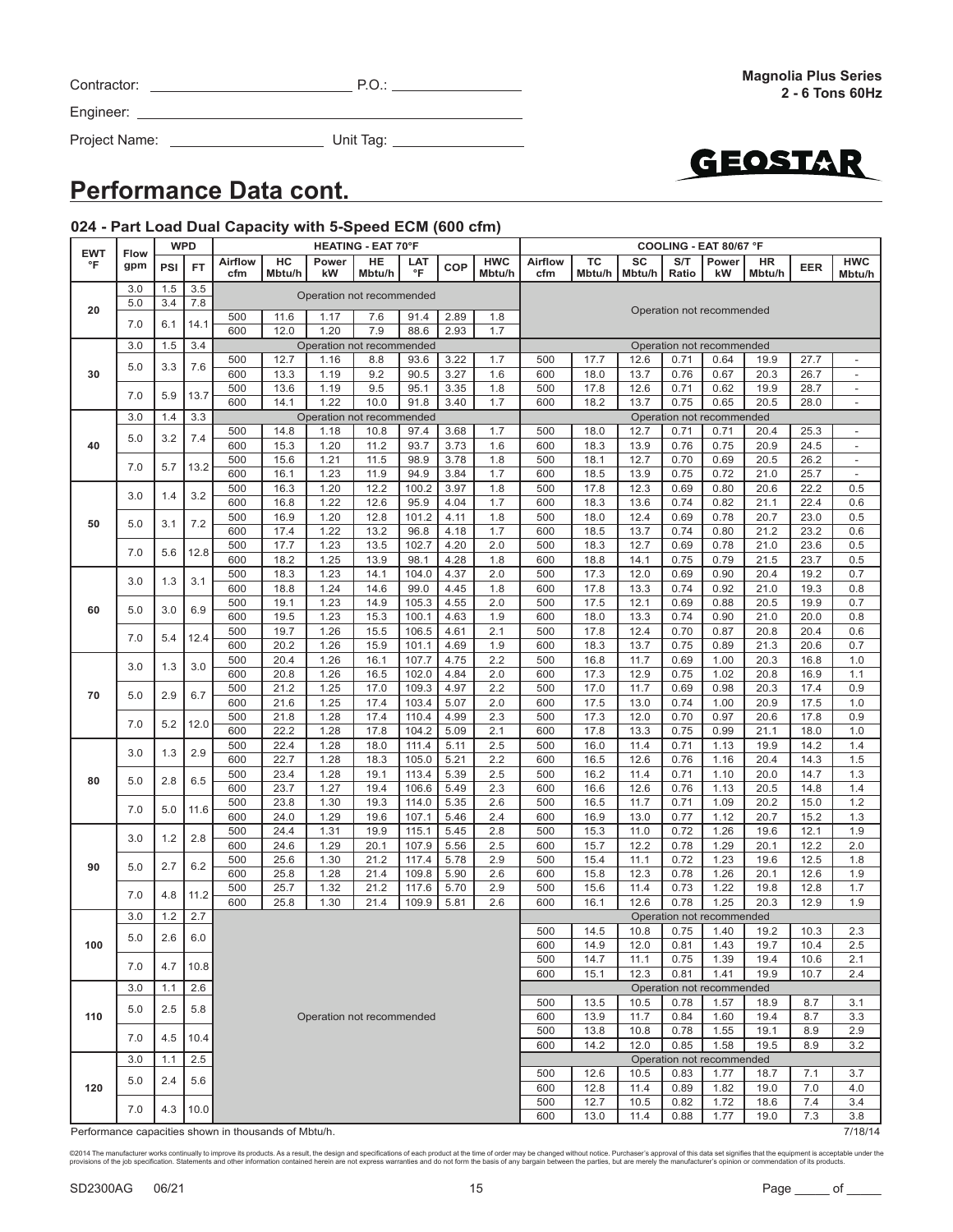Contractor: ________________________ P.O.: ________________

Engineer: ______________________________________________

Project Name: ____________________ Unit Tag: ________________

**Magnolia Plus Series**
**2 - 6 Tons 60Hz**

GEOSTAR

# Performance Data cont.

### 024 - Part Load Dual Capacity with 5-Speed ECM (600 cfm)

| EWT °F | Flow gpm | WPD PSI | WPD FT | HEATING - EAT 70°F Airflow cfm | HC Mbtu/h | Power kW | HE Mbtu/h | LAT °F | COP | HWC Mbtu/h | COOLING - EAT 80/67 °F Airflow cfm | TC Mbtu/h | SC Mbtu/h | S/T Ratio | Power kW | HR Mbtu/h | EER | HWC Mbtu/h |
|---|---|---|---|---|---|---|---|---|---|---|---|---|---|---|---|---|---|---|
| 20 | 3.0 | 1.5 | 3.5 | Operation not recommended | | | | | | | Operation not recommended | | | | | | | |
| | 5.0 | 3.4 | 7.8 | | | | | | | | | | | | | | | |
| | 7.0 | 6.1 | 14.1 | 500 | 11.6 | 1.17 | 7.6 | 91.4 | 2.89 | 1.8 | | | | | | | | |
| | | | | 600 | 12.0 | 1.20 | 7.9 | 88.6 | 2.93 | 1.7 | | | | | | | | |
| 30 | 3.0 | 1.5 | 3.4 | Operation not recommended | | | | | | | Operation not recommended | | | | | | | |
| | 5.0 | 3.3 | 7.6 | 500 | 12.7 | 1.16 | 8.8 | 93.6 | 3.22 | 1.7 | 500 | 17.7 | 12.6 | 0.71 | 0.64 | 19.9 | 27.7 | - |
| | | | | 600 | 13.3 | 1.19 | 9.2 | 90.5 | 3.27 | 1.6 | 600 | 18.0 | 13.7 | 0.76 | 0.67 | 20.3 | 26.7 | - |
| | 7.0 | 5.9 | 13.7 | 500 | 13.6 | 1.19 | 9.5 | 95.1 | 3.35 | 1.8 | 500 | 17.8 | 12.6 | 0.71 | 0.62 | 19.9 | 28.7 | - |
| | | | | 600 | 14.1 | 1.22 | 10.0 | 91.8 | 3.40 | 1.7 | 600 | 18.2 | 13.7 | 0.75 | 0.65 | 20.5 | 28.0 | - |
| 40 | 3.0 | 1.4 | 3.3 | Operation not recommended | | | | | | | Operation not recommended | | | | | | | |
| | 5.0 | 3.2 | 7.4 | 500 | 14.8 | 1.18 | 10.8 | 97.4 | 3.68 | 1.7 | 500 | 18.0 | 12.7 | 0.71 | 0.71 | 20.4 | 25.3 | - |
| | | | | 600 | 15.3 | 1.20 | 11.2 | 93.7 | 3.73 | 1.6 | 600 | 18.3 | 13.9 | 0.76 | 0.75 | 20.9 | 24.5 | - |
| | 7.0 | 5.7 | 13.2 | 500 | 15.6 | 1.21 | 11.5 | 98.9 | 3.78 | 1.8 | 500 | 18.1 | 12.7 | 0.70 | 0.69 | 20.5 | 26.2 | - |
| | | | | 600 | 16.1 | 1.23 | 11.9 | 94.9 | 3.84 | 1.7 | 600 | 18.5 | 13.9 | 0.75 | 0.72 | 21.0 | 25.7 | - |
| 50 | 3.0 | 1.4 | 3.2 | 500 | 16.3 | 1.20 | 12.2 | 100.2 | 3.97 | 1.8 | 500 | 17.8 | 12.3 | 0.69 | 0.80 | 20.6 | 22.2 | 0.5 |
| | | | | 600 | 16.8 | 1.22 | 12.6 | 95.9 | 4.04 | 1.7 | 600 | 18.3 | 13.6 | 0.74 | 0.82 | 21.1 | 22.4 | 0.6 |
| | 5.0 | 3.1 | 7.2 | 500 | 16.9 | 1.20 | 12.8 | 101.2 | 4.11 | 1.8 | 500 | 18.0 | 12.4 | 0.69 | 0.78 | 20.7 | 23.0 | 0.5 |
| | | | | 600 | 17.4 | 1.22 | 13.2 | 96.8 | 4.18 | 1.7 | 600 | 18.5 | 13.7 | 0.74 | 0.80 | 21.2 | 23.2 | 0.6 |
| | 7.0 | 5.6 | 12.8 | 500 | 17.7 | 1.23 | 13.5 | 102.7 | 4.20 | 2.0 | 500 | 18.3 | 12.7 | 0.69 | 0.78 | 21.0 | 23.6 | 0.5 |
| | | | | 600 | 18.2 | 1.25 | 13.9 | 98.1 | 4.28 | 1.8 | 600 | 18.8 | 14.1 | 0.75 | 0.79 | 21.5 | 23.7 | 0.5 |
| 60 | 3.0 | 1.3 | 3.1 | 500 | 18.3 | 1.23 | 14.1 | 104.0 | 4.37 | 2.0 | 500 | 17.3 | 12.0 | 0.69 | 0.90 | 20.4 | 19.2 | 0.7 |
| | | | | 600 | 18.8 | 1.24 | 14.6 | 99.0 | 4.45 | 1.8 | 600 | 17.8 | 13.3 | 0.74 | 0.92 | 21.0 | 19.3 | 0.8 |
| | 5.0 | 3.0 | 6.9 | 500 | 19.1 | 1.23 | 14.9 | 105.3 | 4.55 | 2.0 | 500 | 17.5 | 12.1 | 0.69 | 0.88 | 20.5 | 19.9 | 0.7 |
| | | | | 600 | 19.5 | 1.23 | 15.3 | 100.1 | 4.63 | 1.9 | 600 | 18.0 | 13.3 | 0.74 | 0.90 | 21.0 | 20.0 | 0.8 |
| | 7.0 | 5.4 | 12.4 | 500 | 19.7 | 1.26 | 15.5 | 106.5 | 4.61 | 2.1 | 500 | 17.8 | 12.4 | 0.70 | 0.87 | 20.8 | 20.4 | 0.6 |
| | | | | 600 | 20.2 | 1.26 | 15.9 | 101.1 | 4.69 | 1.9 | 600 | 18.3 | 13.7 | 0.75 | 0.89 | 21.3 | 20.6 | 0.7 |
| 70 | 3.0 | 1.3 | 3.0 | 500 | 20.4 | 1.26 | 16.1 | 107.7 | 4.75 | 2.2 | 500 | 16.8 | 11.7 | 0.69 | 1.00 | 20.3 | 16.8 | 1.0 |
| | | | | 600 | 20.8 | 1.26 | 16.5 | 102.0 | 4.84 | 2.0 | 600 | 17.3 | 12.9 | 0.75 | 1.02 | 20.8 | 16.9 | 1.1 |
| | 5.0 | 2.9 | 6.7 | 500 | 21.2 | 1.25 | 17.0 | 109.3 | 4.97 | 2.2 | 500 | 17.0 | 11.7 | 0.69 | 0.98 | 20.3 | 17.4 | 0.9 |
| | | | | 600 | 21.6 | 1.25 | 17.4 | 103.4 | 5.07 | 2.0 | 600 | 17.5 | 13.0 | 0.74 | 1.00 | 20.9 | 17.5 | 1.0 |
| | 7.0 | 5.2 | 12.0 | 500 | 21.8 | 1.28 | 17.4 | 110.4 | 4.99 | 2.3 | 500 | 17.3 | 12.0 | 0.70 | 0.97 | 20.6 | 17.8 | 0.9 |
| | | | | 600 | 22.2 | 1.28 | 17.8 | 104.2 | 5.09 | 2.1 | 600 | 17.8 | 13.3 | 0.75 | 0.99 | 21.1 | 18.0 | 1.0 |
| 80 | 3.0 | 1.3 | 2.9 | 500 | 22.4 | 1.28 | 18.0 | 111.4 | 5.11 | 2.5 | 500 | 16.0 | 11.4 | 0.71 | 1.13 | 19.9 | 14.2 | 1.4 |
| | | | | 600 | 22.7 | 1.28 | 18.3 | 105.0 | 5.21 | 2.2 | 600 | 16.5 | 12.6 | 0.76 | 1.16 | 20.4 | 14.3 | 1.5 |
| | 5.0 | 2.8 | 6.5 | 500 | 23.4 | 1.28 | 19.1 | 113.4 | 5.39 | 2.5 | 500 | 16.2 | 11.4 | 0.71 | 1.10 | 20.0 | 14.7 | 1.3 |
| | | | | 600 | 23.7 | 1.27 | 19.4 | 106.6 | 5.49 | 2.3 | 600 | 16.6 | 12.6 | 0.76 | 1.13 | 20.5 | 14.8 | 1.4 |
| | 7.0 | 5.0 | 11.6 | 500 | 23.8 | 1.30 | 19.3 | 114.0 | 5.35 | 2.6 | 500 | 16.5 | 11.7 | 0.71 | 1.09 | 20.2 | 15.0 | 1.2 |
| | | | | 600 | 24.0 | 1.29 | 19.6 | 107.1 | 5.46 | 2.4 | 600 | 16.9 | 13.0 | 0.77 | 1.12 | 20.7 | 15.2 | 1.3 |
| 90 | 3.0 | 1.2 | 2.8 | 500 | 24.4 | 1.31 | 19.9 | 115.1 | 5.45 | 2.8 | 500 | 15.3 | 11.0 | 0.72 | 1.26 | 19.6 | 12.1 | 1.9 |
| | | | | 600 | 24.6 | 1.29 | 20.1 | 107.9 | 5.56 | 2.5 | 600 | 15.7 | 12.2 | 0.78 | 1.29 | 20.1 | 12.2 | 2.0 |
| | 5.0 | 2.7 | 6.2 | 500 | 25.6 | 1.30 | 21.2 | 117.4 | 5.78 | 2.9 | 500 | 15.4 | 11.1 | 0.72 | 1.23 | 19.6 | 12.5 | 1.8 |
| | | | | 600 | 25.8 | 1.28 | 21.4 | 109.8 | 5.90 | 2.6 | 600 | 15.8 | 12.3 | 0.78 | 1.26 | 20.1 | 12.6 | 1.9 |
| | 7.0 | 4.8 | 11.2 | 500 | 25.7 | 1.32 | 21.2 | 117.6 | 5.70 | 2.9 | 500 | 15.6 | 11.4 | 0.73 | 1.22 | 19.8 | 12.8 | 1.7 |
| | | | | 600 | 25.8 | 1.30 | 21.4 | 109.9 | 5.81 | 2.6 | 600 | 16.1 | 12.6 | 0.78 | 1.25 | 20.3 | 12.9 | 1.9 |
| 100 | 3.0 | 1.2 | 2.7 | Operation not recommended | | | | | | | Operation not recommended | | | | | | | |
| | 5.0 | 2.6 | 6.0 | | | | | | | | 500 | 14.5 | 10.8 | 0.75 | 1.40 | 19.2 | 10.3 | 2.3 |
| | | | | | | | | | | | 600 | 14.9 | 12.0 | 0.81 | 1.43 | 19.7 | 10.4 | 2.5 |
| | 7.0 | 4.7 | 10.8 | | | | | | | | 500 | 14.7 | 11.1 | 0.75 | 1.39 | 19.4 | 10.6 | 2.1 |
| | | | | | | | | | | | 600 | 15.1 | 12.3 | 0.81 | 1.41 | 19.9 | 10.7 | 2.4 |
| 110 | 3.0 | 1.1 | 2.6 | | | | | | | | Operation not recommended | | | | | | | |
| | 5.0 | 2.5 | 5.8 | | | | | | | | 500 | 13.5 | 10.5 | 0.78 | 1.57 | 18.9 | 8.7 | 3.1 |
| | | | | | | | | | | | 600 | 13.9 | 11.7 | 0.84 | 1.60 | 19.4 | 8.7 | 3.3 |
| | 7.0 | 4.5 | 10.4 | | | | | | | | 500 | 13.8 | 10.8 | 0.78 | 1.55 | 19.1 | 8.9 | 2.9 |
| | | | | | | | | | | | 600 | 14.2 | 12.0 | 0.85 | 1.58 | 19.5 | 8.9 | 3.2 |
| 120 | 3.0 | 1.1 | 2.5 | | | | | | | | Operation not recommended | | | | | | | |
| | 5.0 | 2.4 | 5.6 | | | | | | | | 500 | 12.6 | 10.5 | 0.83 | 1.77 | 18.7 | 7.1 | 3.7 |
| | | | | | | | | | | | 600 | 12.8 | 11.4 | 0.89 | 1.82 | 19.0 | 7.0 | 4.0 |
| | 7.0 | 4.3 | 10.0 | | | | | | | | 500 | 12.7 | 10.5 | 0.82 | 1.72 | 18.6 | 7.4 | 3.4 |
| | | | | | | | | | | | 600 | 13.0 | 11.4 | 0.88 | 1.77 | 19.0 | 7.3 | 3.8 |

Performance capacities shown in thousands of Mbtu/h.

7/18/14

©2014 The manufacturer works continually to improve its products. As a result, the design and specifications of each product at the time of order may be changed without notice. Purchaser's approval of this data set signifies that the equipment is acceptable under the provisions of the job specification. Statements and other information contained herein are not express warranties and do not form the basis of any bargain between the parties, but are merely the manufacturer's opinion or commendation of its products.

SD2300AG 06/21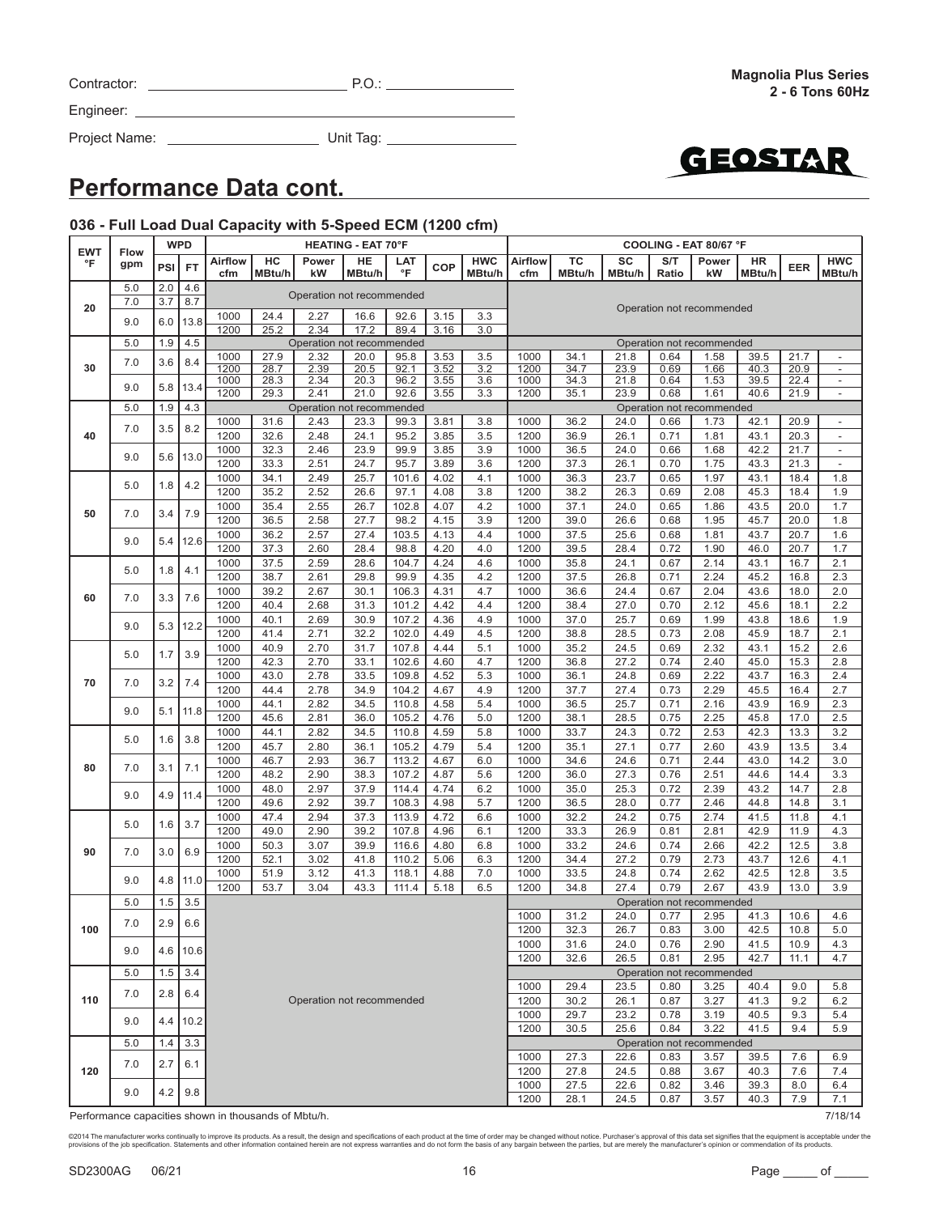Contractor: ___________________________ P.O.: _________________

Engineer: ___________________________________________________

Project Name: ____________________ Unit Tag: __________________

## Performance Data cont.

### 036 - Full Load Dual Capacity with 5-Speed ECM (1200 cfm)

| EWT °F | Flow gpm | WPD PSI | WPD FT | HEATING - EAT 70°F Airflow cfm | HC MBtu/h | Power kW | HE MBtu/h | LAT °F | COP | HWC MBtu/h | COOLING - EAT 80/67 °F Airflow cfm | TC MBtu/h | SC MBtu/h | S/T Ratio | Power kW | HR MBtu/h | EER | HWC MBtu/h |
|---|---|---|---|---|---|---|---|---|---|---|---|---|---|---|---|---|---|---|
| 20 | 5.0 | 2.0 | 4.6 | Operation not recommended | | | | | | | Operation not recommended | | | | | | | |
| | 7.0 | 3.7 | 8.7 | Operation not recommended | | | | | | | | | | | | | | |
| | 9.0 | 6.0 | 13.8 | 1000 | 24.4 | 2.27 | 16.6 | 92.6 | 3.15 | 3.3 | | | | | | | | |
| | | | | 1200 | 25.2 | 2.34 | 17.2 | 89.4 | 3.16 | 3.0 | | | | | | | | |
| 30 | 5.0 | 1.9 | 4.5 | Operation not recommended | | | | | | | Operation not recommended | | | | | | | |
| | 7.0 | 3.6 | 8.4 | 1000 | 27.9 | 2.32 | 20.0 | 95.8 | 3.53 | 3.5 | 1000 | 34.1 | 21.8 | 0.64 | 1.58 | 39.5 | 21.7 | - |
| | | | | 1200 | 28.7 | 2.39 | 20.5 | 92.1 | 3.52 | 3.2 | 1200 | 34.7 | 23.9 | 0.69 | 1.66 | 40.3 | 20.9 | - |
| | 9.0 | 5.8 | 13.4 | 1000 | 28.3 | 2.34 | 20.3 | 96.2 | 3.55 | 3.6 | 1000 | 34.3 | 21.8 | 0.64 | 1.53 | 39.5 | 22.4 | - |
| | | | | 1200 | 29.3 | 2.41 | 21.0 | 92.6 | 3.55 | 3.3 | 1200 | 35.1 | 23.9 | 0.68 | 1.61 | 40.6 | 21.9 | - |
| 40 | 5.0 | 1.9 | 4.3 | Operation not recommended | | | | | | | Operation not recommended | | | | | | | |
| | 7.0 | 3.5 | 8.2 | 1000 | 31.6 | 2.43 | 23.3 | 99.3 | 3.81 | 3.8 | 1000 | 36.2 | 24.0 | 0.66 | 1.73 | 42.1 | 20.9 | - |
| | | | | 1200 | 32.6 | 2.48 | 24.1 | 95.2 | 3.85 | 3.5 | 1200 | 36.9 | 26.1 | 0.71 | 1.81 | 43.1 | 20.3 | - |
| | 9.0 | 5.6 | 13.0 | 1000 | 32.3 | 2.46 | 23.9 | 99.9 | 3.85 | 3.9 | 1000 | 36.5 | 24.0 | 0.66 | 1.68 | 42.2 | 21.7 | - |
| | | | | 1200 | 33.3 | 2.51 | 24.7 | 95.7 | 3.89 | 3.6 | 1200 | 37.3 | 26.1 | 0.70 | 1.75 | 43.3 | 21.3 | - |
| 50 | 5.0 | 1.8 | 4.2 | 1000 | 34.1 | 2.49 | 25.7 | 101.6 | 4.02 | 4.1 | 1000 | 36.3 | 23.7 | 0.65 | 1.97 | 43.1 | 18.4 | 1.8 |
| | | | | 1200 | 35.2 | 2.52 | 26.6 | 97.1 | 4.08 | 3.8 | 1200 | 38.2 | 26.3 | 0.69 | 2.08 | 45.3 | 18.4 | 1.9 |
| | 7.0 | 3.4 | 7.9 | 1000 | 35.4 | 2.55 | 26.7 | 102.8 | 4.07 | 4.2 | 1000 | 37.1 | 24.0 | 0.65 | 1.86 | 43.5 | 20.0 | 1.7 |
| | | | | 1200 | 36.5 | 2.58 | 27.7 | 98.2 | 4.15 | 3.9 | 1200 | 39.0 | 26.6 | 0.68 | 1.95 | 45.7 | 20.0 | 1.8 |
| | 9.0 | 5.4 | 12.6 | 1000 | 36.2 | 2.57 | 27.4 | 103.5 | 4.13 | 4.4 | 1000 | 37.5 | 25.6 | 0.68 | 1.81 | 43.7 | 20.7 | 1.6 |
| | | | | 1200 | 37.3 | 2.60 | 28.4 | 98.8 | 4.20 | 4.0 | 1200 | 39.5 | 28.4 | 0.72 | 1.90 | 46.0 | 20.7 | 1.7 |
| 60 | 5.0 | 1.8 | 4.1 | 1000 | 37.5 | 2.59 | 28.6 | 104.7 | 4.24 | 4.6 | 1000 | 35.8 | 24.1 | 0.67 | 2.14 | 43.1 | 16.7 | 2.1 |
| | | | | 1200 | 38.7 | 2.61 | 29.8 | 99.9 | 4.35 | 4.2 | 1200 | 37.5 | 26.8 | 0.71 | 2.24 | 45.2 | 16.8 | 2.3 |
| | 7.0 | 3.3 | 7.6 | 1000 | 39.2 | 2.67 | 30.1 | 106.3 | 4.31 | 4.7 | 1000 | 36.6 | 24.4 | 0.67 | 2.04 | 43.6 | 18.0 | 2.0 |
| | | | | 1200 | 40.4 | 2.68 | 31.3 | 101.2 | 4.42 | 4.4 | 1200 | 38.4 | 27.0 | 0.70 | 2.12 | 45.6 | 18.1 | 2.2 |
| | 9.0 | 5.3 | 12.2 | 1000 | 40.1 | 2.69 | 30.9 | 107.2 | 4.36 | 4.9 | 1000 | 37.0 | 25.7 | 0.69 | 1.99 | 43.8 | 18.6 | 1.9 |
| | | | | 1200 | 41.4 | 2.71 | 32.2 | 102.0 | 4.49 | 4.5 | 1200 | 38.8 | 28.5 | 0.73 | 2.08 | 45.9 | 18.7 | 2.1 |
| 70 | 5.0 | 1.7 | 3.9 | 1000 | 40.9 | 2.70 | 31.7 | 107.8 | 4.44 | 5.1 | 1000 | 35.2 | 24.5 | 0.69 | 2.32 | 43.1 | 15.2 | 2.6 |
| | | | | 1200 | 42.3 | 2.70 | 33.1 | 102.6 | 4.60 | 4.7 | 1200 | 36.8 | 27.2 | 0.74 | 2.40 | 45.0 | 15.3 | 2.8 |
| | 7.0 | 3.2 | 7.4 | 1000 | 43.0 | 2.78 | 33.5 | 109.8 | 4.52 | 5.3 | 1000 | 36.1 | 24.8 | 0.69 | 2.22 | 43.7 | 16.3 | 2.4 |
| | | | | 1200 | 44.4 | 2.78 | 34.9 | 104.2 | 4.67 | 4.9 | 1200 | 37.7 | 27.4 | 0.73 | 2.29 | 45.5 | 16.4 | 2.7 |
| | 9.0 | 5.1 | 11.8 | 1000 | 44.1 | 2.82 | 34.5 | 110.8 | 4.58 | 5.4 | 1000 | 36.5 | 25.7 | 0.71 | 2.16 | 43.9 | 16.9 | 2.3 |
| | | | | 1200 | 45.6 | 2.81 | 36.0 | 105.2 | 4.76 | 5.0 | 1200 | 38.1 | 28.5 | 0.75 | 2.25 | 45.8 | 17.0 | 2.5 |
| 80 | 5.0 | 1.6 | 3.8 | 1000 | 44.1 | 2.82 | 34.5 | 110.8 | 4.59 | 5.8 | 1000 | 33.7 | 24.3 | 0.72 | 2.53 | 42.3 | 13.3 | 3.2 |
| | | | | 1200 | 45.7 | 2.80 | 36.1 | 105.2 | 4.79 | 5.4 | 1200 | 35.1 | 27.1 | 0.77 | 2.60 | 43.9 | 13.5 | 3.4 |
| | 7.0 | 3.1 | 7.1 | 1000 | 46.7 | 2.93 | 36.7 | 113.2 | 4.67 | 6.0 | 1000 | 34.6 | 24.6 | 0.71 | 2.44 | 43.0 | 14.2 | 3.0 |
| | | | | 1200 | 48.2 | 2.90 | 38.3 | 107.2 | 4.87 | 5.6 | 1200 | 36.0 | 27.3 | 0.76 | 2.51 | 44.6 | 14.4 | 3.3 |
| | 9.0 | 4.9 | 11.4 | 1000 | 48.0 | 2.97 | 37.9 | 114.4 | 4.74 | 6.2 | 1000 | 35.0 | 25.3 | 0.72 | 2.39 | 43.2 | 14.7 | 2.8 |
| | | | | 1200 | 49.6 | 2.92 | 39.7 | 108.3 | 4.98 | 5.7 | 1200 | 36.5 | 28.0 | 0.77 | 2.46 | 44.8 | 14.8 | 3.1 |
| 90 | 5.0 | 1.6 | 3.7 | 1000 | 47.4 | 2.94 | 37.3 | 113.9 | 4.72 | 6.6 | 1000 | 32.2 | 24.2 | 0.75 | 2.74 | 41.5 | 11.8 | 4.1 |
| | | | | 1200 | 49.0 | 2.90 | 39.2 | 107.8 | 4.96 | 6.1 | 1200 | 33.3 | 26.9 | 0.81 | 2.81 | 42.9 | 11.9 | 4.3 |
| | 7.0 | 3.0 | 6.9 | 1000 | 50.3 | 3.07 | 39.9 | 116.6 | 4.80 | 6.8 | 1000 | 33.2 | 24.6 | 0.74 | 2.66 | 42.2 | 12.5 | 3.8 |
| | | | | 1200 | 52.1 | 3.02 | 41.8 | 110.2 | 5.06 | 6.3 | 1200 | 34.4 | 27.2 | 0.79 | 2.73 | 43.7 | 12.6 | 4.1 |
| | 9.0 | 4.8 | 11.0 | 1000 | 51.9 | 3.12 | 41.3 | 118.1 | 4.88 | 7.0 | 1000 | 33.5 | 24.8 | 0.74 | 2.62 | 42.5 | 12.8 | 3.5 |
| | | | | 1200 | 53.7 | 3.04 | 43.3 | 111.4 | 5.18 | 6.5 | 1200 | 34.8 | 27.4 | 0.79 | 2.67 | 43.9 | 13.0 | 3.9 |
| 100 | 5.0 | 1.5 | 3.5 | Operation not recommended | | | | | | | Operation not recommended | | | | | | | |
| | 7.0 | 2.9 | 6.6 | | | | | | | | 1000 | 31.2 | 24.0 | 0.77 | 2.95 | 41.3 | 10.6 | 4.6 |
| | | | | | | | | | | | 1200 | 32.3 | 26.7 | 0.83 | 3.00 | 42.5 | 10.8 | 5.0 |
| | 9.0 | 4.6 | 10.6 | | | | | | | | 1000 | 31.6 | 24.0 | 0.76 | 2.90 | 41.5 | 10.9 | 4.3 |
| | | | | | | | | | | | 1200 | 32.6 | 26.5 | 0.81 | 2.95 | 42.7 | 11.1 | 4.7 |
| 110 | 5.0 | 1.5 | 3.4 | | | | | | | | Operation not recommended | | | | | | | |
| | 7.0 | 2.8 | 6.4 | | | | | | | | 1000 | 29.4 | 23.5 | 0.80 | 3.25 | 40.4 | 9.0 | 5.8 |
| | | | | | | | | | | | 1200 | 30.2 | 26.1 | 0.87 | 3.27 | 41.3 | 9.2 | 6.2 |
| | 9.0 | 4.4 | 10.2 | | | | | | | | 1000 | 29.7 | 23.2 | 0.78 | 3.19 | 40.5 | 9.3 | 5.4 |
| | | | | | | | | | | | 1200 | 30.5 | 25.6 | 0.84 | 3.22 | 41.5 | 9.4 | 5.9 |
| 120 | 5.0 | 1.4 | 3.3 | | | | | | | | Operation not recommended | | | | | | | |
| | 7.0 | 2.7 | 6.1 | | | | | | | | 1000 | 27.3 | 22.6 | 0.83 | 3.57 | 39.5 | 7.6 | 6.9 |
| | | | | | | | | | | | 1200 | 27.8 | 24.5 | 0.88 | 3.67 | 40.3 | 7.6 | 7.4 |
| | 9.0 | 4.2 | 9.8 | | | | | | | | 1000 | 27.5 | 22.6 | 0.82 | 3.46 | 39.3 | 8.0 | 6.4 |
| | | | | | | | | | | | 1200 | 28.1 | 24.5 | 0.87 | 3.57 | 40.3 | 7.9 | 7.1 |

Performance capacities shown in thousands of Mbtu/h.

7/18/14

©2014 The manufacturer works continually to improve its products. As a result, the design and specifications of each product at the time of order may be changed without notice. Purchaser's approval of this data set signifies that the equipment is acceptable under the provisions of the job specification. Statements and other information contained herein are not express warranties and do not form the basis of any bargain between the parties, but are merely the manufacturer's opinion or commendation of its products.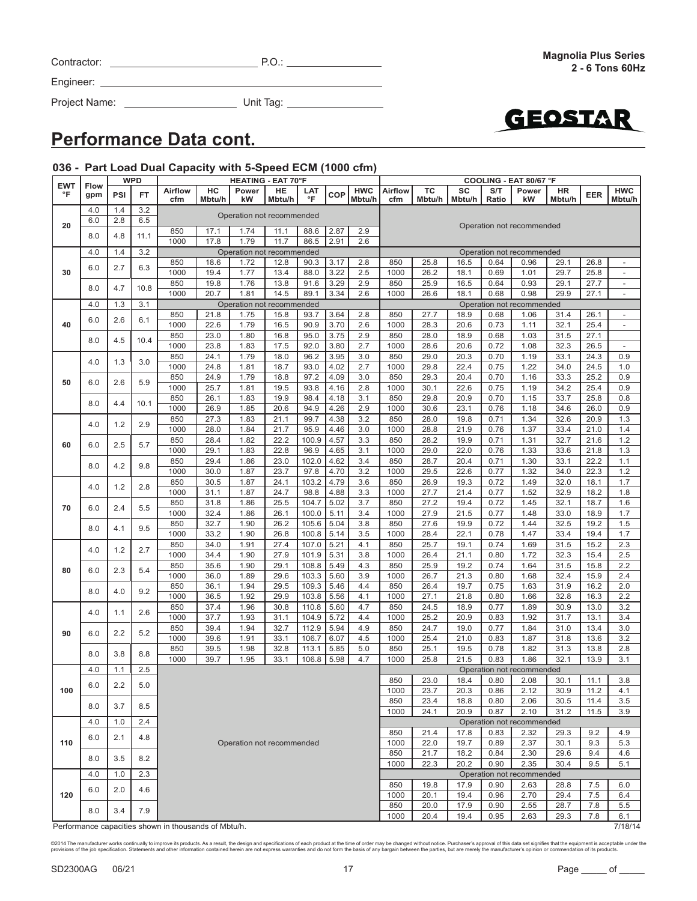Contractor: ______________________ P.O.: ______________

Engineer: ______________________________________

Project Name: ________________ Unit Tag: ______________

**Magnolia Plus Series**
**2 - 6 Tons 60Hz**

GEOSTAR

# Performance Data cont.

## 036 - Part Load Dual Capacity with 5-Speed ECM (1000 cfm)

| EWT °F | Flow gpm | WPD PSI | WPD FT | HEATING - EAT 70°F Airflow cfm | HC Mbtu/h | Power kW | HE Mbtu/h | LAT °F | COP | HWC Mbtu/h | COOLING - EAT 80/67 °F Airflow cfm | TC Mbtu/h | SC Mbtu/h | S/T Ratio | Power kW | HR Mbtu/h | EER | HWC Mbtu/h |
|---|---|---|---|---|---|---|---|---|---|---|---|---|---|---|---|---|---|---|
| 20 | 4.0 | 1.4 | 3.2 | Operation not recommended | | | | | | | Operation not recommended | | | | | | | |
| | 6.0 | 2.8 | 6.5 | | | | | | | | | | | | | | | |
| | 8.0 | 4.8 | 11.1 | 850 | 17.1 | 1.74 | 11.1 | 88.6 | 2.87 | 2.9 | | | | | | | | |
| | | | | 1000 | 17.8 | 1.79 | 11.7 | 86.5 | 2.91 | 2.6 | | | | | | | | |
| 30 | 4.0 | 1.4 | 3.2 | Operation not recommended | | | | | | | Operation not recommended | | | | | | | |
| | 6.0 | 2.7 | 6.3 | 850 | 18.6 | 1.72 | 12.8 | 90.3 | 3.17 | 2.8 | 850 | 25.8 | 16.5 | 0.64 | 0.96 | 29.1 | 26.8 | - |
| | | | | 1000 | 19.4 | 1.77 | 13.4 | 88.0 | 3.22 | 2.5 | 1000 | 26.2 | 18.1 | 0.69 | 1.01 | 29.7 | 25.8 | - |
| | 8.0 | 4.7 | 10.8 | 850 | 19.8 | 1.76 | 13.8 | 91.6 | 3.29 | 2.9 | 850 | 25.9 | 16.5 | 0.64 | 0.93 | 29.1 | 27.7 | - |
| | | | | 1000 | 20.7 | 1.81 | 14.5 | 89.1 | 3.34 | 2.6 | 1000 | 26.6 | 18.1 | 0.68 | 0.98 | 29.9 | 27.1 | - |
| 40 | 4.0 | 1.3 | 3.1 | Operation not recommended | | | | | | | Operation not recommended | | | | | | | |
| | 6.0 | 2.6 | 6.1 | 850 | 21.8 | 1.75 | 15.8 | 93.7 | 3.64 | 2.8 | 850 | 27.7 | 18.9 | 0.68 | 1.06 | 31.4 | 26.1 | - |
| | | | | 1000 | 22.6 | 1.79 | 16.5 | 90.9 | 3.70 | 2.6 | 1000 | 28.3 | 20.6 | 0.73 | 1.11 | 32.1 | 25.4 | - |
| | 8.0 | 4.5 | 10.4 | 850 | 23.0 | 1.80 | 16.8 | 95.0 | 3.75 | 2.9 | 850 | 28.0 | 18.9 | 0.68 | 1.03 | 31.5 | 27.1 | |
| | | | | 1000 | 23.8 | 1.83 | 17.5 | 92.0 | 3.80 | 2.7 | 1000 | 28.6 | 20.6 | 0.72 | 1.08 | 32.3 | 26.5 | - |
| 50 | 4.0 | 1.3 | 3.0 | 850 | 24.1 | 1.79 | 18.0 | 96.2 | 3.95 | 3.0 | 850 | 29.0 | 20.3 | 0.70 | 1.19 | 33.1 | 24.3 | 0.9 |
| | | | | 1000 | 24.8 | 1.81 | 18.7 | 93.0 | 4.02 | 2.7 | 1000 | 29.8 | 22.4 | 0.75 | 1.22 | 34.0 | 24.5 | 1.0 |
| | 6.0 | 2.6 | 5.9 | 850 | 24.9 | 1.79 | 18.8 | 97.2 | 4.09 | 3.0 | 850 | 29.3 | 20.4 | 0.70 | 1.16 | 33.3 | 25.2 | 0.9 |
| | | | | 1000 | 25.7 | 1.81 | 19.5 | 93.8 | 4.16 | 2.8 | 1000 | 30.1 | 22.6 | 0.75 | 1.19 | 34.2 | 25.4 | 0.9 |
| | 8.0 | 4.4 | 10.1 | 850 | 26.1 | 1.83 | 19.9 | 98.4 | 4.18 | 3.1 | 850 | 29.8 | 20.9 | 0.70 | 1.15 | 33.7 | 25.8 | 0.8 |
| | | | | 1000 | 26.9 | 1.85 | 20.6 | 94.9 | 4.26 | 2.9 | 1000 | 30.6 | 23.1 | 0.76 | 1.18 | 34.6 | 26.0 | 0.9 |
| 60 | 4.0 | 1.2 | 2.9 | 850 | 27.3 | 1.83 | 21.1 | 99.7 | 4.38 | 3.2 | 850 | 28.0 | 19.8 | 0.71 | 1.34 | 32.6 | 20.9 | 1.3 |
| | | | | 1000 | 28.0 | 1.84 | 21.7 | 95.9 | 4.46 | 3.0 | 1000 | 28.8 | 21.9 | 0.76 | 1.37 | 33.4 | 21.0 | 1.4 |
| | 6.0 | 2.5 | 5.7 | 850 | 28.4 | 1.82 | 22.2 | 100.9 | 4.57 | 3.3 | 850 | 28.2 | 19.9 | 0.71 | 1.31 | 32.7 | 21.6 | 1.2 |
| | | | | 1000 | 29.1 | 1.83 | 22.8 | 96.9 | 4.65 | 3.1 | 1000 | 29.0 | 22.0 | 0.76 | 1.33 | 33.6 | 21.8 | 1.3 |
| | 8.0 | 4.2 | 9.8 | 850 | 29.4 | 1.86 | 23.0 | 102.0 | 4.62 | 3.4 | 850 | 28.7 | 20.4 | 0.71 | 1.30 | 33.1 | 22.2 | 1.1 |
| | | | | 1000 | 30.0 | 1.87 | 23.7 | 97.8 | 4.70 | 3.2 | 1000 | 29.5 | 22.6 | 0.77 | 1.32 | 34.0 | 22.3 | 1.2 |
| 70 | 4.0 | 1.2 | 2.8 | 850 | 30.5 | 1.87 | 24.1 | 103.2 | 4.79 | 3.6 | 850 | 26.9 | 19.3 | 0.72 | 1.49 | 32.0 | 18.1 | 1.7 |
| | | | | 1000 | 31.1 | 1.87 | 24.7 | 98.8 | 4.88 | 3.3 | 1000 | 27.7 | 21.4 | 0.77 | 1.52 | 32.9 | 18.2 | 1.8 |
| | 6.0 | 2.4 | 5.5 | 850 | 31.8 | 1.86 | 25.5 | 104.7 | 5.02 | 3.7 | 850 | 27.2 | 19.4 | 0.72 | 1.45 | 32.1 | 18.7 | 1.6 |
| | | | | 1000 | 32.4 | 1.86 | 26.1 | 100.0 | 5.11 | 3.4 | 1000 | 27.9 | 21.5 | 0.77 | 1.48 | 33.0 | 18.9 | 1.7 |
| | 8.0 | 4.1 | 9.5 | 850 | 32.7 | 1.90 | 26.2 | 105.6 | 5.04 | 3.8 | 850 | 27.6 | 19.9 | 0.72 | 1.44 | 32.5 | 19.2 | 1.5 |
| | | | | 1000 | 33.2 | 1.90 | 26.8 | 100.8 | 5.14 | 3.5 | 1000 | 28.4 | 22.1 | 0.78 | 1.47 | 33.4 | 19.4 | 1.7 |
| 80 | 4.0 | 1.2 | 2.7 | 850 | 34.0 | 1.91 | 27.4 | 107.0 | 5.21 | 4.1 | 850 | 25.7 | 19.1 | 0.74 | 1.69 | 31.5 | 15.2 | 2.3 |
| | | | | 1000 | 34.4 | 1.90 | 27.9 | 101.9 | 5.31 | 3.8 | 1000 | 26.4 | 21.1 | 0.80 | 1.72 | 32.3 | 15.4 | 2.5 |
| | 6.0 | 2.3 | 5.4 | 850 | 35.6 | 1.90 | 29.1 | 108.8 | 5.49 | 4.3 | 850 | 25.9 | 19.2 | 0.74 | 1.64 | 31.5 | 15.8 | 2.2 |
| | | | | 1000 | 36.0 | 1.89 | 29.6 | 103.3 | 5.60 | 3.9 | 1000 | 26.7 | 21.3 | 0.80 | 1.68 | 32.4 | 15.9 | 2.4 |
| | 8.0 | 4.0 | 9.2 | 850 | 36.1 | 1.94 | 29.5 | 109.3 | 5.46 | 4.4 | 850 | 26.4 | 19.7 | 0.75 | 1.63 | 31.9 | 16.2 | 2.0 |
| | | | | 1000 | 36.5 | 1.92 | 29.9 | 103.8 | 5.56 | 4.1 | 1000 | 27.1 | 21.8 | 0.80 | 1.66 | 32.8 | 16.3 | 2.2 |
| 90 | 4.0 | 1.1 | 2.6 | 850 | 37.4 | 1.96 | 30.8 | 110.8 | 5.60 | 4.7 | 850 | 24.5 | 18.9 | 0.77 | 1.89 | 30.9 | 13.0 | 3.2 |
| | | | | 1000 | 37.7 | 1.93 | 31.1 | 104.9 | 5.72 | 4.4 | 1000 | 25.2 | 20.9 | 0.83 | 1.92 | 31.7 | 13.1 | 3.4 |
| | 6.0 | 2.2 | 5.2 | 850 | 39.4 | 1.94 | 32.7 | 112.9 | 5.94 | 4.9 | 850 | 24.7 | 19.0 | 0.77 | 1.84 | 31.0 | 13.4 | 3.0 |
| | | | | 1000 | 39.6 | 1.91 | 33.1 | 106.7 | 6.07 | 4.5 | 1000 | 25.4 | 21.0 | 0.83 | 1.87 | 31.8 | 13.6 | 3.2 |
| | 8.0 | 3.8 | 8.8 | 850 | 39.5 | 1.98 | 32.8 | 113.1 | 5.85 | 5.0 | 850 | 25.1 | 19.5 | 0.78 | 1.82 | 31.3 | 13.8 | 2.8 |
| | | | | 1000 | 39.7 | 1.95 | 33.1 | 106.8 | 5.98 | 4.7 | 1000 | 25.8 | 21.5 | 0.83 | 1.86 | 32.1 | 13.9 | 3.1 |
| 100 | 4.0 | 1.1 | 2.5 | Operation not recommended | | | | | | | Operation not recommended | | | | | | | |
| | 6.0 | 2.2 | 5.0 | | | | | | | | 850 | 23.0 | 18.4 | 0.80 | 2.08 | 30.1 | 11.1 | 3.8 |
| | | | | | | | | | | | 1000 | 23.7 | 20.3 | 0.86 | 2.12 | 30.9 | 11.2 | 4.1 |
| | 8.0 | 3.7 | 8.5 | | | | | | | | 850 | 23.4 | 18.8 | 0.80 | 2.06 | 30.5 | 11.4 | 3.5 |
| | | | | | | | | | | | 1000 | 24.1 | 20.9 | 0.87 | 2.10 | 31.2 | 11.5 | 3.9 |
| 110 | 4.0 | 1.0 | 2.4 | | | | | | | | Operation not recommended | | | | | | | |
| | 6.0 | 2.1 | 4.8 | | | | | | | | 850 | 21.4 | 17.8 | 0.83 | 2.32 | 29.3 | 9.2 | 4.9 |
| | | | | | | | | | | | 1000 | 22.0 | 19.7 | 0.89 | 2.37 | 30.1 | 9.3 | 5.3 |
| | 8.0 | 3.5 | 8.2 | | | | | | | | 850 | 21.7 | 18.2 | 0.84 | 2.30 | 29.6 | 9.4 | 4.6 |
| | | | | | | | | | | | 1000 | 22.3 | 20.2 | 0.90 | 2.35 | 30.4 | 9.5 | 5.1 |
| 120 | 4.0 | 1.0 | 2.3 | | | | | | | | Operation not recommended | | | | | | | |
| | 6.0 | 2.0 | 4.6 | | | | | | | | 850 | 19.8 | 17.9 | 0.90 | 2.63 | 28.8 | 7.5 | 6.0 |
| | | | | | | | | | | | 1000 | 20.1 | 19.4 | 0.96 | 2.70 | 29.4 | 7.5 | 6.4 |
| | 8.0 | 3.4 | 7.9 | | | | | | | | 850 | 20.0 | 17.9 | 0.90 | 2.55 | 28.7 | 7.8 | 5.5 |
| | | | | | | | | | | | 1000 | 20.4 | 19.4 | 0.95 | 2.63 | 29.3 | 7.8 | 6.1 |

Performance capacities shown in thousands of Mbtu/h. 7/18/14

©2014 The manufacturer works continually to improve its products. As a result, the design and specifications of each product at the time of order may be changed without notice. Purchaser's approval of this data set signifies that the equipment is acceptable under the provisions of the job specification. Statements and other information contained herein are not express warranties and do not form the basis of any bargain between the parties, but are merely the manufacturer's opinion or commendation of its products.

SD2300AG 06/21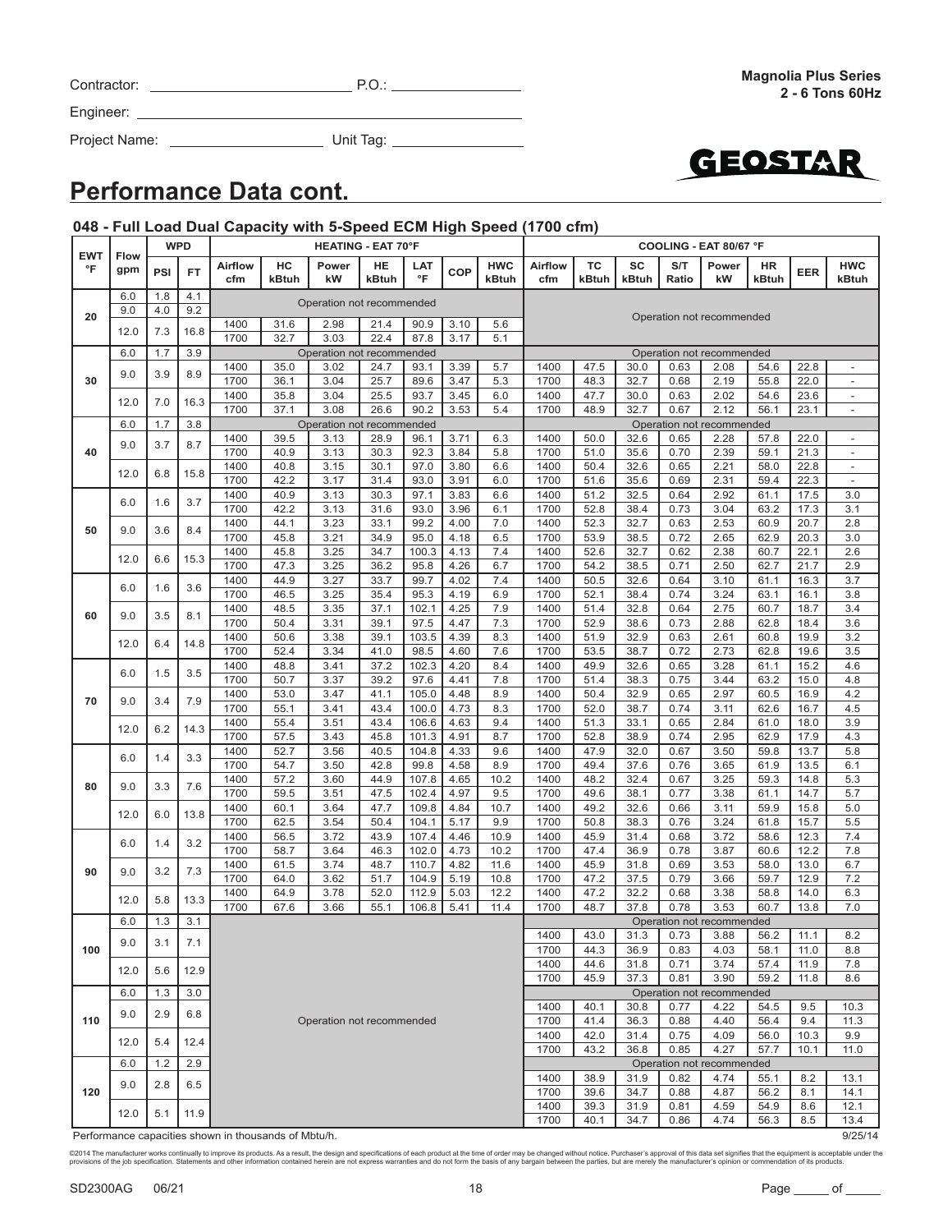Contractor: ______________________ P.O.: ______________

Engineer: ________________________________________

Project Name: _________________ Unit Tag: ______________

**Magnolia Plus Series**
**2 - 6 Tons 60Hz**

# Performance Data cont.

### 048 - Full Load Dual Capacity with 5-Speed ECM High Speed (1700 cfm)

| EWT °F | Flow gpm | WPD | | HEATING - EAT 70°F | | | | | | | COOLING - EAT 80/67 °F | | | | | | | |
|---|---|---|---|---|---|---|---|---|---|---|---|---|---|---|---|---|---|---|
| | | PSI | FT | Airflow cfm | HC kBtuh | Power kW | HE kBtuh | LAT °F | COP | HWC kBtuh | Airflow cfm | TC kBtuh | SC kBtuh | S/T Ratio | Power kW | HR kBtuh | EER | HWC kBtuh |
| 20 | 6.0 | 1.8 | 4.1 | Operation not recommended | | | | | | | Operation not recommended | | | | | | | |
| | 9.0 | 4.0 | 9.2 | | | | | | | | | | | | | | | |
| | 12.0 | 7.3 | 16.8 | 1400 | 31.6 | 2.98 | 21.4 | 90.9 | 3.10 | 5.6 | | | | | | | | |
| | | | | 1700 | 32.7 | 3.03 | 22.4 | 87.8 | 3.17 | 5.1 | | | | | | | | |
| 30 | 6.0 | 1.7 | 3.9 | Operation not recommended | | | | | | | Operation not recommended | | | | | | | |
| | 9.0 | 3.9 | 8.9 | 1400 | 35.0 | 3.02 | 24.7 | 93.1 | 3.39 | 5.7 | 1400 | 47.5 | 30.0 | 0.63 | 2.08 | 54.6 | 22.8 | - |
| | | | | 1700 | 36.1 | 3.04 | 25.7 | 89.6 | 3.47 | 5.3 | 1700 | 48.3 | 32.7 | 0.68 | 2.19 | 55.8 | 22.0 | - |
| | 12.0 | 7.0 | 16.3 | 1400 | 35.8 | 3.04 | 25.5 | 93.7 | 3.45 | 6.0 | 1400 | 47.7 | 30.0 | 0.63 | 2.02 | 54.6 | 23.6 | - |
| | | | | 1700 | 37.1 | 3.08 | 26.6 | 90.2 | 3.53 | 5.4 | 1700 | 48.9 | 32.7 | 0.67 | 2.12 | 56.1 | 23.1 | - |
| 40 | 6.0 | 1.7 | 3.8 | Operation not recommended | | | | | | | Operation not recommended | | | | | | | |
| | 9.0 | 3.7 | 8.7 | 1400 | 39.5 | 3.13 | 28.9 | 96.1 | 3.71 | 6.3 | 1400 | 50.0 | 32.6 | 0.65 | 2.28 | 57.8 | 22.0 | - |
| | | | | 1700 | 40.9 | 3.13 | 30.3 | 92.3 | 3.84 | 5.8 | 1700 | 51.0 | 35.6 | 0.70 | 2.39 | 59.1 | 21.3 | - |
| | 12.0 | 6.8 | 15.8 | 1400 | 40.8 | 3.15 | 30.1 | 97.0 | 3.80 | 6.6 | 1400 | 50.4 | 32.6 | 0.65 | 2.21 | 58.0 | 22.8 | - |
| | | | | 1700 | 42.2 | 3.17 | 31.4 | 93.0 | 3.91 | 6.0 | 1700 | 51.6 | 35.6 | 0.69 | 2.31 | 59.4 | 22.3 | - |
| 50 | 6.0 | 1.6 | 3.7 | 1400 | 40.9 | 3.13 | 30.3 | 97.1 | 3.83 | 6.6 | 1400 | 51.2 | 32.5 | 0.64 | 2.92 | 61.1 | 17.5 | 3.0 |
| | | | | 1700 | 42.2 | 3.13 | 31.6 | 93.0 | 3.96 | 6.1 | 1700 | 52.8 | 38.4 | 0.73 | 3.04 | 63.2 | 17.3 | 3.1 |
| | 9.0 | 3.6 | 8.4 | 1400 | 44.1 | 3.23 | 33.1 | 99.2 | 4.00 | 7.0 | 1400 | 52.3 | 32.7 | 0.63 | 2.53 | 60.9 | 20.7 | 2.8 |
| | | | | 1700 | 45.8 | 3.21 | 34.9 | 95.0 | 4.18 | 6.5 | 1700 | 53.9 | 38.5 | 0.72 | 2.65 | 62.9 | 20.3 | 3.0 |
| | 12.0 | 6.6 | 15.3 | 1400 | 45.8 | 3.25 | 34.7 | 100.3 | 4.13 | 7.4 | 1400 | 52.6 | 32.7 | 0.62 | 2.38 | 60.7 | 22.1 | 2.6 |
| | | | | 1700 | 47.3 | 3.25 | 36.2 | 95.8 | 4.26 | 6.7 | 1700 | 54.2 | 38.5 | 0.71 | 2.50 | 62.7 | 21.7 | 2.9 |
| 60 | 6.0 | 1.6 | 3.6 | 1400 | 44.9 | 3.27 | 33.7 | 99.7 | 4.02 | 7.4 | 1400 | 50.5 | 32.6 | 0.64 | 3.10 | 61.1 | 16.3 | 3.7 |
| | | | | 1700 | 46.5 | 3.25 | 35.4 | 95.3 | 4.19 | 6.9 | 1700 | 52.1 | 38.4 | 0.74 | 3.24 | 63.1 | 16.1 | 3.8 |
| | 9.0 | 3.5 | 8.1 | 1400 | 48.5 | 3.35 | 37.1 | 102.1 | 4.25 | 7.9 | 1400 | 51.4 | 32.8 | 0.64 | 2.75 | 60.7 | 18.7 | 3.4 |
| | | | | 1700 | 50.4 | 3.31 | 39.1 | 97.5 | 4.47 | 7.3 | 1700 | 52.9 | 38.6 | 0.73 | 2.88 | 62.8 | 18.4 | 3.6 |
| | 12.0 | 6.4 | 14.8 | 1400 | 50.6 | 3.38 | 39.1 | 103.5 | 4.39 | 8.3 | 1400 | 51.9 | 32.9 | 0.63 | 2.61 | 60.8 | 19.9 | 3.2 |
| | | | | 1700 | 52.4 | 3.34 | 41.0 | 98.5 | 4.60 | 7.6 | 1700 | 53.5 | 38.7 | 0.72 | 2.73 | 62.8 | 19.6 | 3.5 |
| 70 | 6.0 | 1.5 | 3.5 | 1400 | 48.8 | 3.41 | 37.2 | 102.3 | 4.20 | 8.4 | 1400 | 49.9 | 32.6 | 0.65 | 3.28 | 61.1 | 15.2 | 4.6 |
| | | | | 1700 | 50.7 | 3.37 | 39.2 | 97.6 | 4.41 | 7.8 | 1700 | 51.4 | 38.3 | 0.75 | 3.44 | 63.2 | 15.0 | 4.8 |
| | 9.0 | 3.4 | 7.9 | 1400 | 53.0 | 3.47 | 41.1 | 105.0 | 4.48 | 8.9 | 1400 | 50.4 | 32.9 | 0.65 | 2.97 | 60.5 | 16.9 | 4.2 |
| | | | | 1700 | 55.1 | 3.41 | 43.4 | 100.0 | 4.73 | 8.3 | 1700 | 52.0 | 38.7 | 0.74 | 3.11 | 62.6 | 16.7 | 4.5 |
| | 12.0 | 6.2 | 14.3 | 1400 | 55.4 | 3.51 | 43.4 | 106.6 | 4.63 | 9.4 | 1400 | 51.3 | 33.1 | 0.65 | 2.84 | 61.0 | 18.0 | 3.9 |
| | | | | 1700 | 57.5 | 3.43 | 45.8 | 101.3 | 4.91 | 8.7 | 1700 | 52.8 | 38.9 | 0.74 | 2.95 | 62.9 | 17.9 | 4.3 |
| 80 | 6.0 | 1.4 | 3.3 | 1400 | 52.7 | 3.56 | 40.5 | 104.8 | 4.33 | 9.6 | 1400 | 47.9 | 32.0 | 0.67 | 3.50 | 59.8 | 13.7 | 5.8 |
| | | | | 1700 | 54.7 | 3.50 | 42.8 | 99.8 | 4.58 | 8.9 | 1700 | 49.4 | 37.6 | 0.76 | 3.65 | 61.9 | 13.5 | 6.1 |
| | 9.0 | 3.3 | 7.6 | 1400 | 57.2 | 3.60 | 44.9 | 107.8 | 4.65 | 10.2 | 1400 | 48.2 | 32.4 | 0.67 | 3.25 | 59.3 | 14.8 | 5.3 |
| | | | | 1700 | 59.5 | 3.51 | 47.5 | 102.4 | 4.97 | 9.5 | 1700 | 49.6 | 38.1 | 0.77 | 3.38 | 61.1 | 14.7 | 5.7 |
| | 12.0 | 6.0 | 13.8 | 1400 | 60.1 | 3.64 | 47.7 | 109.8 | 4.84 | 10.7 | 1400 | 49.2 | 32.6 | 0.66 | 3.11 | 59.9 | 15.8 | 5.0 |
| | | | | 1700 | 62.5 | 3.54 | 50.4 | 104.1 | 5.17 | 9.9 | 1700 | 50.8 | 38.3 | 0.76 | 3.24 | 61.8 | 15.7 | 5.5 |
| 90 | 6.0 | 1.4 | 3.2 | 1400 | 56.5 | 3.72 | 43.9 | 107.4 | 4.46 | 10.9 | 1400 | 45.9 | 31.4 | 0.68 | 3.72 | 58.6 | 12.3 | 7.4 |
| | | | | 1700 | 58.7 | 3.64 | 46.3 | 102.0 | 4.73 | 10.2 | 1700 | 47.4 | 36.9 | 0.78 | 3.87 | 60.6 | 12.2 | 7.8 |
| | 9.0 | 3.2 | 7.3 | 1400 | 61.5 | 3.74 | 48.7 | 110.7 | 4.82 | 11.6 | 1400 | 45.9 | 31.8 | 0.69 | 3.53 | 58.0 | 13.0 | 6.7 |
| | | | | 1700 | 64.0 | 3.62 | 51.7 | 104.9 | 5.19 | 10.8 | 1700 | 47.2 | 37.5 | 0.79 | 3.66 | 59.7 | 12.9 | 7.2 |
| | 12.0 | 5.8 | 13.3 | 1400 | 64.9 | 3.78 | 52.0 | 112.9 | 5.03 | 12.2 | 1400 | 47.2 | 32.2 | 0.68 | 3.38 | 58.8 | 14.0 | 6.3 |
| | | | | 1700 | 67.6 | 3.66 | 55.1 | 106.8 | 5.41 | 11.4 | 1700 | 48.7 | 37.8 | 0.78 | 3.53 | 60.7 | 13.8 | 7.0 |
| 100 | 6.0 | 1.3 | 3.1 | Operation not recommended | | | | | | | Operation not recommended | | | | | | | |
| | 9.0 | 3.1 | 7.1 | | | | | | | | 1400 | 43.0 | 31.3 | 0.73 | 3.88 | 56.2 | 11.1 | 8.2 |
| | | | | | | | | | | | 1700 | 44.3 | 36.9 | 0.83 | 4.03 | 58.1 | 11.0 | 8.8 |
| | 12.0 | 5.6 | 12.9 | | | | | | | | 1400 | 44.6 | 31.8 | 0.71 | 3.74 | 57.4 | 11.9 | 7.8 |
| | | | | | | | | | | | 1700 | 45.9 | 37.3 | 0.81 | 3.90 | 59.2 | 11.8 | 8.6 |
| 110 | 6.0 | 1.3 | 3.0 | | | | | | | | Operation not recommended | | | | | | | |
| | 9.0 | 2.9 | 6.8 | | | | | | | | 1400 | 40.1 | 30.8 | 0.77 | 4.22 | 54.5 | 9.5 | 10.3 |
| | | | | | | | | | | | 1700 | 41.4 | 36.3 | 0.88 | 4.40 | 56.4 | 9.4 | 11.3 |
| | 12.0 | 5.4 | 12.4 | | | | | | | | 1400 | 42.0 | 31.4 | 0.75 | 4.09 | 56.0 | 10.3 | 9.9 |
| | | | | | | | | | | | 1700 | 43.2 | 36.8 | 0.85 | 4.27 | 57.7 | 10.1 | 11.0 |
| 120 | 6.0 | 1.2 | 2.9 | | | | | | | | Operation not recommended | | | | | | | |
| | 9.0 | 2.8 | 6.5 | | | | | | | | 1400 | 38.9 | 31.9 | 0.82 | 4.74 | 55.1 | 8.2 | 13.1 |
| | | | | | | | | | | | 1700 | 39.6 | 34.7 | 0.88 | 4.87 | 56.2 | 8.1 | 14.1 |
| | 12.0 | 5.1 | 11.9 | | | | | | | | 1400 | 39.3 | 31.9 | 0.81 | 4.59 | 54.9 | 8.6 | 12.1 |
| | | | | | | | | | | | 1700 | 40.1 | 34.7 | 0.86 | 4.74 | 56.3 | 8.5 | 13.4 |

Performance capacities shown in thousands of Mbtu/h.

9/25/14

©2014 The manufacturer works continually to improve its products. As a result, the design and specifications of each product at the time of order may be changed without notice. Purchaser's approval of this data set signifies that the equipment is acceptable under the provisions of the job specification. Statements and other information contained herein are not express warranties and do not form the basis of any bargain between the parties, but are merely the manufacturer's opinion or commendation of its products.

SD2300AG 06/21

Page _____ of _____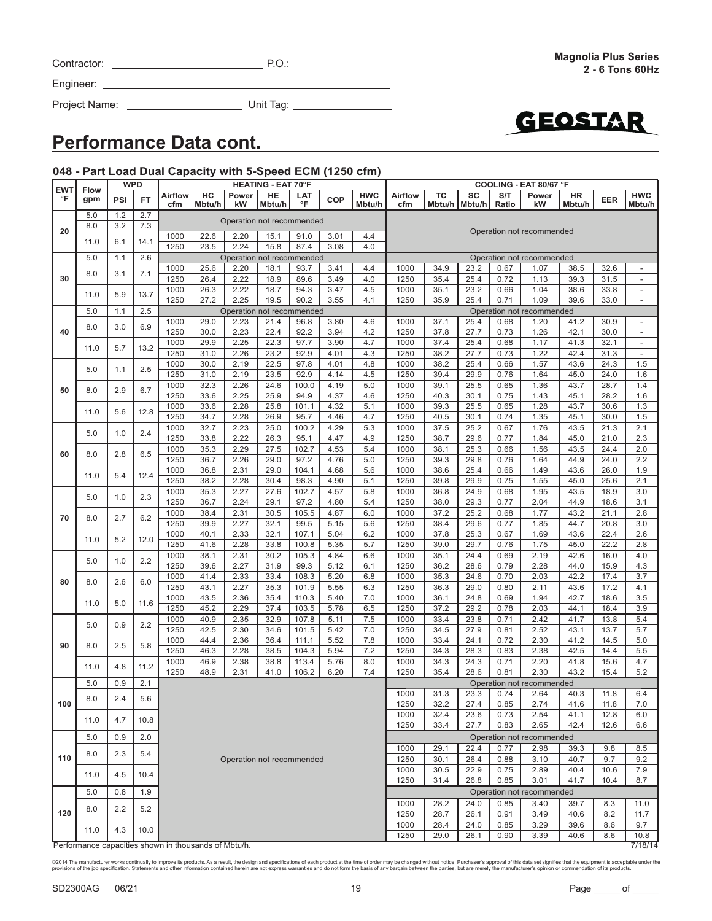Contractor: ____________________ P.O.: ____________

Engineer: ________________________________

Project Name: ______________ Unit Tag: ____________

**Magnolia Plus Series**
**2 - 6 Tons 60Hz**

# Performance Data cont.

### 048 - Part Load Dual Capacity with 5-Speed ECM (1250 cfm)

| EWT °F | Flow gpm | WPD PSI | WPD FT | HEATING - EAT 70°F Airflow cfm | HC Mbtu/h | Power kW | HE Mbtu/h | LAT °F | COP | HWC Mbtu/h | COOLING - EAT 80/67 °F Airflow cfm | TC Mbtu/h | SC Mbtu/h | S/T Ratio | Power kW | HR Mbtu/h | EER | HWC Mbtu/h |
|---|---|---|---|---|---|---|---|---|---|---|---|---|---|---|---|---|---|---|
| 20 | 5.0 | 1.2 | 2.7 | Operation not recommended | | | | | | | Operation not recommended | | | | | | | |
| | 8.0 | 3.2 | 7.3 | | | | | | | | | | | | | | | |
| | 11.0 | 6.1 | 14.1 | 1000 | 22.6 | 2.20 | 15.1 | 91.0 | 3.01 | 4.4 | | | | | | | | |
| | | | | 1250 | 23.5 | 2.24 | 15.8 | 87.4 | 3.08 | 4.0 | | | | | | | | |
| 30 | 5.0 | 1.1 | 2.6 | Operation not recommended | | | | | | | Operation not recommended | | | | | | | |
| | 8.0 | 3.1 | 7.1 | 1000 | 25.6 | 2.20 | 18.1 | 93.7 | 3.41 | 4.4 | 1000 | 34.9 | 23.2 | 0.67 | 1.07 | 38.5 | 32.6 | - |
| | | | | 1250 | 26.4 | 2.22 | 18.9 | 89.6 | 3.49 | 4.0 | 1250 | 35.4 | 25.4 | 0.72 | 1.13 | 39.3 | 31.5 | - |
| | 11.0 | 5.9 | 13.7 | 1000 | 26.3 | 2.22 | 18.7 | 94.3 | 3.47 | 4.5 | 1000 | 35.1 | 23.2 | 0.66 | 1.04 | 38.6 | 33.8 | - |
| | | | | 1250 | 27.2 | 2.25 | 19.5 | 90.2 | 3.55 | 4.1 | 1250 | 35.9 | 25.4 | 0.71 | 1.09 | 39.6 | 33.0 | - |
| 40 | 5.0 | 1.1 | 2.5 | Operation not recommended | | | | | | | Operation not recommended | | | | | | | |
| | 8.0 | 3.0 | 6.9 | 1000 | 29.0 | 2.23 | 21.4 | 96.8 | 3.80 | 4.6 | 1000 | 37.1 | 25.4 | 0.68 | 1.20 | 41.2 | 30.9 | - |
| | | | | 1250 | 30.0 | 2.23 | 22.4 | 92.2 | 3.94 | 4.2 | 1250 | 37.8 | 27.7 | 0.73 | 1.26 | 42.1 | 30.0 | - |
| | 11.0 | 5.7 | 13.2 | 1000 | 29.9 | 2.25 | 22.3 | 97.7 | 3.90 | 4.7 | 1000 | 37.4 | 25.4 | 0.68 | 1.17 | 41.3 | 32.1 | - |
| | | | | 1250 | 31.0 | 2.26 | 23.2 | 92.9 | 4.01 | 4.3 | 1250 | 38.2 | 27.7 | 0.73 | 1.22 | 42.4 | 31.3 | - |
| 50 | 5.0 | 1.1 | 2.5 | 1000 | 30.0 | 2.19 | 22.5 | 97.8 | 4.01 | 4.8 | 1000 | 38.2 | 25.4 | 0.66 | 1.57 | 43.6 | 24.3 | 1.5 |
| | | | | 1250 | 31.0 | 2.19 | 23.5 | 92.9 | 4.14 | 4.5 | 1250 | 39.4 | 29.9 | 0.76 | 1.64 | 45.0 | 24.0 | 1.6 |
| | 8.0 | 2.9 | 6.7 | 1000 | 32.3 | 2.26 | 24.6 | 100.0 | 4.19 | 5.0 | 1000 | 39.1 | 25.5 | 0.65 | 1.36 | 43.7 | 28.7 | 1.4 |
| | | | | 1250 | 33.6 | 2.25 | 25.9 | 94.9 | 4.37 | 4.6 | 1250 | 40.3 | 30.1 | 0.75 | 1.43 | 45.1 | 28.2 | 1.6 |
| | 11.0 | 5.6 | 12.8 | 1000 | 33.6 | 2.28 | 25.8 | 101.1 | 4.32 | 5.1 | 1000 | 39.3 | 25.5 | 0.65 | 1.28 | 43.7 | 30.6 | 1.3 |
| | | | | 1250 | 34.7 | 2.28 | 26.9 | 95.7 | 4.46 | 4.7 | 1250 | 40.5 | 30.1 | 0.74 | 1.35 | 45.1 | 30.0 | 1.5 |
| 60 | 5.0 | 1.0 | 2.4 | 1000 | 32.7 | 2.23 | 25.0 | 100.2 | 4.29 | 5.3 | 1000 | 37.5 | 25.2 | 0.67 | 1.76 | 43.5 | 21.3 | 2.1 |
| | | | | 1250 | 33.8 | 2.22 | 26.3 | 95.1 | 4.47 | 4.9 | 1250 | 38.7 | 29.6 | 0.77 | 1.84 | 45.0 | 21.0 | 2.3 |
| | 8.0 | 2.8 | 6.5 | 1000 | 35.3 | 2.29 | 27.5 | 102.7 | 4.53 | 5.4 | 1000 | 38.1 | 25.3 | 0.66 | 1.56 | 43.5 | 24.4 | 2.0 |
| | | | | 1250 | 36.7 | 2.26 | 29.0 | 97.2 | 4.76 | 5.0 | 1250 | 39.3 | 29.8 | 0.76 | 1.64 | 44.9 | 24.0 | 2.2 |
| | 11.0 | 5.4 | 12.4 | 1000 | 36.8 | 2.31 | 29.0 | 104.1 | 4.68 | 5.6 | 1000 | 38.6 | 25.4 | 0.66 | 1.49 | 43.6 | 26.0 | 1.9 |
| | | | | 1250 | 38.2 | 2.28 | 30.4 | 98.3 | 4.90 | 5.1 | 1250 | 39.8 | 29.9 | 0.75 | 1.55 | 45.0 | 25.6 | 2.1 |
| 70 | 5.0 | 1.0 | 2.3 | 1000 | 35.3 | 2.27 | 27.6 | 102.7 | 4.57 | 5.8 | 1000 | 36.8 | 24.9 | 0.68 | 1.95 | 43.5 | 18.9 | 3.0 |
| | | | | 1250 | 36.7 | 2.24 | 29.1 | 97.2 | 4.80 | 5.4 | 1250 | 38.0 | 29.3 | 0.77 | 2.04 | 44.9 | 18.6 | 3.1 |
| | 8.0 | 2.7 | 6.2 | 1000 | 38.4 | 2.31 | 30.5 | 105.5 | 4.87 | 6.0 | 1000 | 37.2 | 25.2 | 0.68 | 1.77 | 43.2 | 21.1 | 2.8 |
| | | | | 1250 | 39.9 | 2.27 | 32.1 | 99.5 | 5.15 | 5.6 | 1250 | 38.4 | 29.6 | 0.77 | 1.85 | 44.7 | 20.8 | 3.0 |
| | 11.0 | 5.2 | 12.0 | 1000 | 40.1 | 2.33 | 32.1 | 107.1 | 5.04 | 6.2 | 1000 | 37.8 | 25.3 | 0.67 | 1.69 | 43.6 | 22.4 | 2.6 |
| | | | | 1250 | 41.6 | 2.28 | 33.8 | 100.8 | 5.35 | 5.7 | 1250 | 39.0 | 29.7 | 0.76 | 1.75 | 45.0 | 22.2 | 2.8 |
| 80 | 5.0 | 1.0 | 2.2 | 1000 | 38.1 | 2.31 | 30.2 | 105.3 | 4.84 | 6.6 | 1000 | 35.1 | 24.4 | 0.69 | 2.19 | 42.6 | 16.0 | 4.0 |
| | | | | 1250 | 39.6 | 2.27 | 31.9 | 99.3 | 5.12 | 6.1 | 1250 | 36.2 | 28.6 | 0.79 | 2.28 | 44.0 | 15.9 | 4.3 |
| | 8.0 | 2.6 | 6.0 | 1000 | 41.4 | 2.33 | 33.4 | 108.3 | 5.20 | 6.8 | 1000 | 35.3 | 24.6 | 0.70 | 2.03 | 42.2 | 17.4 | 3.7 |
| | | | | 1250 | 43.1 | 2.27 | 35.3 | 101.9 | 5.55 | 6.3 | 1250 | 36.3 | 29.0 | 0.80 | 2.11 | 43.6 | 17.2 | 4.1 |
| | 11.0 | 5.0 | 11.6 | 1000 | 43.5 | 2.36 | 35.4 | 110.3 | 5.40 | 7.0 | 1000 | 36.1 | 24.8 | 0.69 | 1.94 | 42.7 | 18.6 | 3.5 |
| | | | | 1250 | 45.2 | 2.29 | 37.4 | 103.5 | 5.78 | 6.5 | 1250 | 37.2 | 29.2 | 0.78 | 2.03 | 44.1 | 18.4 | 3.9 |
| 90 | 5.0 | 0.9 | 2.2 | 1000 | 40.9 | 2.35 | 32.9 | 107.8 | 5.11 | 7.5 | 1000 | 33.4 | 23.8 | 0.71 | 2.42 | 41.7 | 13.8 | 5.4 |
| | | | | 1250 | 42.5 | 2.30 | 34.6 | 101.5 | 5.42 | 7.0 | 1250 | 34.5 | 27.9 | 0.81 | 2.52 | 43.1 | 13.7 | 5.7 |
| | 8.0 | 2.5 | 5.8 | 1000 | 44.4 | 2.36 | 36.4 | 111.1 | 5.52 | 7.8 | 1000 | 33.4 | 24.1 | 0.72 | 2.30 | 41.2 | 14.5 | 5.0 |
| | | | | 1250 | 46.3 | 2.28 | 38.5 | 104.3 | 5.94 | 7.2 | 1250 | 34.3 | 28.3 | 0.83 | 2.38 | 42.5 | 14.4 | 5.5 |
| | 11.0 | 4.8 | 11.2 | 1000 | 46.9 | 2.38 | 38.8 | 113.4 | 5.76 | 8.0 | 1000 | 34.3 | 24.3 | 0.71 | 2.20 | 41.8 | 15.6 | 4.7 |
| | | | | 1250 | 48.9 | 2.31 | 41.0 | 106.2 | 6.20 | 7.4 | 1250 | 35.4 | 28.6 | 0.81 | 2.30 | 43.2 | 15.4 | 5.2 |
| 100 | 5.0 | 0.9 | 2.1 | Operation not recommended | | | | | | | Operation not recommended | | | | | | | |
| | 8.0 | 2.4 | 5.6 | | | | | | | | 1000 | 31.3 | 23.3 | 0.74 | 2.64 | 40.3 | 11.8 | 6.4 |
| | | | | | | | | | | | 1250 | 32.2 | 27.4 | 0.85 | 2.74 | 41.6 | 11.8 | 7.0 |
| | 11.0 | 4.7 | 10.8 | | | | | | | | 1000 | 32.4 | 23.6 | 0.73 | 2.54 | 41.1 | 12.8 | 6.0 |
| | | | | | | | | | | | 1250 | 33.4 | 27.7 | 0.83 | 2.65 | 42.4 | 12.6 | 6.6 |
| 110 | 5.0 | 0.9 | 2.0 | | | | | | | | Operation not recommended | | | | | | | |
| | 8.0 | 2.3 | 5.4 | | | | | | | | 1000 | 29.1 | 22.4 | 0.77 | 2.98 | 39.3 | 9.8 | 8.5 |
| | | | | | | | | | | | 1250 | 30.1 | 26.4 | 0.88 | 3.10 | 40.7 | 9.7 | 9.2 |
| | 11.0 | 4.5 | 10.4 | | | | | | | | 1000 | 30.5 | 22.9 | 0.75 | 2.89 | 40.4 | 10.6 | 7.9 |
| | | | | | | | | | | | 1250 | 31.4 | 26.8 | 0.85 | 3.01 | 41.7 | 10.4 | 8.7 |
| 120 | 5.0 | 0.8 | 1.9 | | | | | | | | Operation not recommended | | | | | | | |
| | 8.0 | 2.2 | 5.2 | | | | | | | | 1000 | 28.2 | 24.0 | 0.85 | 3.40 | 39.7 | 8.3 | 11.0 |
| | | | | | | | | | | | 1250 | 28.7 | 26.1 | 0.91 | 3.49 | 40.6 | 8.2 | 11.7 |
| | 11.0 | 4.3 | 10.0 | | | | | | | | 1000 | 28.4 | 24.0 | 0.85 | 3.29 | 39.6 | 8.6 | 9.7 |
| | | | | | | | | | | | 1250 | 29.0 | 26.1 | 0.90 | 3.39 | 40.6 | 8.6 | 10.8 |

Performance capacities shown in thousands of Mbtu/h.

7/18/14

©2014 The manufacturer works continually to improve its products. As a result, the design and specifications of each product at the time of order may be changed without notice. Purchaser's approval of this data set signifies that the equipment is acceptable under the provisions of the job specification. Statements and other information contained herein are not express warranties and do not form the basis of any bargain between the parties, but are merely the manufacturer's opinion or commendation of its products.

SD2300AG 06/21

Page _____ of _____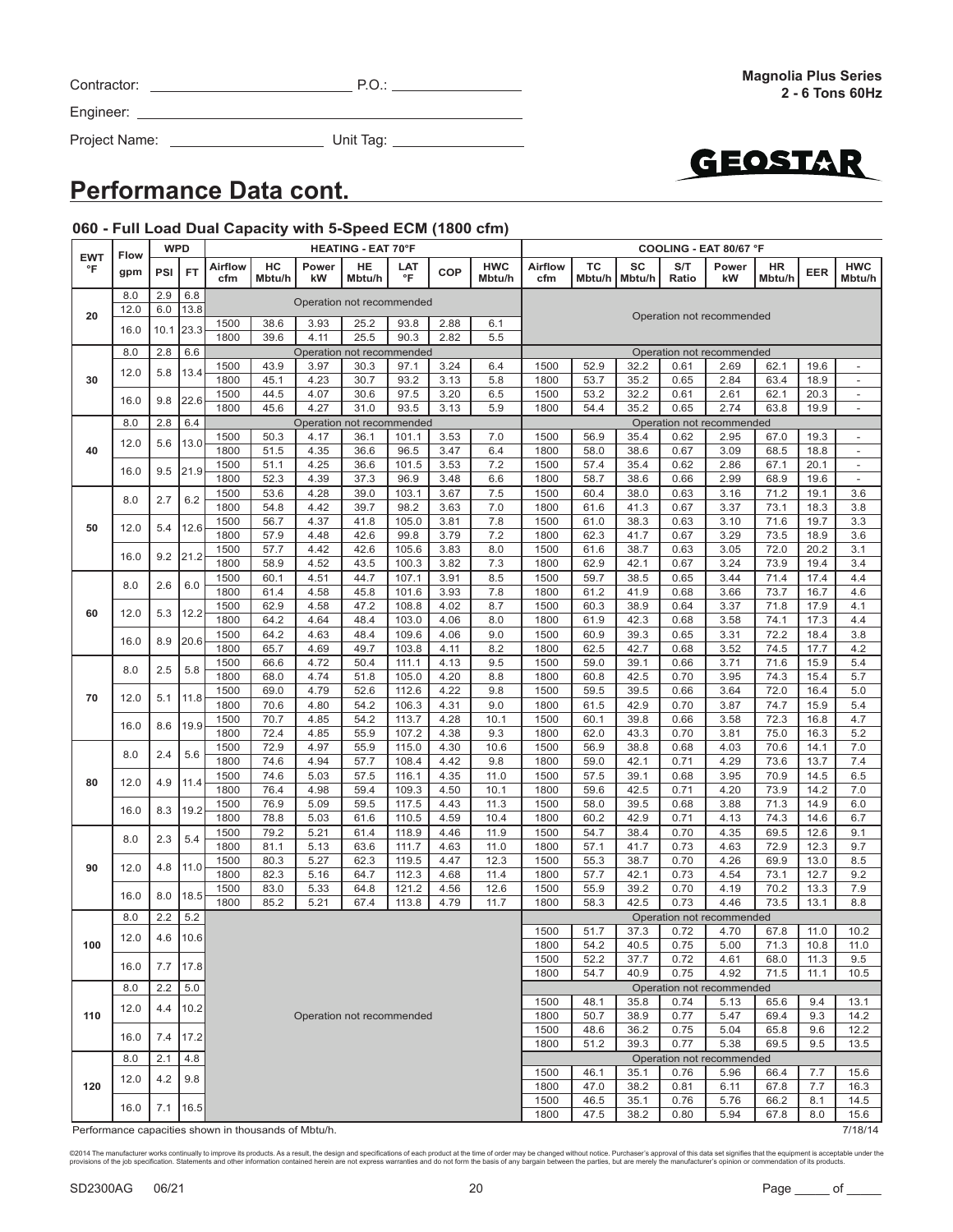Contractor: ______________________ P.O.: ______________

Engineer: ______________________________________

Project Name: __________________ Unit Tag: ______________

**Magnolia Plus Series**
**2 - 6 Tons 60Hz**

# Performance Data cont.

### 060 - Full Load Dual Capacity with 5-Speed ECM (1800 cfm)

| EWT °F | Flow gpm | WPD PSI | WPD FT | HEATING - EAT 70°F Airflow cfm | HC Mbtu/h | Power kW | HE Mbtu/h | LAT °F | COP | HWC Mbtu/h | COOLING - EAT 80/67 °F Airflow cfm | TC Mbtu/h | SC Mbtu/h | S/T Ratio | Power kW | HR Mbtu/h | EER | HWC Mbtu/h |
|---|---|---|---|---|---|---|---|---|---|---|---|---|---|---|---|---|---|---|
| 20 | 8.0 | 2.9 | 6.8 | Operation not recommended | | | | | | | Operation not recommended | | | | | | | |
| | 12.0 | 6.0 | 13.8 | | | | | | | | | | | | | | | |
| | 16.0 | 10.1 | 23.3 | 1500 | 38.6 | 3.93 | 25.2 | 93.8 | 2.88 | 6.1 | | | | | | | | |
| | | | | 1800 | 39.6 | 4.11 | 25.5 | 90.3 | 2.82 | 5.5 | | | | | | | | |
| 30 | 8.0 | 2.8 | 6.6 | Operation not recommended | | | | | | | Operation not recommended | | | | | | | |
| | 12.0 | 5.8 | 13.4 | 1500 | 43.9 | 3.97 | 30.3 | 97.1 | 3.24 | 6.4 | 1500 | 52.9 | 32.2 | 0.61 | 2.69 | 62.1 | 19.6 | - |
| | | | | 1800 | 45.1 | 4.23 | 30.7 | 93.2 | 3.13 | 5.8 | 1800 | 53.7 | 35.2 | 0.65 | 2.84 | 63.4 | 18.9 | - |
| | 16.0 | 9.8 | 22.6 | 1500 | 44.5 | 4.07 | 30.6 | 97.5 | 3.20 | 6.5 | 1500 | 53.2 | 32.2 | 0.61 | 2.61 | 62.1 | 20.3 | - |
| | | | | 1800 | 45.6 | 4.27 | 31.0 | 93.5 | 3.13 | 5.9 | 1800 | 54.4 | 35.2 | 0.65 | 2.74 | 63.8 | 19.9 | - |
| 40 | 8.0 | 2.8 | 6.4 | Operation not recommended | | | | | | | Operation not recommended | | | | | | | |
| | 12.0 | 5.6 | 13.0 | 1500 | 50.3 | 4.17 | 36.1 | 101.1 | 3.53 | 7.0 | 1500 | 56.9 | 35.4 | 0.62 | 2.95 | 67.0 | 19.3 | - |
| | | | | 1800 | 51.5 | 4.35 | 36.6 | 96.5 | 3.47 | 6.4 | 1800 | 58.0 | 38.6 | 0.67 | 3.09 | 68.5 | 18.8 | - |
| | 16.0 | 9.5 | 21.9 | 1500 | 51.1 | 4.25 | 36.6 | 101.5 | 3.53 | 7.2 | 1500 | 57.4 | 35.4 | 0.62 | 2.86 | 67.1 | 20.1 | - |
| | | | | 1800 | 52.3 | 4.39 | 37.3 | 96.9 | 3.48 | 6.6 | 1800 | 58.7 | 38.6 | 0.66 | 2.99 | 68.9 | 19.6 | - |
| 50 | 8.0 | 2.7 | 6.2 | 1500 | 53.6 | 4.28 | 39.0 | 103.1 | 3.67 | 7.5 | 1500 | 60.4 | 38.0 | 0.63 | 3.16 | 71.2 | 19.1 | 3.6 |
| | | | | 1800 | 54.8 | 4.42 | 39.7 | 98.2 | 3.63 | 7.0 | 1800 | 61.6 | 41.3 | 0.67 | 3.37 | 73.1 | 18.3 | 3.8 |
| | 12.0 | 5.4 | 12.6 | 1500 | 56.7 | 4.37 | 41.8 | 105.0 | 3.81 | 7.8 | 1500 | 61.0 | 38.3 | 0.63 | 3.10 | 71.6 | 19.7 | 3.3 |
| | | | | 1800 | 57.9 | 4.48 | 42.6 | 99.8 | 3.79 | 7.2 | 1800 | 62.3 | 41.7 | 0.67 | 3.29 | 73.5 | 18.9 | 3.6 |
| | 16.0 | 9.2 | 21.2 | 1500 | 57.7 | 4.42 | 42.6 | 105.6 | 3.83 | 8.0 | 1500 | 61.6 | 38.7 | 0.63 | 3.05 | 72.0 | 20.2 | 3.1 |
| | | | | 1800 | 58.9 | 4.52 | 43.5 | 100.3 | 3.82 | 7.3 | 1800 | 62.9 | 42.1 | 0.67 | 3.24 | 73.9 | 19.4 | 3.4 |
| 60 | 8.0 | 2.6 | 6.0 | 1500 | 60.1 | 4.51 | 44.7 | 107.1 | 3.91 | 8.5 | 1500 | 59.7 | 38.5 | 0.65 | 3.44 | 71.4 | 17.4 | 4.4 |
| | | | | 1800 | 61.4 | 4.58 | 45.8 | 101.6 | 3.93 | 7.8 | 1800 | 61.2 | 41.9 | 0.68 | 3.66 | 73.7 | 16.7 | 4.6 |
| | 12.0 | 5.3 | 12.2 | 1500 | 62.9 | 4.58 | 47.2 | 108.8 | 4.02 | 8.7 | 1500 | 60.3 | 38.9 | 0.64 | 3.37 | 71.8 | 17.9 | 4.1 |
| | | | | 1800 | 64.2 | 4.64 | 48.4 | 103.0 | 4.06 | 8.0 | 1800 | 61.9 | 42.3 | 0.68 | 3.58 | 74.1 | 17.3 | 4.4 |
| | 16.0 | 8.9 | 20.6 | 1500 | 64.2 | 4.63 | 48.4 | 109.6 | 4.06 | 9.0 | 1500 | 60.9 | 39.3 | 0.65 | 3.31 | 72.2 | 18.4 | 3.8 |
| | | | | 1800 | 65.7 | 4.69 | 49.7 | 103.8 | 4.11 | 8.2 | 1800 | 62.5 | 42.7 | 0.68 | 3.52 | 74.5 | 17.7 | 4.2 |
| 70 | 8.0 | 2.5 | 5.8 | 1500 | 66.6 | 4.72 | 50.4 | 111.1 | 4.13 | 9.5 | 1500 | 59.0 | 39.1 | 0.66 | 3.71 | 71.6 | 15.9 | 5.4 |
| | | | | 1800 | 68.0 | 4.74 | 51.8 | 105.0 | 4.20 | 8.8 | 1800 | 60.8 | 42.5 | 0.70 | 3.95 | 74.3 | 15.4 | 5.7 |
| | 12.0 | 5.1 | 11.8 | 1500 | 69.0 | 4.79 | 52.6 | 112.6 | 4.22 | 9.8 | 1500 | 59.5 | 39.5 | 0.66 | 3.64 | 72.0 | 16.4 | 5.0 |
| | | | | 1800 | 70.6 | 4.80 | 54.2 | 106.3 | 4.31 | 9.0 | 1800 | 61.5 | 42.9 | 0.70 | 3.87 | 74.7 | 15.9 | 5.4 |
| | 16.0 | 8.6 | 19.9 | 1500 | 70.7 | 4.85 | 54.2 | 113.7 | 4.28 | 10.1 | 1500 | 60.1 | 39.8 | 0.66 | 3.58 | 72.3 | 16.8 | 4.7 |
| | | | | 1800 | 72.4 | 4.85 | 55.9 | 107.2 | 4.38 | 9.3 | 1800 | 62.0 | 43.3 | 0.70 | 3.81 | 75.0 | 16.3 | 5.2 |
| 80 | 8.0 | 2.4 | 5.6 | 1500 | 72.9 | 4.97 | 55.9 | 115.0 | 4.30 | 10.6 | 1500 | 56.9 | 38.8 | 0.68 | 4.03 | 70.6 | 14.1 | 7.0 |
| | | | | 1800 | 74.6 | 4.94 | 57.7 | 108.4 | 4.42 | 9.8 | 1800 | 59.0 | 42.1 | 0.71 | 4.29 | 73.6 | 13.7 | 7.4 |
| | 12.0 | 4.9 | 11.4 | 1500 | 74.6 | 5.03 | 57.5 | 116.1 | 4.35 | 11.0 | 1500 | 57.5 | 39.1 | 0.68 | 3.95 | 70.9 | 14.5 | 6.5 |
| | | | | 1800 | 76.4 | 4.98 | 59.4 | 109.3 | 4.50 | 10.1 | 1800 | 59.6 | 42.5 | 0.71 | 4.20 | 73.9 | 14.2 | 7.0 |
| | 16.0 | 8.3 | 19.2 | 1500 | 76.9 | 5.09 | 59.5 | 117.5 | 4.43 | 11.3 | 1500 | 58.0 | 39.5 | 0.68 | 3.88 | 71.3 | 14.9 | 6.0 |
| | | | | 1800 | 78.8 | 5.03 | 61.6 | 110.5 | 4.59 | 10.4 | 1800 | 60.2 | 42.9 | 0.71 | 4.13 | 74.3 | 14.6 | 6.7 |
| 90 | 8.0 | 2.3 | 5.4 | 1500 | 79.2 | 5.21 | 61.4 | 118.9 | 4.46 | 11.9 | 1500 | 54.7 | 38.4 | 0.70 | 4.35 | 69.5 | 12.6 | 9.1 |
| | | | | 1800 | 81.1 | 5.13 | 63.6 | 111.7 | 4.63 | 11.0 | 1800 | 57.1 | 41.7 | 0.73 | 4.63 | 72.9 | 12.3 | 9.7 |
| | 12.0 | 4.8 | 11.0 | 1500 | 80.3 | 5.27 | 62.3 | 119.5 | 4.47 | 12.3 | 1500 | 55.3 | 38.7 | 0.70 | 4.26 | 69.9 | 13.0 | 8.5 |
| | | | | 1800 | 82.3 | 5.16 | 64.7 | 112.3 | 4.68 | 11.4 | 1800 | 57.7 | 42.1 | 0.73 | 4.54 | 73.1 | 12.7 | 9.2 |
| | 16.0 | 8.0 | 18.5 | 1500 | 83.0 | 5.33 | 64.8 | 121.2 | 4.56 | 12.6 | 1500 | 55.9 | 39.2 | 0.70 | 4.19 | 70.2 | 13.3 | 7.9 |
| | | | | 1800 | 85.2 | 5.21 | 67.4 | 113.8 | 4.79 | 11.7 | 1800 | 58.3 | 42.5 | 0.73 | 4.46 | 73.5 | 13.1 | 8.8 |
| 100 | 8.0 | 2.2 | 5.2 | Operation not recommended | | | | | | | Operation not recommended | | | | | | | |
| | 12.0 | 4.6 | 10.6 | | | | | | | | 1500 | 51.7 | 37.3 | 0.72 | 4.70 | 67.8 | 11.0 | 10.2 |
| | | | | | | | | | | | 1800 | 54.2 | 40.5 | 0.75 | 5.00 | 71.3 | 10.8 | 11.0 |
| | 16.0 | 7.7 | 17.8 | | | | | | | | 1500 | 52.2 | 37.7 | 0.72 | 4.61 | 68.0 | 11.3 | 9.5 |
| | | | | | | | | | | | 1800 | 54.7 | 40.9 | 0.75 | 4.92 | 71.5 | 11.1 | 10.5 |
| 110 | 8.0 | 2.2 | 5.0 | | | | | | | | Operation not recommended | | | | | | | |
| | 12.0 | 4.4 | 10.2 | | | | | | | | 1500 | 48.1 | 35.8 | 0.74 | 5.13 | 65.6 | 9.4 | 13.1 |
| | | | | | | | | | | | 1800 | 50.7 | 38.9 | 0.77 | 5.47 | 69.4 | 9.3 | 14.2 |
| | 16.0 | 7.4 | 17.2 | | | | | | | | 1500 | 48.6 | 36.2 | 0.75 | 5.04 | 65.8 | 9.6 | 12.2 |
| | | | | | | | | | | | 1800 | 51.2 | 39.3 | 0.77 | 5.38 | 69.5 | 9.5 | 13.5 |
| 120 | 8.0 | 2.1 | 4.8 | | | | | | | | Operation not recommended | | | | | | | |
| | 12.0 | 4.2 | 9.8 | | | | | | | | 1500 | 46.1 | 35.1 | 0.76 | 5.96 | 66.4 | 7.7 | 15.6 |
| | | | | | | | | | | | 1800 | 47.0 | 38.2 | 0.81 | 6.11 | 67.8 | 7.7 | 16.3 |
| | 16.0 | 7.1 | 16.5 | | | | | | | | 1500 | 46.5 | 35.1 | 0.76 | 5.76 | 66.2 | 8.1 | 14.5 |
| | | | | | | | | | | | 1800 | 47.5 | 38.2 | 0.80 | 5.94 | 67.8 | 8.0 | 15.6 |

Performance capacities shown in thousands of Mbtu/h.

7/18/14

©2014 The manufacturer works continually to improve its products. As a result, the design and specifications of each product at the time of order may be changed without notice. Purchaser's approval of this data set signifies that the equipment is acceptable under the provisions of the job specification. Statements and other information contained herein are not express warranties and do not form the basis of any bargain between the parties, but are merely the manufacturer's opinion or commendation of its products.

SD2300AG 06/21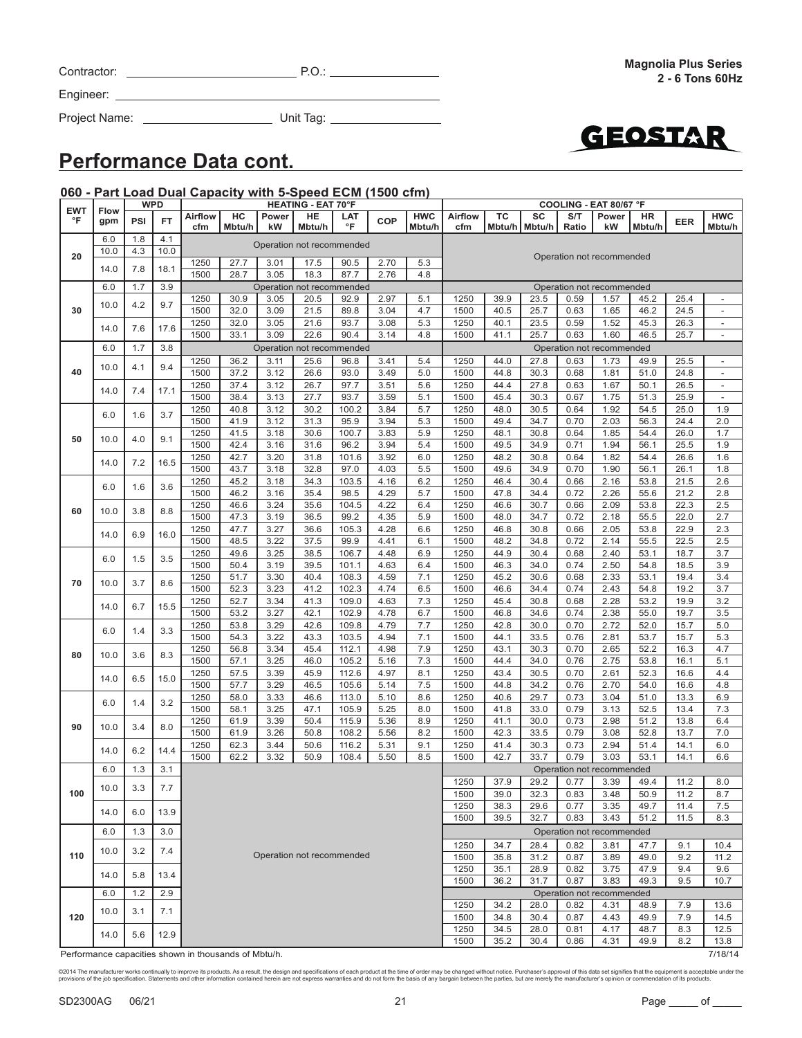Contractor: ______________________ P.O.: ______________

Engineer: ____________________________________________

Project Name: __________________ Unit Tag: ______________

**Magnolia Plus Series**
**2 - 6 Tons 60Hz**

GEOSTAR

# Performance Data cont.

### 060 - Part Load Dual Capacity with 5-Speed ECM (1500 cfm)

| EWT °F | Flow gpm | WPD PSI | WPD FT | HEATING - EAT 70°F Airflow cfm | HC Mbtu/h | Power kW | HE Mbtu/h | LAT °F | COP | HWC Mbtu/h | COOLING - EAT 80/67 °F Airflow cfm | TC Mbtu/h | SC Mbtu/h | S/T Ratio | Power kW | HR Mbtu/h | EER | HWC Mbtu/h |
|---|---|---|---|---|---|---|---|---|---|---|---|---|---|---|---|---|---|---|
| 20 | 6.0 | 1.8 | 4.1 | Operation not recommended | | | | | | | Operation not recommended | | | | | | | |
| | 10.0 | 4.3 | 10.0 | Operation not recommended | | | | | | | | | | | | | | |
| | 14.0 | 7.8 | 18.1 | 1250 | 27.7 | 3.01 | 17.5 | 90.5 | 2.70 | 5.3 | | | | | | | | |
| | | | | 1500 | 28.7 | 3.05 | 18.3 | 87.7 | 2.76 | 4.8 | | | | | | | | |
| 30 | 6.0 | 1.7 | 3.9 | Operation not recommended | | | | | | | Operation not recommended | | | | | | | |
| | 10.0 | 4.2 | 9.7 | 1250 | 30.9 | 3.05 | 20.5 | 92.9 | 2.97 | 5.1 | 1250 | 39.9 | 23.5 | 0.59 | 1.57 | 45.2 | 25.4 | - |
| | | | | 1500 | 32.0 | 3.09 | 21.5 | 89.8 | 3.04 | 4.7 | 1500 | 40.5 | 25.7 | 0.63 | 1.65 | 46.2 | 24.5 | - |
| | 14.0 | 7.6 | 17.6 | 1250 | 32.0 | 3.05 | 21.6 | 93.7 | 3.08 | 5.3 | 1250 | 40.1 | 23.5 | 0.59 | 1.52 | 45.3 | 26.3 | - |
| | | | | 1500 | 33.1 | 3.09 | 22.6 | 90.4 | 3.14 | 4.8 | 1500 | 41.1 | 25.7 | 0.63 | 1.60 | 46.5 | 25.7 | - |
| 40 | 6.0 | 1.7 | 3.8 | Operation not recommended | | | | | | | Operation not recommended | | | | | | | |
| | 10.0 | 4.1 | 9.4 | 1250 | 36.2 | 3.11 | 25.6 | 96.8 | 3.41 | 5.4 | 1250 | 44.0 | 27.8 | 0.63 | 1.73 | 49.9 | 25.5 | - |
| | | | | 1500 | 37.2 | 3.12 | 26.6 | 93.0 | 3.49 | 5.0 | 1500 | 44.8 | 30.3 | 0.68 | 1.81 | 51.0 | 24.8 | - |
| | 14.0 | 7.4 | 17.1 | 1250 | 37.4 | 3.12 | 26.7 | 97.7 | 3.51 | 5.6 | 1250 | 44.4 | 27.8 | 0.63 | 1.67 | 50.1 | 26.5 | - |
| | | | | 1500 | 38.4 | 3.13 | 27.7 | 93.7 | 3.59 | 5.1 | 1500 | 45.4 | 30.3 | 0.67 | 1.75 | 51.3 | 25.9 | - |
| 50 | 6.0 | 1.6 | 3.7 | 1250 | 40.8 | 3.12 | 30.2 | 100.2 | 3.84 | 5.7 | 1250 | 48.0 | 30.5 | 0.64 | 1.92 | 54.5 | 25.0 | 1.9 |
| | | | | 1500 | 41.9 | 3.12 | 31.3 | 95.9 | 3.94 | 5.3 | 1500 | 49.4 | 34.7 | 0.70 | 2.03 | 56.3 | 24.4 | 2.0 |
| | 10.0 | 4.0 | 9.1 | 1250 | 41.5 | 3.18 | 30.6 | 100.7 | 3.83 | 5.9 | 1250 | 48.1 | 30.8 | 0.64 | 1.85 | 54.4 | 26.0 | 1.7 |
| | | | | 1500 | 42.4 | 3.16 | 31.6 | 96.2 | 3.94 | 5.4 | 1500 | 49.5 | 34.9 | 0.71 | 1.94 | 56.1 | 25.5 | 1.9 |
| | 14.0 | 7.2 | 16.5 | 1250 | 42.7 | 3.20 | 31.8 | 101.6 | 3.92 | 6.0 | 1250 | 48.2 | 30.8 | 0.64 | 1.82 | 54.4 | 26.6 | 1.6 |
| | | | | 1500 | 43.7 | 3.18 | 32.8 | 97.0 | 4.03 | 5.5 | 1500 | 49.6 | 34.9 | 0.70 | 1.90 | 56.1 | 26.1 | 1.8 |
| 60 | 6.0 | 1.6 | 3.6 | 1250 | 45.2 | 3.18 | 34.3 | 103.5 | 4.16 | 6.2 | 1250 | 46.4 | 30.4 | 0.66 | 2.16 | 53.8 | 21.5 | 2.6 |
| | | | | 1500 | 46.2 | 3.16 | 35.4 | 98.5 | 4.29 | 5.7 | 1500 | 47.8 | 34.4 | 0.72 | 2.26 | 55.6 | 21.2 | 2.8 |
| | 10.0 | 3.8 | 8.8 | 1250 | 46.6 | 3.24 | 35.6 | 104.5 | 4.22 | 6.4 | 1250 | 46.6 | 30.7 | 0.66 | 2.09 | 53.8 | 22.3 | 2.5 |
| | | | | 1500 | 47.3 | 3.19 | 36.5 | 99.2 | 4.35 | 5.9 | 1500 | 48.0 | 34.7 | 0.72 | 2.18 | 55.5 | 22.0 | 2.7 |
| | 14.0 | 6.9 | 16.0 | 1250 | 47.7 | 3.27 | 36.6 | 105.3 | 4.28 | 6.6 | 1250 | 46.8 | 30.8 | 0.66 | 2.05 | 53.8 | 22.9 | 2.3 |
| | | | | 1500 | 48.5 | 3.22 | 37.5 | 99.9 | 4.41 | 6.1 | 1500 | 48.2 | 34.8 | 0.72 | 2.14 | 55.5 | 22.5 | 2.5 |
| 70 | 6.0 | 1.5 | 3.5 | 1250 | 49.6 | 3.25 | 38.5 | 106.7 | 4.48 | 6.9 | 1250 | 44.9 | 30.4 | 0.68 | 2.40 | 53.1 | 18.7 | 3.7 |
| | | | | 1500 | 50.4 | 3.19 | 39.5 | 101.1 | 4.63 | 6.4 | 1500 | 46.3 | 34.0 | 0.74 | 2.50 | 54.8 | 18.5 | 3.9 |
| | 10.0 | 3.7 | 8.6 | 1250 | 51.7 | 3.30 | 40.4 | 108.3 | 4.59 | 7.1 | 1250 | 45.2 | 30.6 | 0.68 | 2.33 | 53.1 | 19.4 | 3.4 |
| | | | | 1500 | 52.3 | 3.23 | 41.2 | 102.3 | 4.74 | 6.5 | 1500 | 46.6 | 34.4 | 0.74 | 2.43 | 54.8 | 19.2 | 3.7 |
| | 14.0 | 6.7 | 15.5 | 1250 | 52.7 | 3.34 | 41.3 | 109.0 | 4.63 | 7.3 | 1250 | 45.4 | 30.8 | 0.68 | 2.28 | 53.2 | 19.9 | 3.2 |
| | | | | 1500 | 53.2 | 3.27 | 42.1 | 102.9 | 4.78 | 6.7 | 1500 | 46.8 | 34.6 | 0.74 | 2.38 | 55.0 | 19.7 | 3.5 |
| 80 | 6.0 | 1.4 | 3.3 | 1250 | 53.8 | 3.29 | 42.6 | 109.8 | 4.79 | 7.7 | 1250 | 42.8 | 30.0 | 0.70 | 2.72 | 52.0 | 15.7 | 5.0 |
| | | | | 1500 | 54.3 | 3.22 | 43.3 | 103.5 | 4.94 | 7.1 | 1500 | 44.1 | 33.5 | 0.76 | 2.81 | 53.7 | 15.7 | 5.3 |
| | 10.0 | 3.6 | 8.3 | 1250 | 56.8 | 3.34 | 45.4 | 112.1 | 4.98 | 7.9 | 1250 | 43.1 | 30.3 | 0.70 | 2.65 | 52.2 | 16.3 | 4.7 |
| | | | | 1500 | 57.1 | 3.25 | 46.0 | 105.2 | 5.16 | 7.3 | 1500 | 44.4 | 34.0 | 0.76 | 2.75 | 53.8 | 16.1 | 5.1 |
| | 14.0 | 6.5 | 15.0 | 1250 | 57.5 | 3.39 | 45.9 | 112.6 | 4.97 | 8.1 | 1250 | 43.4 | 30.5 | 0.70 | 2.61 | 52.3 | 16.6 | 4.4 |
| | | | | 1500 | 57.7 | 3.29 | 46.5 | 105.6 | 5.14 | 7.5 | 1500 | 44.8 | 34.2 | 0.76 | 2.70 | 54.0 | 16.6 | 4.8 |
| 90 | 6.0 | 1.4 | 3.2 | 1250 | 58.0 | 3.33 | 46.6 | 113.0 | 5.10 | 8.6 | 1250 | 40.6 | 29.7 | 0.73 | 3.04 | 51.0 | 13.3 | 6.9 |
| | | | | 1500 | 58.1 | 3.25 | 47.1 | 105.9 | 5.25 | 8.0 | 1500 | 41.8 | 33.0 | 0.79 | 3.13 | 52.5 | 13.4 | 7.3 |
| | 10.0 | 3.4 | 8.0 | 1250 | 61.9 | 3.39 | 50.4 | 115.9 | 5.36 | 8.9 | 1250 | 41.1 | 30.0 | 0.73 | 2.98 | 51.2 | 13.8 | 6.4 |
| | | | | 1500 | 61.9 | 3.26 | 50.8 | 108.2 | 5.56 | 8.2 | 1500 | 42.3 | 33.5 | 0.79 | 3.08 | 52.8 | 13.7 | 7.0 |
| | 14.0 | 6.2 | 14.4 | 1250 | 62.3 | 3.44 | 50.6 | 116.2 | 5.31 | 9.1 | 1250 | 41.4 | 30.3 | 0.73 | 2.94 | 51.4 | 14.1 | 6.0 |
| | | | | 1500 | 62.2 | 3.32 | 50.9 | 108.4 | 5.50 | 8.5 | 1500 | 42.7 | 33.7 | 0.79 | 3.03 | 53.1 | 14.1 | 6.6 |
| 100 | 6.0 | 1.3 | 3.1 | Operation not recommended | | | | | | | Operation not recommended | | | | | | | |
| | 10.0 | 3.3 | 7.7 | | | | | | | | 1250 | 37.9 | 29.2 | 0.77 | 3.39 | 49.4 | 11.2 | 8.0 |
| | | | | | | | | | | | 1500 | 39.0 | 32.3 | 0.83 | 3.48 | 50.9 | 11.2 | 8.7 |
| | 14.0 | 6.0 | 13.9 | | | | | | | | 1250 | 38.3 | 29.6 | 0.77 | 3.35 | 49.7 | 11.4 | 7.5 |
| | | | | | | | | | | | 1500 | 39.5 | 32.7 | 0.83 | 3.43 | 51.2 | 11.5 | 8.3 |
| 110 | 6.0 | 1.3 | 3.0 | | | | | | | | Operation not recommended | | | | | | | |
| | 10.0 | 3.2 | 7.4 | | | | | | | | 1250 | 34.7 | 28.4 | 0.82 | 3.81 | 47.7 | 9.1 | 10.4 |
| | | | | | | | | | | | 1500 | 35.8 | 31.2 | 0.87 | 3.89 | 49.0 | 9.2 | 11.2 |
| | 14.0 | 5.8 | 13.4 | | | | | | | | 1250 | 35.1 | 28.9 | 0.82 | 3.75 | 47.9 | 9.4 | 9.6 |
| | | | | | | | | | | | 1500 | 36.2 | 31.7 | 0.87 | 3.83 | 49.3 | 9.5 | 10.7 |
| 120 | 6.0 | 1.2 | 2.9 | | | | | | | | Operation not recommended | | | | | | | |
| | 10.0 | 3.1 | 7.1 | | | | | | | | 1250 | 34.2 | 28.0 | 0.82 | 4.31 | 48.9 | 7.9 | 13.6 |
| | | | | | | | | | | | 1500 | 34.8 | 30.4 | 0.87 | 4.43 | 49.9 | 7.9 | 14.5 |
| | 14.0 | 5.6 | 12.9 | | | | | | | | 1250 | 34.5 | 28.0 | 0.81 | 4.17 | 48.7 | 8.3 | 12.5 |
| | | | | | | | | | | | 1500 | 35.2 | 30.4 | 0.86 | 4.31 | 49.9 | 8.2 | 13.8 |

Performance capacities shown in thousands of Mbtu/h.

7/18/14

©2014 The manufacturer works continually to improve its products. As a result, the design and specifications of each product at the time of order may be changed without notice. Purchaser's approval of this data set signifies that the equipment is acceptable under the provisions of the job specification. Statements and other information contained herein are not express warranties and do not form the basis of any bargain between the parties, but are merely the manufacturer's opinion or commendation of its products.

SD2300AG 06/21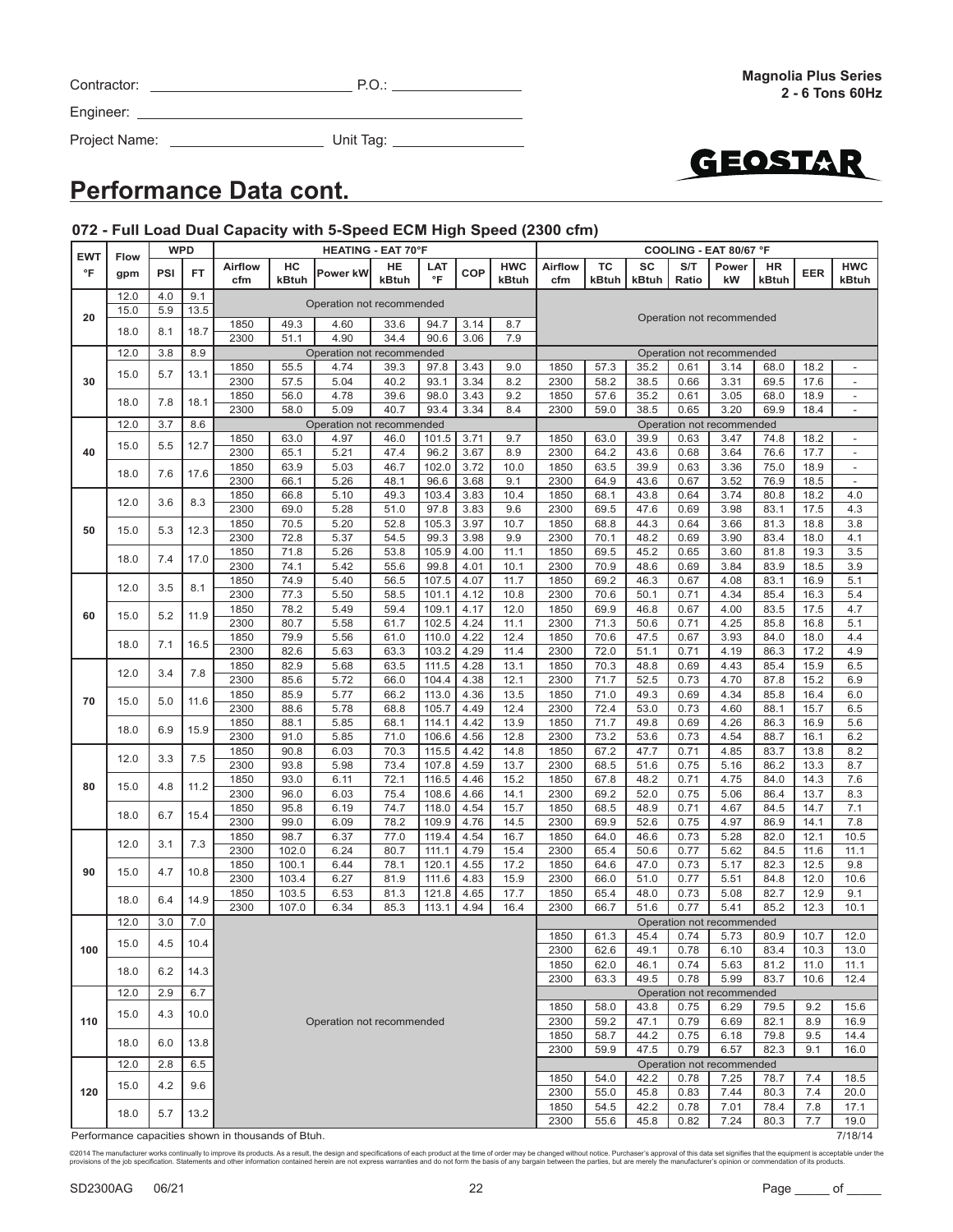Contractor: ____________________ P.O.: ______________

Engineer: ____________________

Project Name: ______________ Unit Tag: ______________

**Magnolia Plus Series**
**2 - 6 Tons 60Hz**

GEOSTAR

## Performance Data cont.

### 072 - Full Load Dual Capacity with 5-Speed ECM High Speed (2300 cfm)

| EWT °F | Flow gpm | WPD PSI | WPD FT | HEATING - EAT 70°F Airflow cfm | HC kBtuh | Power kW | HE kBtuh | LAT °F | COP | HWC kBtuh | COOLING - EAT 80/67 °F Airflow cfm | TC kBtuh | SC kBtuh | S/T Ratio | Power kW | HR kBtuh | EER | HWC kBtuh |
|---|---|---|---|---|---|---|---|---|---|---|---|---|---|---|---|---|---|---|
| 20 | 12.0 | 4.0 | 9.1 | Operation not recommended | | | | | | | Operation not recommended | | | | | | | |
| | 15.0 | 5.9 | 13.5 | | | | | | | | | | | | | | | |
| | 18.0 | 8.1 | 18.7 | 1850 | 49.3 | 4.60 | 33.6 | 94.7 | 3.14 | 8.7 | | | | | | | | |
| | | | | 2300 | 51.1 | 4.90 | 34.4 | 90.6 | 3.06 | 7.9 | | | | | | | | |
| 30 | 12.0 | 3.8 | 8.9 | Operation not recommended | | | | | | | Operation not recommended | | | | | | | |
| | 15.0 | 5.7 | 13.1 | 1850 | 55.5 | 4.74 | 39.3 | 97.8 | 3.43 | 9.0 | 1850 | 57.3 | 35.2 | 0.61 | 3.14 | 68.0 | 18.2 | - |
| | | | | 2300 | 57.5 | 5.04 | 40.2 | 93.1 | 3.34 | 8.2 | 2300 | 58.2 | 38.5 | 0.66 | 3.31 | 69.5 | 17.6 | - |
| | 18.0 | 7.8 | 18.1 | 1850 | 56.0 | 4.78 | 39.6 | 98.0 | 3.43 | 9.2 | 1850 | 57.6 | 35.2 | 0.61 | 3.05 | 68.0 | 18.9 | - |
| | | | | 2300 | 58.0 | 5.09 | 40.7 | 93.4 | 3.34 | 8.4 | 2300 | 59.0 | 38.5 | 0.65 | 3.20 | 69.9 | 18.4 | - |
| 40 | 12.0 | 3.7 | 8.6 | Operation not recommended | | | | | | | Operation not recommended | | | | | | | |
| | 15.0 | 5.5 | 12.7 | 1850 | 63.0 | 4.97 | 46.0 | 101.5 | 3.71 | 9.7 | 1850 | 63.0 | 39.9 | 0.63 | 3.47 | 74.8 | 18.2 | - |
| | | | | 2300 | 65.1 | 5.21 | 47.4 | 96.2 | 3.67 | 8.9 | 2300 | 64.2 | 43.6 | 0.68 | 3.64 | 76.6 | 17.7 | - |
| | 18.0 | 7.6 | 17.6 | 1850 | 63.9 | 5.03 | 46.7 | 102.0 | 3.72 | 10.0 | 1850 | 63.5 | 39.9 | 0.63 | 3.36 | 75.0 | 18.9 | - |
| | | | | 2300 | 66.1 | 5.26 | 48.1 | 96.6 | 3.68 | 9.1 | 2300 | 64.9 | 43.6 | 0.67 | 3.52 | 76.9 | 18.5 | - |
| 50 | 12.0 | 3.6 | 8.3 | 1850 | 66.8 | 5.10 | 49.3 | 103.4 | 3.83 | 10.4 | 1850 | 68.1 | 43.8 | 0.64 | 3.74 | 80.8 | 18.2 | 4.0 |
| | | | | 2300 | 69.0 | 5.28 | 51.0 | 97.8 | 3.83 | 9.6 | 2300 | 69.5 | 47.6 | 0.69 | 3.98 | 83.1 | 17.5 | 4.3 |
| | 15.0 | 5.3 | 12.3 | 1850 | 70.5 | 5.20 | 52.8 | 105.3 | 3.97 | 10.7 | 1850 | 68.8 | 44.3 | 0.64 | 3.66 | 81.3 | 18.8 | 3.8 |
| | | | | 2300 | 72.8 | 5.37 | 54.5 | 99.3 | 3.98 | 9.9 | 2300 | 70.1 | 48.2 | 0.69 | 3.90 | 83.4 | 18.0 | 4.1 |
| | 18.0 | 7.4 | 17.0 | 1850 | 71.8 | 5.26 | 53.8 | 105.9 | 4.00 | 11.1 | 1850 | 69.5 | 45.2 | 0.65 | 3.60 | 81.8 | 19.3 | 3.5 |
| | | | | 2300 | 74.1 | 5.42 | 55.6 | 99.8 | 4.01 | 10.1 | 2300 | 70.9 | 48.6 | 0.69 | 3.84 | 83.9 | 18.5 | 3.9 |
| 60 | 12.0 | 3.5 | 8.1 | 1850 | 74.9 | 5.40 | 56.5 | 107.5 | 4.07 | 11.7 | 1850 | 69.2 | 46.3 | 0.67 | 4.08 | 83.1 | 16.9 | 5.1 |
| | | | | 2300 | 77.3 | 5.50 | 58.5 | 101.1 | 4.12 | 10.8 | 2300 | 70.6 | 50.1 | 0.71 | 4.34 | 85.4 | 16.3 | 5.4 |
| | 15.0 | 5.2 | 11.9 | 1850 | 78.2 | 5.49 | 59.4 | 109.1 | 4.17 | 12.0 | 1850 | 69.9 | 46.8 | 0.67 | 4.00 | 83.5 | 17.5 | 4.7 |
| | | | | 2300 | 80.7 | 5.58 | 61.7 | 102.5 | 4.24 | 11.1 | 2300 | 71.3 | 50.6 | 0.71 | 4.25 | 85.8 | 16.8 | 5.1 |
| | 18.0 | 7.1 | 16.5 | 1850 | 79.9 | 5.56 | 61.0 | 110.0 | 4.22 | 12.4 | 1850 | 70.6 | 47.5 | 0.67 | 3.93 | 84.0 | 18.0 | 4.4 |
| | | | | 2300 | 82.6 | 5.63 | 63.3 | 103.2 | 4.29 | 11.4 | 2300 | 72.0 | 51.1 | 0.71 | 4.19 | 86.3 | 17.2 | 4.9 |
| 70 | 12.0 | 3.4 | 7.8 | 1850 | 82.9 | 5.68 | 63.5 | 111.5 | 4.28 | 13.1 | 1850 | 70.3 | 48.8 | 0.69 | 4.43 | 85.4 | 15.9 | 6.5 |
| | | | | 2300 | 85.6 | 5.72 | 66.0 | 104.4 | 4.38 | 12.1 | 2300 | 71.7 | 52.5 | 0.73 | 4.70 | 87.8 | 15.2 | 6.9 |
| | 15.0 | 5.0 | 11.6 | 1850 | 85.9 | 5.77 | 66.2 | 113.0 | 4.36 | 13.5 | 1850 | 71.0 | 49.3 | 0.69 | 4.34 | 85.8 | 16.4 | 6.0 |
| | | | | 2300 | 88.6 | 5.78 | 68.8 | 105.7 | 4.49 | 12.4 | 2300 | 72.4 | 53.0 | 0.73 | 4.60 | 88.1 | 15.7 | 6.5 |
| | 18.0 | 6.9 | 15.9 | 1850 | 88.1 | 5.85 | 68.1 | 114.1 | 4.42 | 13.9 | 1850 | 71.7 | 49.8 | 0.69 | 4.26 | 86.3 | 16.9 | 5.6 |
| | | | | 2300 | 91.0 | 5.85 | 71.0 | 106.6 | 4.56 | 12.8 | 2300 | 73.2 | 53.6 | 0.73 | 4.54 | 88.7 | 16.1 | 6.2 |
| 80 | 12.0 | 3.3 | 7.5 | 1850 | 90.8 | 6.03 | 70.3 | 115.5 | 4.42 | 14.8 | 1850 | 67.2 | 47.7 | 0.71 | 4.85 | 83.7 | 13.8 | 8.2 |
| | | | | 2300 | 93.8 | 5.98 | 73.4 | 107.8 | 4.59 | 13.7 | 2300 | 68.5 | 51.6 | 0.75 | 5.16 | 86.2 | 13.3 | 8.7 |
| | 15.0 | 4.8 | 11.2 | 1850 | 93.0 | 6.11 | 72.1 | 116.5 | 4.46 | 15.2 | 1850 | 67.8 | 48.2 | 0.71 | 4.75 | 84.0 | 14.3 | 7.6 |
| | | | | 2300 | 96.0 | 6.03 | 75.4 | 108.6 | 4.66 | 14.1 | 2300 | 69.2 | 52.0 | 0.75 | 5.06 | 86.4 | 13.7 | 8.3 |
| | 18.0 | 6.7 | 15.4 | 1850 | 95.8 | 6.19 | 74.7 | 118.0 | 4.54 | 15.7 | 1850 | 68.5 | 48.9 | 0.71 | 4.67 | 84.5 | 14.7 | 7.1 |
| | | | | 2300 | 99.0 | 6.09 | 78.2 | 109.9 | 4.76 | 14.5 | 2300 | 69.9 | 52.6 | 0.75 | 4.97 | 86.9 | 14.1 | 7.8 |
| 90 | 12.0 | 3.1 | 7.3 | 1850 | 98.7 | 6.37 | 77.0 | 119.4 | 4.54 | 16.7 | 1850 | 64.0 | 46.6 | 0.73 | 5.28 | 82.0 | 12.1 | 10.5 |
| | | | | 2300 | 102.0 | 6.24 | 80.7 | 111.1 | 4.79 | 15.4 | 2300 | 65.4 | 50.6 | 0.77 | 5.62 | 84.5 | 11.6 | 11.1 |
| | 15.0 | 4.7 | 10.8 | 1850 | 100.1 | 6.44 | 78.1 | 120.1 | 4.55 | 17.2 | 1850 | 64.6 | 47.0 | 0.73 | 5.17 | 82.3 | 12.5 | 9.8 |
| | | | | 2300 | 103.4 | 6.27 | 81.9 | 111.6 | 4.83 | 15.9 | 2300 | 66.0 | 51.0 | 0.77 | 5.51 | 84.8 | 12.0 | 10.6 |
| | 18.0 | 6.4 | 14.9 | 1850 | 103.5 | 6.53 | 81.3 | 121.8 | 4.65 | 17.7 | 1850 | 65.4 | 48.0 | 0.73 | 5.08 | 82.7 | 12.9 | 9.1 |
| | | | | 2300 | 107.0 | 6.34 | 85.3 | 113.1 | 4.94 | 16.4 | 2300 | 66.7 | 51.6 | 0.77 | 5.41 | 85.2 | 12.3 | 10.1 |
| 100 | 12.0 | 3.0 | 7.0 | Operation not recommended | | | | | | | Operation not recommended | | | | | | | |
| | 15.0 | 4.5 | 10.4 | | | | | | | | 1850 | 61.3 | 45.4 | 0.74 | 5.73 | 80.9 | 10.7 | 12.0 |
| | | | | | | | | | | | 2300 | 62.6 | 49.1 | 0.78 | 6.10 | 83.4 | 10.3 | 13.0 |
| | 18.0 | 6.2 | 14.3 | | | | | | | | 1850 | 62.0 | 46.1 | 0.74 | 5.63 | 81.2 | 11.0 | 11.1 |
| | | | | | | | | | | | 2300 | 63.3 | 49.5 | 0.78 | 5.99 | 83.7 | 10.6 | 12.4 |
| 110 | 12.0 | 2.9 | 6.7 | | | | | | | | Operation not recommended | | | | | | | |
| | 15.0 | 4.3 | 10.0 | | | | | | | | 1850 | 58.0 | 43.8 | 0.75 | 6.29 | 79.5 | 9.2 | 15.6 |
| | | | | | | | | | | | 2300 | 59.2 | 47.1 | 0.79 | 6.69 | 82.1 | 8.9 | 16.9 |
| | 18.0 | 6.0 | 13.8 | | | | | | | | 1850 | 58.7 | 44.2 | 0.75 | 6.18 | 79.8 | 9.5 | 14.4 |
| | | | | | | | | | | | 2300 | 59.9 | 47.5 | 0.79 | 6.57 | 82.3 | 9.1 | 16.0 |
| 120 | 12.0 | 2.8 | 6.5 | | | | | | | | Operation not recommended | | | | | | | |
| | 15.0 | 4.2 | 9.6 | | | | | | | | 1850 | 54.0 | 42.2 | 0.78 | 7.25 | 78.7 | 7.4 | 18.5 |
| | | | | | | | | | | | 2300 | 55.0 | 45.8 | 0.83 | 7.44 | 80.3 | 7.4 | 20.0 |
| | 18.0 | 5.7 | 13.2 | | | | | | | | 1850 | 54.5 | 42.2 | 0.78 | 7.01 | 78.4 | 7.8 | 17.1 |
| | | | | | | | | | | | 2300 | 55.6 | 45.8 | 0.82 | 7.24 | 80.3 | 7.7 | 19.0 |

Performance capacities shown in thousands of Btuh.

7/18/14

©2014 The manufacturer works continually to improve its products. As a result, the design and specifications of each product at the time of order may be changed without notice. Purchaser's approval of this data set signifies that the equipment is acceptable under the provisions of the job specification. Statements and other information contained herein are not express warranties and do not form the basis of any bargain between the parties, but are merely the manufacturer's opinion or commendation of its products.

SD2300AG 06/21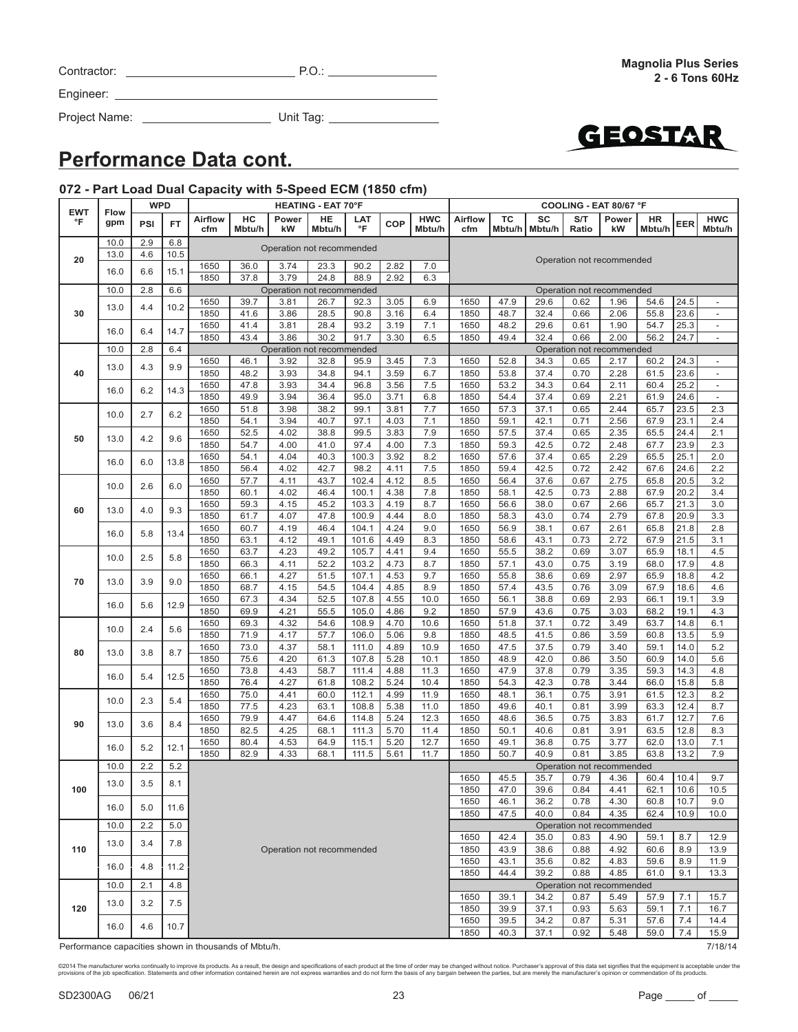Contractor: ____________________ P.O.: ____________

Engineer: ____________________________________

Project Name: ________________ Unit Tag: ____________

**Magnolia Plus Series**
**2 - 6 Tons 60Hz**

# Performance Data cont.

### 072 - Part Load Dual Capacity with 5-Speed ECM (1850 cfm)

| EWT °F | Flow gpm | WPD PSI | WPD FT | HEATING - EAT 70°F Airflow cfm | HC Mbtu/h | Power kW | HE Mbtu/h | LAT °F | COP | HWC Mbtu/h | COOLING - EAT 80/67 °F Airflow cfm | TC Mbtu/h | SC Mbtu/h | S/T Ratio | Power kW | HR Mbtu/h | EER | HWC Mbtu/h |
|---|---|---|---|---|---|---|---|---|---|---|---|---|---|---|---|---|---|---|
| 20 | 10.0 | 2.9 | 6.8 | Operation not recommended | | | | | | | Operation not recommended | | | | | | | |
| | 13.0 | 4.6 | 10.5 | Operation not recommended | | | | | | | | | | | | | | |
| | 16.0 | 6.6 | 15.1 | 1650 | 36.0 | 3.74 | 23.3 | 90.2 | 2.82 | 7.0 | | | | | | | | |
| | | | | 1850 | 37.8 | 3.79 | 24.8 | 88.9 | 2.92 | 6.3 | | | | | | | | |
| 30 | 10.0 | 2.8 | 6.6 | Operation not recommended | | | | | | | Operation not recommended | | | | | | | |
| | 13.0 | 4.4 | 10.2 | 1650 | 39.7 | 3.81 | 26.7 | 92.3 | 3.05 | 6.9 | 1650 | 47.9 | 29.6 | 0.62 | 1.96 | 54.6 | 24.5 | - |
| | | | | 1850 | 41.6 | 3.86 | 28.5 | 90.8 | 3.16 | 6.4 | 1850 | 48.7 | 32.4 | 0.66 | 2.06 | 55.8 | 23.6 | - |
| | 16.0 | 6.4 | 14.7 | 1650 | 41.4 | 3.81 | 28.4 | 93.2 | 3.19 | 7.1 | 1650 | 48.2 | 29.6 | 0.61 | 1.90 | 54.7 | 25.3 | - |
| | | | | 1850 | 43.4 | 3.86 | 30.2 | 91.7 | 3.30 | 6.5 | 1850 | 49.4 | 32.4 | 0.66 | 2.00 | 56.2 | 24.7 | - |
| 40 | 10.0 | 2.8 | 6.4 | Operation not recommended | | | | | | | Operation not recommended | | | | | | | |
| | 13.0 | 4.3 | 9.9 | 1650 | 46.1 | 3.92 | 32.8 | 95.9 | 3.45 | 7.3 | 1650 | 52.8 | 34.3 | 0.65 | 2.17 | 60.2 | 24.3 | - |
| | | | | 1850 | 48.2 | 3.93 | 34.8 | 94.1 | 3.59 | 6.7 | 1850 | 53.8 | 37.4 | 0.70 | 2.28 | 61.5 | 23.6 | - |
| | 16.0 | 6.2 | 14.3 | 1650 | 47.8 | 3.93 | 34.4 | 96.8 | 3.56 | 7.5 | 1650 | 53.2 | 34.3 | 0.64 | 2.11 | 60.4 | 25.2 | - |
| | | | | 1850 | 49.9 | 3.94 | 36.4 | 95.0 | 3.71 | 6.8 | 1850 | 54.4 | 37.4 | 0.69 | 2.21 | 61.9 | 24.6 | - |
| 50 | 10.0 | 2.7 | 6.2 | 1650 | 51.8 | 3.98 | 38.2 | 99.1 | 3.81 | 7.7 | 1650 | 57.3 | 37.1 | 0.65 | 2.44 | 65.7 | 23.5 | 2.3 |
| | | | | 1850 | 54.1 | 3.94 | 40.7 | 97.1 | 4.03 | 7.1 | 1850 | 59.1 | 42.1 | 0.71 | 2.56 | 67.9 | 23.1 | 2.4 |
| | 13.0 | 4.2 | 9.6 | 1650 | 52.5 | 4.02 | 38.8 | 99.5 | 3.83 | 7.9 | 1650 | 57.5 | 37.4 | 0.65 | 2.35 | 65.5 | 24.4 | 2.1 |
| | | | | 1850 | 54.7 | 4.00 | 41.0 | 97.4 | 4.00 | 7.3 | 1850 | 59.3 | 42.5 | 0.72 | 2.48 | 67.7 | 23.9 | 2.3 |
| | 16.0 | 6.0 | 13.8 | 1650 | 54.1 | 4.04 | 40.3 | 100.3 | 3.92 | 8.2 | 1650 | 57.6 | 37.4 | 0.65 | 2.29 | 65.5 | 25.1 | 2.0 |
| | | | | 1850 | 56.4 | 4.02 | 42.7 | 98.2 | 4.11 | 7.5 | 1850 | 59.4 | 42.5 | 0.72 | 2.42 | 67.6 | 24.6 | 2.2 |
| 60 | 10.0 | 2.6 | 6.0 | 1650 | 57.7 | 4.11 | 43.7 | 102.4 | 4.12 | 8.5 | 1650 | 56.4 | 37.6 | 0.67 | 2.75 | 65.8 | 20.5 | 3.2 |
| | | | | 1850 | 60.1 | 4.02 | 46.4 | 100.1 | 4.38 | 7.8 | 1850 | 58.1 | 42.5 | 0.73 | 2.88 | 67.9 | 20.2 | 3.4 |
| | 13.0 | 4.0 | 9.3 | 1650 | 59.3 | 4.15 | 45.2 | 103.3 | 4.19 | 8.7 | 1650 | 56.6 | 38.0 | 0.67 | 2.66 | 65.7 | 21.3 | 3.0 |
| | | | | 1850 | 61.7 | 4.07 | 47.8 | 100.9 | 4.44 | 8.0 | 1850 | 58.3 | 43.0 | 0.74 | 2.79 | 67.8 | 20.9 | 3.3 |
| | 16.0 | 5.8 | 13.4 | 1650 | 60.7 | 4.19 | 46.4 | 104.1 | 4.24 | 9.0 | 1650 | 56.9 | 38.1 | 0.67 | 2.61 | 65.8 | 21.8 | 2.8 |
| | | | | 1850 | 63.1 | 4.12 | 49.1 | 101.6 | 4.49 | 8.3 | 1850 | 58.6 | 43.1 | 0.73 | 2.72 | 67.9 | 21.5 | 3.1 |
| 70 | 10.0 | 2.5 | 5.8 | 1650 | 63.7 | 4.23 | 49.2 | 105.7 | 4.41 | 9.4 | 1650 | 55.5 | 38.2 | 0.69 | 3.07 | 65.9 | 18.1 | 4.5 |
| | | | | 1850 | 66.3 | 4.11 | 52.2 | 103.2 | 4.73 | 8.7 | 1850 | 57.1 | 43.0 | 0.75 | 3.19 | 68.0 | 17.9 | 4.8 |
| | 13.0 | 3.9 | 9.0 | 1650 | 66.1 | 4.27 | 51.5 | 107.1 | 4.53 | 9.7 | 1650 | 55.8 | 38.6 | 0.69 | 2.97 | 65.9 | 18.8 | 4.2 |
| | | | | 1850 | 68.7 | 4.15 | 54.5 | 104.4 | 4.85 | 8.9 | 1850 | 57.4 | 43.5 | 0.76 | 3.09 | 67.9 | 18.6 | 4.6 |
| | 16.0 | 5.6 | 12.9 | 1650 | 67.3 | 4.34 | 52.5 | 107.8 | 4.55 | 10.0 | 1650 | 56.1 | 38.8 | 0.69 | 2.93 | 66.1 | 19.1 | 3.9 |
| | | | | 1850 | 69.9 | 4.21 | 55.5 | 105.0 | 4.86 | 9.2 | 1850 | 57.9 | 43.6 | 0.75 | 3.03 | 68.2 | 19.1 | 4.3 |
| 80 | 10.0 | 2.4 | 5.6 | 1650 | 69.3 | 4.32 | 54.6 | 108.9 | 4.70 | 10.6 | 1650 | 51.8 | 37.1 | 0.72 | 3.49 | 63.7 | 14.8 | 6.1 |
| | | | | 1850 | 71.9 | 4.17 | 57.7 | 106.0 | 5.06 | 9.8 | 1850 | 48.5 | 41.5 | 0.86 | 3.59 | 60.8 | 13.5 | 5.9 |
| | 13.0 | 3.8 | 8.7 | 1650 | 73.0 | 4.37 | 58.1 | 111.0 | 4.89 | 10.9 | 1650 | 47.5 | 37.5 | 0.79 | 3.40 | 59.1 | 14.0 | 5.2 |
| | | | | 1850 | 75.6 | 4.20 | 61.3 | 107.8 | 5.28 | 10.1 | 1850 | 48.9 | 42.0 | 0.86 | 3.50 | 60.9 | 14.0 | 5.6 |
| | 16.0 | 5.4 | 12.5 | 1650 | 73.8 | 4.43 | 58.7 | 111.4 | 4.88 | 11.3 | 1650 | 47.9 | 37.8 | 0.79 | 3.35 | 59.3 | 14.3 | 4.8 |
| | | | | 1850 | 76.4 | 4.27 | 61.8 | 108.2 | 5.24 | 10.4 | 1850 | 54.3 | 42.3 | 0.78 | 3.44 | 66.0 | 15.8 | 5.8 |
| 90 | 10.0 | 2.3 | 5.4 | 1650 | 75.0 | 4.41 | 60.0 | 112.1 | 4.99 | 11.9 | 1650 | 48.1 | 36.1 | 0.75 | 3.91 | 61.5 | 12.3 | 8.2 |
| | | | | 1850 | 77.5 | 4.23 | 63.1 | 108.8 | 5.38 | 11.0 | 1850 | 49.6 | 40.1 | 0.81 | 3.99 | 63.3 | 12.4 | 8.7 |
| | 13.0 | 3.6 | 8.4 | 1650 | 79.9 | 4.47 | 64.6 | 114.8 | 5.24 | 12.3 | 1650 | 48.6 | 36.5 | 0.75 | 3.83 | 61.7 | 12.7 | 7.6 |
| | | | | 1850 | 82.5 | 4.25 | 68.1 | 111.3 | 5.70 | 11.4 | 1850 | 50.1 | 40.6 | 0.81 | 3.91 | 63.5 | 12.8 | 8.3 |
| | 16.0 | 5.2 | 12.1 | 1650 | 80.4 | 4.53 | 64.9 | 115.1 | 5.20 | 12.7 | 1650 | 49.1 | 36.8 | 0.75 | 3.77 | 62.0 | 13.0 | 7.1 |
| | | | | 1850 | 82.9 | 4.33 | 68.1 | 111.5 | 5.61 | 11.7 | 1850 | 50.7 | 40.9 | 0.81 | 3.85 | 63.8 | 13.2 | 7.9 |
| 100 | 10.0 | 2.2 | 5.2 | Operation not recommended | | | | | | | Operation not recommended | | | | | | | |
| | 13.0 | 3.5 | 8.1 | | | | | | | | 1650 | 45.5 | 35.7 | 0.79 | 4.36 | 60.4 | 10.4 | 9.7 |
| | | | | | | | | | | | 1850 | 47.0 | 39.6 | 0.84 | 4.41 | 62.1 | 10.6 | 10.5 |
| | 16.0 | 5.0 | 11.6 | | | | | | | | 1650 | 46.1 | 36.2 | 0.78 | 4.30 | 60.8 | 10.7 | 9.0 |
| | | | | | | | | | | | 1850 | 47.5 | 40.0 | 0.84 | 4.35 | 62.4 | 10.9 | 10.0 |
| 110 | 10.0 | 2.2 | 5.0 | | | | | | | | Operation not recommended | | | | | | | |
| | 13.0 | 3.4 | 7.8 | | | | | | | | 1650 | 42.4 | 35.0 | 0.83 | 4.90 | 59.1 | 8.7 | 12.9 |
| | | | | | | | | | | | 1850 | 43.9 | 38.6 | 0.88 | 4.92 | 60.6 | 8.9 | 13.9 |
| | 16.0 | 4.8 | 11.2 | | | | | | | | 1650 | 43.1 | 35.6 | 0.82 | 4.83 | 59.6 | 8.9 | 11.9 |
| | | | | | | | | | | | 1850 | 44.4 | 39.2 | 0.88 | 4.85 | 61.0 | 9.1 | 13.3 |
| 120 | 10.0 | 2.1 | 4.8 | | | | | | | | Operation not recommended | | | | | | | |
| | 13.0 | 3.2 | 7.5 | | | | | | | | 1650 | 39.1 | 34.2 | 0.87 | 5.49 | 57.9 | 7.1 | 15.7 |
| | | | | | | | | | | | 1850 | 39.9 | 37.1 | 0.93 | 5.63 | 59.1 | 7.1 | 16.7 |
| | 16.0 | 4.6 | 10.7 | | | | | | | | 1650 | 39.5 | 34.2 | 0.87 | 5.31 | 57.6 | 7.4 | 14.4 |
| | | | | | | | | | | | 1850 | 40.3 | 37.1 | 0.92 | 5.48 | 59.0 | 7.4 | 15.9 |

Performance capacities shown in thousands of Mbtu/h.

7/18/14

©2014 The manufacturer works continually to improve its products. As a result, the design and specifications of each product at the time of order may be changed without notice. Purchaser's approval of this data set signifies that the equipment is acceptable under the provisions of the job specification. Statements and other information contained herein are not express warranties and do not form the basis of any bargain between the parties, but are merely the manufacturer's opinion or commendation of its products.

SD2300AG 06/21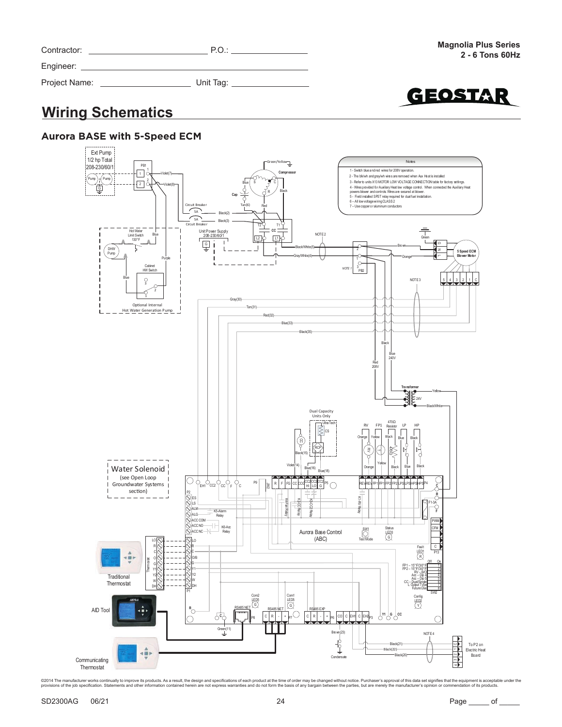Contractor: ______________________ P.O.: ______________

Engineer: ______________________________________

Project Name: __________________ Unit Tag: ______________

**Magnolia Plus Series**
**2 - 6 Tons 60Hz**

# Wiring Schematics

## Aurora BASE with 5-Speed ECM

**Notes**

1 - Switch blue and red wires for 208V operation.
2 - The blk/wh and gray/wh wires are removed when Aux Heat is installed
3 - Refer to units X13 MOTOR LOW VOLTAGE CONNECTION table for factory settings.
4 - Wires provided for Auxiliary Heat low voltage control. When connected the Auxiliary Heat powers blower and controls Wires are secured at blower.
5 - Field installed SPST relay required for dual fuel installation.
6 – All low voltage wiring CLASS 2
7 – Use copper or aluminum conductors

©2014 The manufacturer works continually to improve its products. As a result, the design and specifications of each product at the time of order may be changed without notice. Purchaser's approval of this data set signifies that the equipment is acceptable under the provisions of the job specification. Statements and other information contained herein are not express warranties and do not form the basis of any bargain between the parties, but are merely the manufacturer's opinion or commendation of its products.

SD2300AG 06/21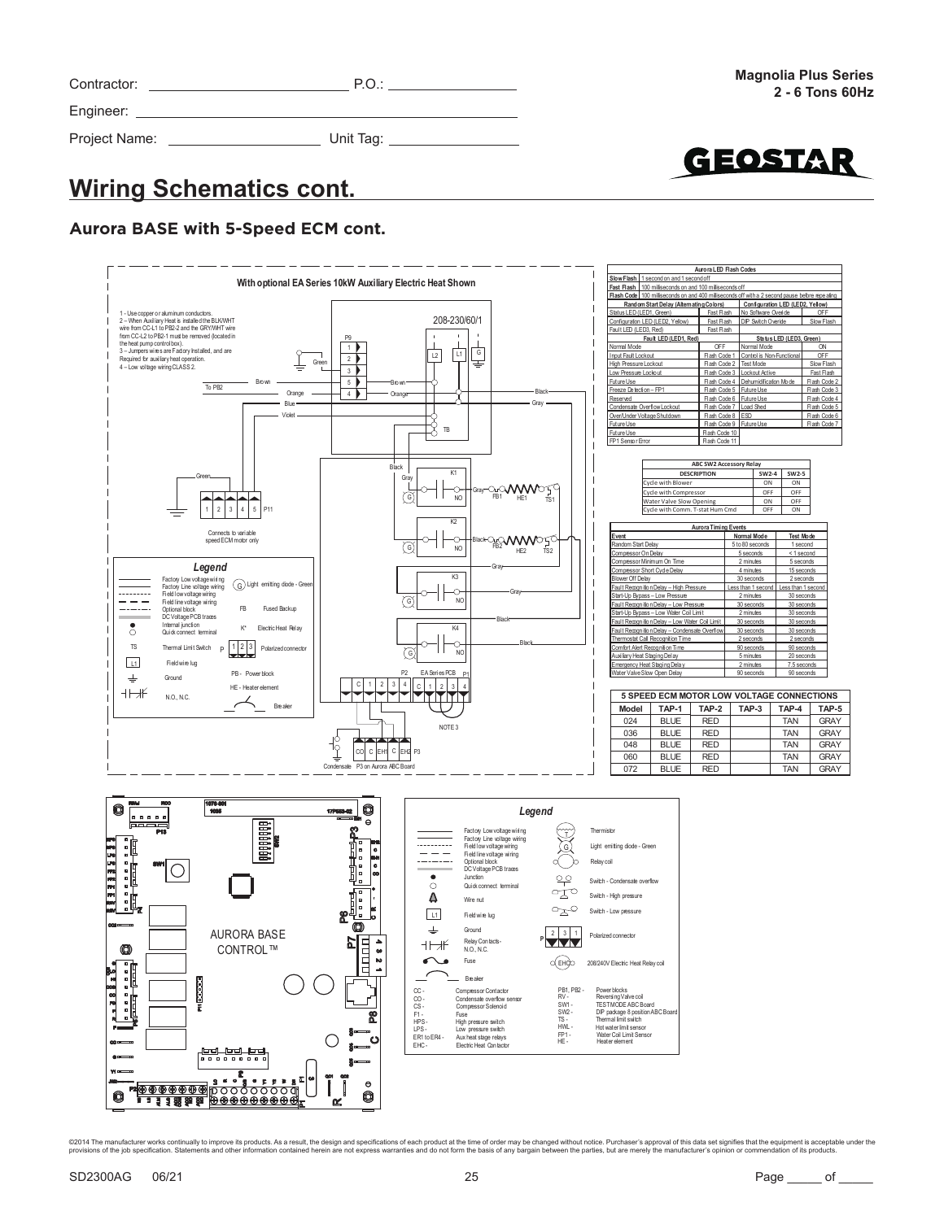Contractor: ______________________ P.O.: ________________

Engineer: ________________________________________

Project Name: __________________ Unit Tag: ______________

**Magnolia Plus Series**
**2 - 6 Tons 60Hz**

# Wiring Schematics cont.

## Aurora BASE with 5-Speed ECM cont.

**With optional EA Series 10kW Auxiliary Electric Heat Shown**

1 - Use copper or aluminum conductors.
2 – When Auxiliary Heat is installed the BLK/WHT wire from CC-L1 to PB2-2 and the GRY/WHT wire from CC-L2 to PB2-1 must be removed (located in the heat pump control box).
3 – Jumpers wires are Factory Installed, and are Required for auxiliary heat operation.
4 – Low voltage wiring CLASS 2.

208-230/60/1

Connects to variable speed ECM motor only

NOTE 3

Condensate P3 on Aurora ABC Board

### Legend

- Factory Low voltage wiring
- Factory Line voltage wiring
- Field low voltage wiring
- Field line voltage wiring
- Optional block
- DC Voltage PCB traces
- Internal junction
- Quick connect terminal
- TS - Thermal Limit Switch
- L1 - Field wire lug
- Ground
- N.O., N.C.
- G - Light emitting diode - Green
- FB - Fused Backup
- K* - Electric Heat Relay
- P - Polarized connector
- PB - Power block
- HE - Heater element
- Breaker

**Aurora LED Flash Codes**

| | |
|---|---|
| Slow Flash | 1 second on and 1 second off |
| Fast Flash | 100 milliseconds on and 100 milliseconds off |
| Flash Code | 100 milliseconds on and 400 milliseconds off with a 2 second pause before repeating |

| Random Start Delay (Alternating Colors) | | Configuration LED (LED2, Yellow) | |
|---|---|---|---|
| Status LED (LED1, Green) | Fast Flash | No Software Overide | OFF |
| Configuration LED (LED2, Yellow) | Fast Flash | DIP Switch Overide | Slow Flash |
| Fault LED (LED3, Red) | Fast Flash | | |
| **Fault LED (LED1, Red)** | | **Status LED (LED3, Green)** | |
| Normal Mode | OFF | Normal Mode | ON |
| Input Fault Lockout | Flash Code 1 | Control is Non-Functional | OFF |
| High Pressure Lockout | Flash Code 2 | Test Mode | Slow Flash |
| Low Pressure Lockout | Flash Code 3 | Lockout Active | Fast Flash |
| Future Use | Flash Code 4 | Dehumidification Mode | Flash Code 2 |
| Freeze Detection – FP1 | Flash Code 5 | Future Use | Flash Code 3 |
| Reserved | Flash Code 6 | Future Use | Flash Code 4 |
| Condensate Overflow Lockout | Flash Code 7 | Load Shed | Flash Code 5 |
| Over/Under Voltage Shutdown | Flash Code 8 | ESD | Flash Code 6 |
| Future Use | Flash Code 9 | Future Use | Flash Code 7 |
| Future Use | Flash Code 10 | | |
| FP1 Sensor Error | Flash Code 11 | | |

**ABC SW2 Accessory Relay**

| DESCRIPTION | SW2-4 | SW2-5 |
|---|---|---|
| Cycle with Blower | ON | ON |
| Cycle with Compressor | OFF | OFF |
| Water Valve Slow Opening | ON | OFF |
| Cycle with Comm. T-stat Hum Cmd | OFF | ON |

**Aurora Timing Events**

| Event | Normal Mode | Test Mode |
|---|---|---|
| Random Start Delay | 5 to 80 seconds | 1 second |
| Compressor On Delay | 5 seconds | < 1 second |
| Compressor Minimum On Time | 2 minutes | 5 seconds |
| Compressor Short Cycle Delay | 4 minutes | 15 seconds |
| Blower Off Delay | 30 seconds | 2 seconds |
| Fault Recognition Delay – High Pressure | Less than 1 second | Less than 1 second |
| Start-Up Bypass – Low Pressure | 2 minutes | 30 seconds |
| Fault Recognition Delay – Low Pressure | 30 seconds | 30 seconds |
| Start-Up Bypass – Low Water Coil Limit | 2 minutes | 30 seconds |
| Fault Recognition Delay – Low Water Coil Limit | 30 seconds | 30 seconds |
| Fault Recognition Delay – Condensate Overflow | 30 seconds | 30 seconds |
| Thermostat Call Recognition Time | 2 seconds | 2 seconds |
| Comfort Alert Recognition Time | 90 seconds | 90 seconds |
| Auxiliary Heat Staging Delay | 5 minutes | 20 seconds |
| Emergency Heat Staging Delay | 2 minutes | 7.5 seconds |
| Water Valve Slow Open Delay | 90 seconds | 90 seconds |

**5 SPEED ECM MOTOR LOW VOLTAGE CONNECTIONS**

| Model | TAP-1 | TAP-2 | TAP-3 | TAP-4 | TAP-5 |
|---|---|---|---|---|---|
| 024 | BLUE | RED | | TAN | GRAY |
| 036 | BLUE | RED | | TAN | GRAY |
| 048 | BLUE | RED | | TAN | GRAY |
| 060 | BLUE | RED | | TAN | GRAY |
| 072 | BLUE | RED | | TAN | GRAY |

AURORA BASE CONTROL™

### Legend

- Factory Low voltage wiring
- Factory Line voltage wiring
- Field low voltage wiring
- Field line voltage wiring
- Optional block
- DC Voltage PCB traces
- Junction
- Quick connect terminal
- Wire nut
- L1 - Field wire lug
- Ground
- Relay Contacts- N.O., N.C.
- Fuse
- Breaker
- T - Thermistor
- G - Light emitting diode - Green
- Relay coil
- Switch - Condensate overflow
- Switch - High pressure
- Switch - Low pressure
- P - Polarized connector
- EHC - 208/240V Electric Heat Relay coil

CC - Compressor Contactor
CO - Condensate overflow sensor
CS - Compressor Solenoid
F1 - Fuse
HPS - High pressure switch
LPS - Low pressure switch
ER1 to ER4 - Aux heat stage relays
EHC - Electric Heat Contactor
PB1, PB2 - Power blocks
RV - Reversing Valve coil
SW1 - TEST MODE ABC Board
SW2 - DIP package 8 position ABC Board
TS - Thermal limit switch
HWL - Hot water limit sensor
FP1 - Water Coil Limit Sensor
HE - Heater element

©2014 The manufacturer works continually to improve its products. As a result, the design and specifications of each product at the time of order may be changed without notice. Purchaser's approval of this data set signifies that the equipment is acceptable under the provisions of the job specification. Statements and other information contained herein are not express warranties and do not form the basis of any bargain between the parties, but are merely the manufacturer's opinion or commendation of its products.

SD2300AG 06/21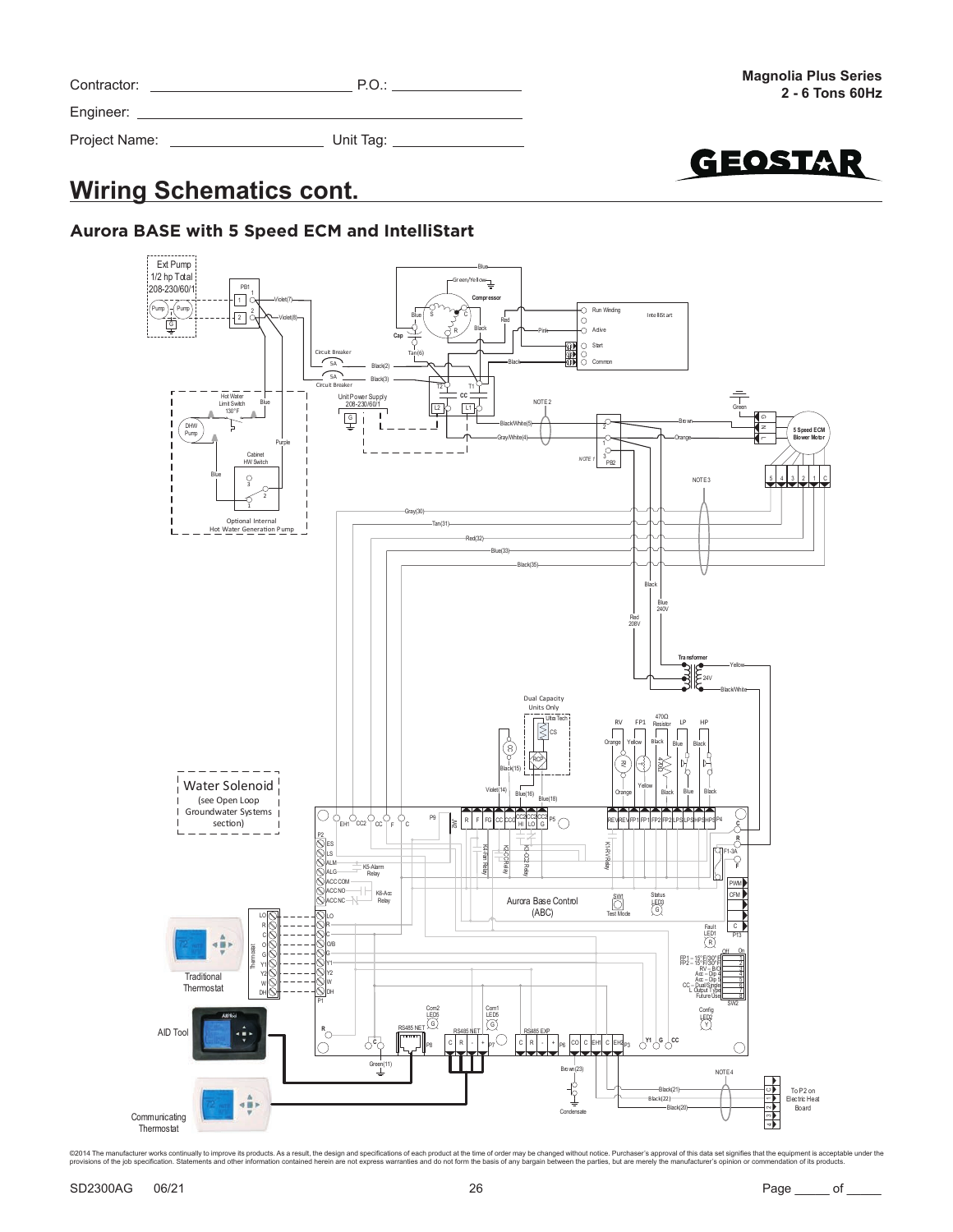Contractor: ______________________ P.O.: ________________

Engineer: ____________________________________________

Project Name: __________________ Unit Tag: ______________

**Magnolia Plus Series**
**2 - 6 Tons 60Hz**

# Wiring Schematics cont.

## Aurora BASE with 5 Speed ECM and IntelliStart

©2014 The manufacturer works continually to improve its products. As a result, the design and specifications of each product at the time of order may be changed without notice. Purchaser's approval of this data set signifies that the equipment is acceptable under the provisions of the job specification. Statements and other information contained herein are not express warranties and do not form the basis of any bargain between the parties, but are merely the manufacturer's opinion or commendation of its products.

SD2300AG 06/21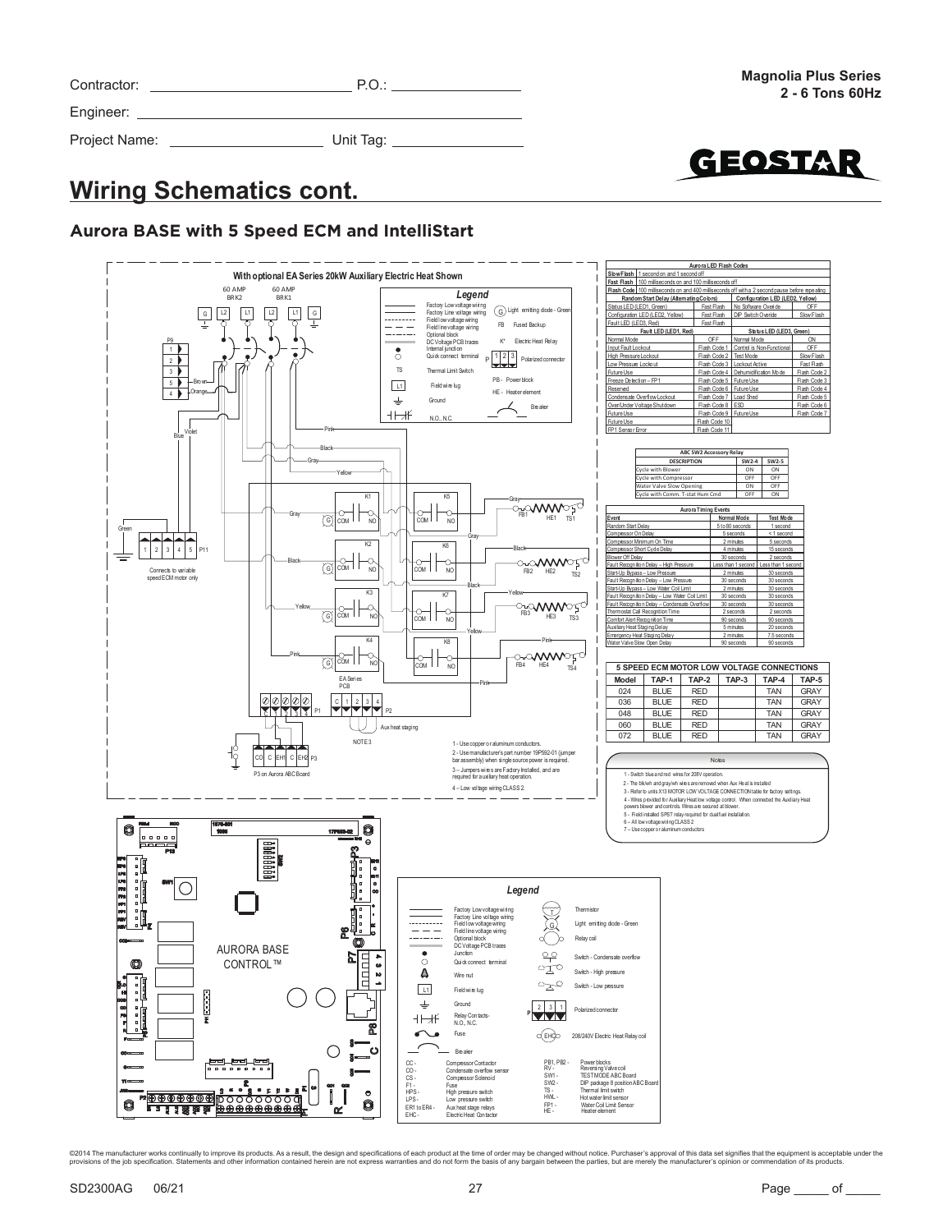Contractor: ______________________ P.O.: ________________

Engineer: ______________________________________________

Project Name: ____________________ Unit Tag: ______________

# Wiring Schematics cont.

## Aurora BASE with 5 Speed ECM and IntelliStart

### With optional EA Series 20kW Auxiliary Electric Heat Shown

**Legend**

- Factory Low voltage wiring
- Factory Line voltage wiring
- Field low voltage wiring
- Field line voltage wiring
- Optional block
- DC Voltage PCB traces
- Internal junction
- Quick connect terminal
- TS - Thermal Limit Switch
- L1 - Field wire lug
- Ground
- N.O., N.C.
- G - Light emitting diode - Green
- FB - Fused Backup
- K* - Electric Heat Relay
- P - Polarized connector
- PB - Power block
- HE - Heater element
- Breaker

1 - Use copper or aluminum conductors.

2 - Use manufacturer's part number 19P592-01 (jumper bar assembly) when single source power is required.

3 - Jumpers wires are Factory Installed, and are required for auxiliary heat operation.

4 – Low voltage wiring CLASS 2.

| Aurora LED Flash Codes | | | |
|---|---|---|---|
| Slow Flash | 1 second on and 1 second off | | |
| Fast Flash | 100 milliseconds on and 100 milliseconds off | | |
| Flash Code | 100 milliseconds on and 400 milliseconds off with a 2 second pause before repeating | | |
| **Random Start Delay (Alternating Colors)** | | **Configuration LED (LED2, Yellow)** | |
| Status LED (LED1, Green) | Fast Flash | No Software Overide | OFF |
| Configuration LED (LED2, Yellow) | Fast Flash | DIP Switch Overide | Slow Flash |
| Fault LED (LED3, Red) | Fast Flash | | |
| **Fault LED (LED1, Red)** | | **Status LED (LED3, Green)** | |
| Normal Mode | OFF | Normal Mode | ON |
| Input Fault Lockout | Flash Code 1 | Control is Non-Functional | OFF |
| High Pressure Lockout | Flash Code 2 | Test Mode | Slow Flash |
| Low Pressure Lockout | Flash Code 3 | Lockout Active | Fast Flash |
| Future Use | Flash Code 4 | Dehumidification Mode | Flash Code 2 |
| Freeze Detection – FP1 | Flash Code 5 | Future Use | Flash Code 3 |
| Reserved | Flash Code 6 | Future Use | Flash Code 4 |
| Condensate Overflow Lockout | Flash Code 7 | Load Shed | Flash Code 5 |
| Over/Under Voltage Shutdown | Flash Code 8 | ESD | Flash Code 6 |
| Future Use | Flash Code 9 | Future Use | Flash Code 7 |
| Future Use | Flash Code 10 | | |
| FP1 Sensor Error | Flash Code 11 | | |

| ABC SW2 Accessory Relay | | |
|---|---|---|
| DESCRIPTION | SW2-4 | SW2-5 |
| Cycle with Blower | ON | ON |
| Cycle with Compressor | OFF | OFF |
| Water Valve Slow Opening | ON | OFF |
| Cycle with Comm. T-stat Hum Cmd | OFF | ON |

| Aurora Timing Events | | |
|---|---|---|
| Event | Normal Mode | Test Mode |
| Random Start Delay | 5 to 80 seconds | 1 second |
| Compressor On Delay | 5 seconds | < 1 second |
| Compressor Minimum On Time | 2 minutes | 5 seconds |
| Compressor Short Cycle Delay | 4 minutes | 15 seconds |
| Blower Off Delay | 30 seconds | 2 seconds |
| Fault Recognition Delay – High Pressure | Less than 1 second | Less than 1 second |
| Start-Up Bypass – Low Pressure | 2 minutes | 30 seconds |
| Fault Recognition Delay – Low Pressure | 30 seconds | 30 seconds |
| Start-Up Bypass – Low Water Coil Limit | 2 minutes | 30 seconds |
| Fault Recognition Delay – Low Water Coil Limit | 30 seconds | 30 seconds |
| Fault Recognition Delay – Condensate Overflow | 30 seconds | 30 seconds |
| Thermostat Call Recognition Time | 2 seconds | 2 seconds |
| Comfort Alert Recognition Time | 90 seconds | 90 seconds |
| Auxiliary Heat Staging Delay | 5 minutes | 20 seconds |
| Emergency Heat Staging Delay | 2 minutes | 7.5 seconds |
| Water Valve Slow Open Delay | 90 seconds | 90 seconds |

| 5 SPEED ECM MOTOR LOW VOLTAGE CONNECTIONS | | | | | |
|---|---|---|---|---|---|
| Model | TAP-1 | TAP-2 | TAP-3 | TAP-4 | TAP-5 |
| 024 | BLUE | RED | | TAN | GRAY |
| 036 | BLUE | RED | | TAN | GRAY |
| 048 | BLUE | RED | | TAN | GRAY |
| 060 | BLUE | RED | | TAN | GRAY |
| 072 | BLUE | RED | | TAN | GRAY |

**Notes**

1 - Switch blue and red wires for 208V operation.

2 - The blk/wh and gray/wh wires are removed when Aux Heat is installed

3 - Refer to units X13 MOTOR LOW VOLTAGE CONNECTION table for factory settings.

4 - Wires provided for Auxiliary Heat low voltage control. When connected the Auxiliary Heat powers blower and controls. Wires are secured at blower.

5 - Field installed SPST relay required for dual fuel installation.

6 – All low voltage wiring CLASS 2

7 – Use copper or aluminum conductors

**Legend**

- Factory Low voltage wiring
- Factory Line voltage wiring
- Field low voltage wiring
- Field line voltage wiring
- Optional block
- DC Voltage PCB traces
- Junction
- Quick connect terminal
- Wire nut
- Field wire lug
- Ground
- Relay Contacts- N.O., N.C.
- Fuse
- Breaker
- Thermistor
- Light emitting diode - Green
- Relay coil
- Switch - Condensate overflow
- Switch - High pressure
- Switch - Low pressure
- Polarized connector
- EHC - 208/240V Electric Heat Relay coil

CC - Compressor Contactor
CO - Condensate overflow sensor
CS - Compressor Solenoid
F1 - Fuse
HPS - High pressure switch
LPS - Low pressure switch
ER1 to ER4 - Aux heat stage relays
EHC - Electric Heat Contactor
PB1, PB2 - Power blocks
RV - Reversing Valve coil
SW1 - TEST MODE ABC Board
SW2 - DIP package 8 position ABC Board
TS - Thermal limit switch
HWL - Hot water limit sensor
FP1 - Water Coil Limit Sensor
HE - Heater element

©2014 The manufacturer works continually to improve its products. As a result, the design and specifications of each product at the time of order may be changed without notice. Purchaser's approval of this data set signifies that the equipment is acceptable under the provisions of the job specification. Statements and other information contained herein are not express warranties and do not form the basis of any bargain between the parties, but are merely the manufacturer's opinion or commendation of its products.

SD2300AG 06/21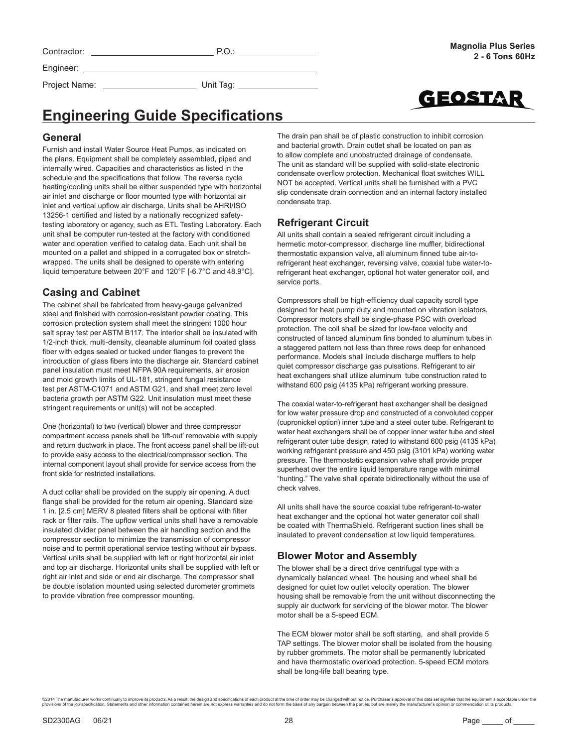Contractor: ______________________ P.O.: ______________

Engineer: ________________________________________

Project Name: __________________ Unit Tag: ______________

**Magnolia Plus Series**
**2 - 6 Tons 60Hz**

GEOSTAR

# Engineering Guide Specifications

## General

Furnish and install Water Source Heat Pumps, as indicated on the plans. Equipment shall be completely assembled, piped and internally wired. Capacities and characteristics as listed in the schedule and the specifications that follow. The reverse cycle heating/cooling units shall be either suspended type with horizontal air inlet and discharge or floor mounted type with horizontal air inlet and vertical upflow air discharge. Units shall be AHRI/ISO 13256-1 certified and listed by a nationally recognized safety-testing laboratory or agency, such as ETL Testing Laboratory. Each unit shall be computer run-tested at the factory with conditioned water and operation verified to catalog data. Each unit shall be mounted on a pallet and shipped in a corrugated box or stretch-wrapped. The units shall be designed to operate with entering liquid temperature between 20°F and 120°F [-6.7°C and 48.9°C].

## Casing and Cabinet

The cabinet shall be fabricated from heavy-gauge galvanized steel and finished with corrosion-resistant powder coating. This corrosion protection system shall meet the stringent 1000 hour salt spray test per ASTM B117. The interior shall be insulated with 1/2-inch thick, multi-density, cleanable aluminum foil coated glass fiber with edges sealed or tucked under flanges to prevent the introduction of glass fibers into the discharge air. Standard cabinet panel insulation must meet NFPA 90A requirements, air erosion and mold growth limits of UL-181, stringent fungal resistance test per ASTM-C1071 and ASTM G21, and shall meet zero level bacteria growth per ASTM G22. Unit insulation must meet these stringent requirements or unit(s) will not be accepted.

One (horizontal) to two (vertical) blower and three compressor compartment access panels shall be 'lift-out' removable with supply and return ductwork in place. The front access panel shall be lift-out to provide easy access to the electrical/compressor section. The internal component layout shall provide for service access from the front side for restricted installations.

A duct collar shall be provided on the supply air opening. A duct flange shall be provided for the return air opening. Standard size 1 in. [2.5 cm] MERV 8 pleated filters shall be optional with filter rack or filter rails. The upflow vertical units shall have a removable insulated divider panel between the air handling section and the compressor section to minimize the transmission of compressor noise and to permit operational service testing without air bypass. Vertical units shall be supplied with left or right horizontal air inlet and top air discharge. Horizontal units shall be supplied with left or right air inlet and side or end air discharge. The compressor shall be double isolation mounted using selected durometer grommets to provide vibration free compressor mounting.

The drain pan shall be of plastic construction to inhibit corrosion and bacterial growth. Drain outlet shall be located on pan as to allow complete and unobstructed drainage of condensate. The unit as standard will be supplied with solid-state electronic condensate overflow protection. Mechanical float switches WILL NOT be accepted. Vertical units shall be furnished with a PVC slip condensate drain connection and an internal factory installed condensate trap.

## Refrigerant Circuit

All units shall contain a sealed refrigerant circuit including a hermetic motor-compressor, discharge line muffler, bidirectional thermostatic expansion valve, all aluminum finned tube air-to-refrigerant heat exchanger, reversing valve, coaxial tube water-to-refrigerant heat exchanger, optional hot water generator coil, and service ports.

Compressors shall be high-efficiency dual capacity scroll type designed for heat pump duty and mounted on vibration isolators. Compressor motors shall be single-phase PSC with overload protection. The coil shall be sized for low-face velocity and constructed of lanced aluminum fins bonded to aluminum tubes in a staggered pattern not less than three rows deep for enhanced performance. Models shall include discharge mufflers to help quiet compressor discharge gas pulsations. Refrigerant to air heat exchangers shall utilize aluminum tube construction rated to withstand 600 psig (4135 kPa) refrigerant working pressure.

The coaxial water-to-refrigerant heat exchanger shall be designed for low water pressure drop and constructed of a convoluted copper (cupronickel option) inner tube and a steel outer tube. Refrigerant to water heat exchangers shall be of copper inner water tube and steel refrigerant outer tube design, rated to withstand 600 psig (4135 kPa) working refrigerant pressure and 450 psig (3101 kPa) working water pressure. The thermostatic expansion valve shall provide proper superheat over the entire liquid temperature range with minimal "hunting." The valve shall operate bidirectionally without the use of check valves.

All units shall have the source coaxial tube refrigerant-to-water heat exchanger and the optional hot water generator coil shall be coated with ThermaShield. Refrigerant suction lines shall be insulated to prevent condensation at low liquid temperatures.

## Blower Motor and Assembly

The blower shall be a direct drive centrifugal type with a dynamically balanced wheel. The housing and wheel shall be designed for quiet low outlet velocity operation. The blower housing shall be removable from the unit without disconnecting the supply air ductwork for servicing of the blower motor. The blower motor shall be a 5-speed ECM.

The ECM blower motor shall be soft starting, and shall provide 5 TAP settings. The blower motor shall be isolated from the housing by rubber grommets. The motor shall be permanently lubricated and have thermostatic overload protection. 5-speed ECM motors shall be long-life ball bearing type.

©2014 The manufacturer works continually to improve its products. As a result, the design and specifications of each product at the time of order may be changed without notice. Purchaser's approval of this data set signifies that the equipment is acceptable under the provisions of the job specification. Statements and other information contained herein are not express warranties and do not form the basis of any bargain between the parties, but are merely the manufacturer's opinion or commendation of its products.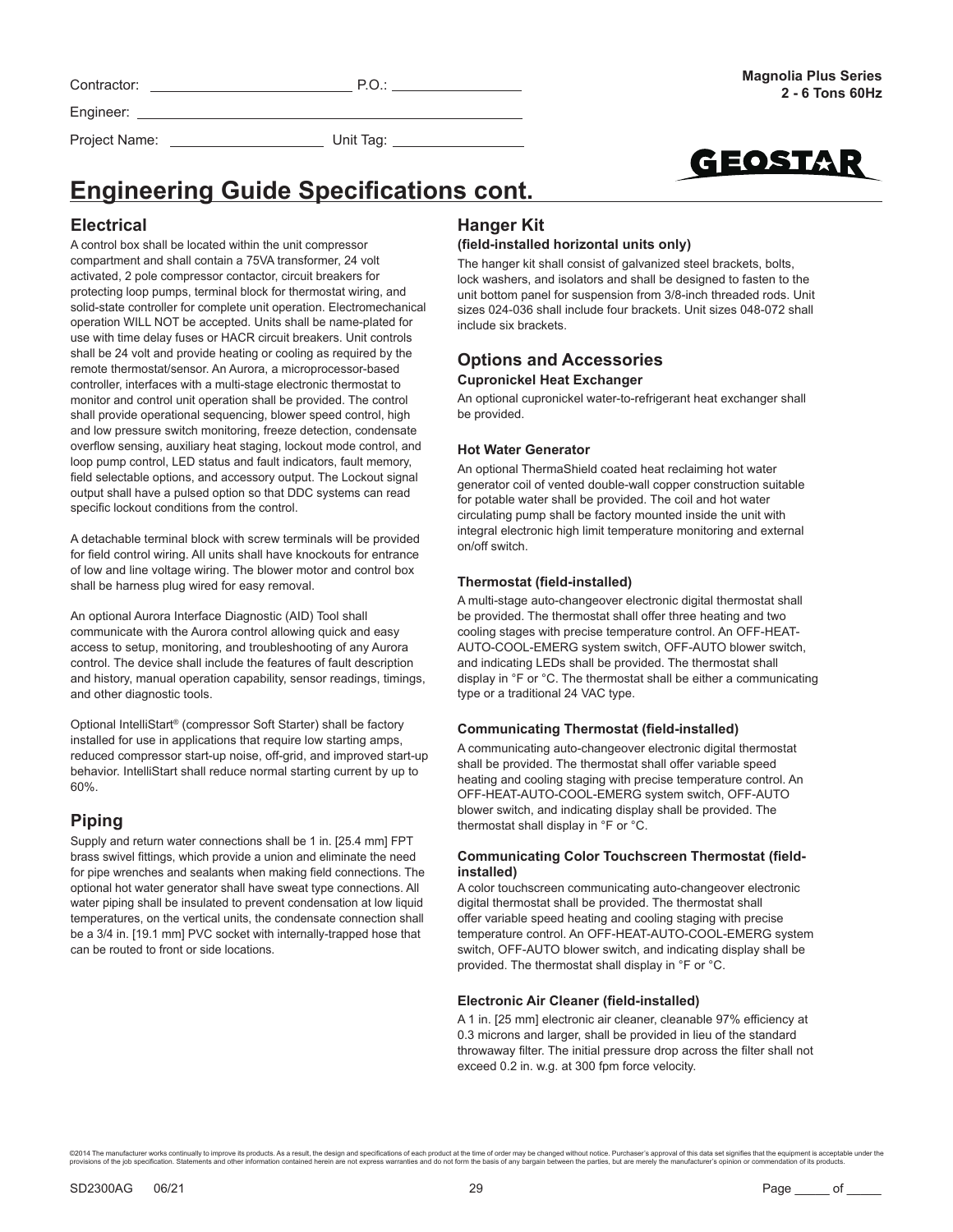Contractor: P.O.:

Engineer:

Project Name: Unit Tag:

## Engineering Guide Specifications cont.

### Electrical

A control box shall be located within the unit compressor compartment and shall contain a 75VA transformer, 24 volt activated, 2 pole compressor contactor, circuit breakers for protecting loop pumps, terminal block for thermostat wiring, and solid-state controller for complete unit operation. Electromechanical operation WILL NOT be accepted. Units shall be name-plated for use with time delay fuses or HACR circuit breakers. Unit controls shall be 24 volt and provide heating or cooling as required by the remote thermostat/sensor. An Aurora, a microprocessor-based controller, interfaces with a multi-stage electronic thermostat to monitor and control unit operation shall be provided. The control shall provide operational sequencing, blower speed control, high and low pressure switch monitoring, freeze detection, condensate overflow sensing, auxiliary heat staging, lockout mode control, and loop pump control, LED status and fault indicators, fault memory, field selectable options, and accessory output. The Lockout signal output shall have a pulsed option so that DDC systems can read specific lockout conditions from the control.

A detachable terminal block with screw terminals will be provided for field control wiring. All units shall have knockouts for entrance of low and line voltage wiring. The blower motor and control box shall be harness plug wired for easy removal.

An optional Aurora Interface Diagnostic (AID) Tool shall communicate with the Aurora control allowing quick and easy access to setup, monitoring, and troubleshooting of any Aurora control. The device shall include the features of fault description and history, manual operation capability, sensor readings, timings, and other diagnostic tools.

Optional IntelliStart® (compressor Soft Starter) shall be factory installed for use in applications that require low starting amps, reduced compressor start-up noise, off-grid, and improved start-up behavior. IntelliStart shall reduce normal starting current by up to 60%.

### Piping

Supply and return water connections shall be 1 in. [25.4 mm] FPT brass swivel fittings, which provide a union and eliminate the need for pipe wrenches and sealants when making field connections. The optional hot water generator shall have sweat type connections. All water piping shall be insulated to prevent condensation at low liquid temperatures, on the vertical units, the condensate connection shall be a 3/4 in. [19.1 mm] PVC socket with internally-trapped hose that can be routed to front or side locations.

### Hanger Kit

**(field-installed horizontal units only)**

The hanger kit shall consist of galvanized steel brackets, bolts, lock washers, and isolators and shall be designed to fasten to the unit bottom panel for suspension from 3/8-inch threaded rods. Unit sizes 024-036 shall include four brackets. Unit sizes 048-072 shall include six brackets.

### Options and Accessories

#### Cupronickel Heat Exchanger

An optional cupronickel water-to-refrigerant heat exchanger shall be provided.

#### Hot Water Generator

An optional ThermaShield coated heat reclaiming hot water generator coil of vented double-wall copper construction suitable for potable water shall be provided. The coil and hot water circulating pump shall be factory mounted inside the unit with integral electronic high limit temperature monitoring and external on/off switch.

#### Thermostat (field-installed)

A multi-stage auto-changeover electronic digital thermostat shall be provided. The thermostat shall offer three heating and two cooling stages with precise temperature control. An OFF-HEAT-AUTO-COOL-EMERG system switch, OFF-AUTO blower switch, and indicating LEDs shall be provided. The thermostat shall display in °F or °C. The thermostat shall be either a communicating type or a traditional 24 VAC type.

#### Communicating Thermostat (field-installed)

A communicating auto-changeover electronic digital thermostat shall be provided. The thermostat shall offer variable speed heating and cooling staging with precise temperature control. An OFF-HEAT-AUTO-COOL-EMERG system switch, OFF-AUTO blower switch, and indicating display shall be provided. The thermostat shall display in °F or °C.

#### Communicating Color Touchscreen Thermostat (field-installed)

A color touchscreen communicating auto-changeover electronic digital thermostat shall be provided. The thermostat shall offer variable speed heating and cooling staging with precise temperature control. An OFF-HEAT-AUTO-COOL-EMERG system switch, OFF-AUTO blower switch, and indicating display shall be provided. The thermostat shall display in °F or °C.

#### Electronic Air Cleaner (field-installed)

A 1 in. [25 mm] electronic air cleaner, cleanable 97% efficiency at 0.3 microns and larger, shall be provided in lieu of the standard throwaway filter. The initial pressure drop across the filter shall not exceed 0.2 in. w.g. at 300 fpm force velocity.

©2014 The manufacturer works continually to improve its products. As a result, the design and specifications of each product at the time of order may be changed without notice. Purchaser's approval of this data set signifies that the equipment is acceptable under the provisions of the job specification. Statements and other information contained herein are not express warranties and do not form the basis of any bargain between the parties, but are merely the manufacturer's opinion or commendation of its products.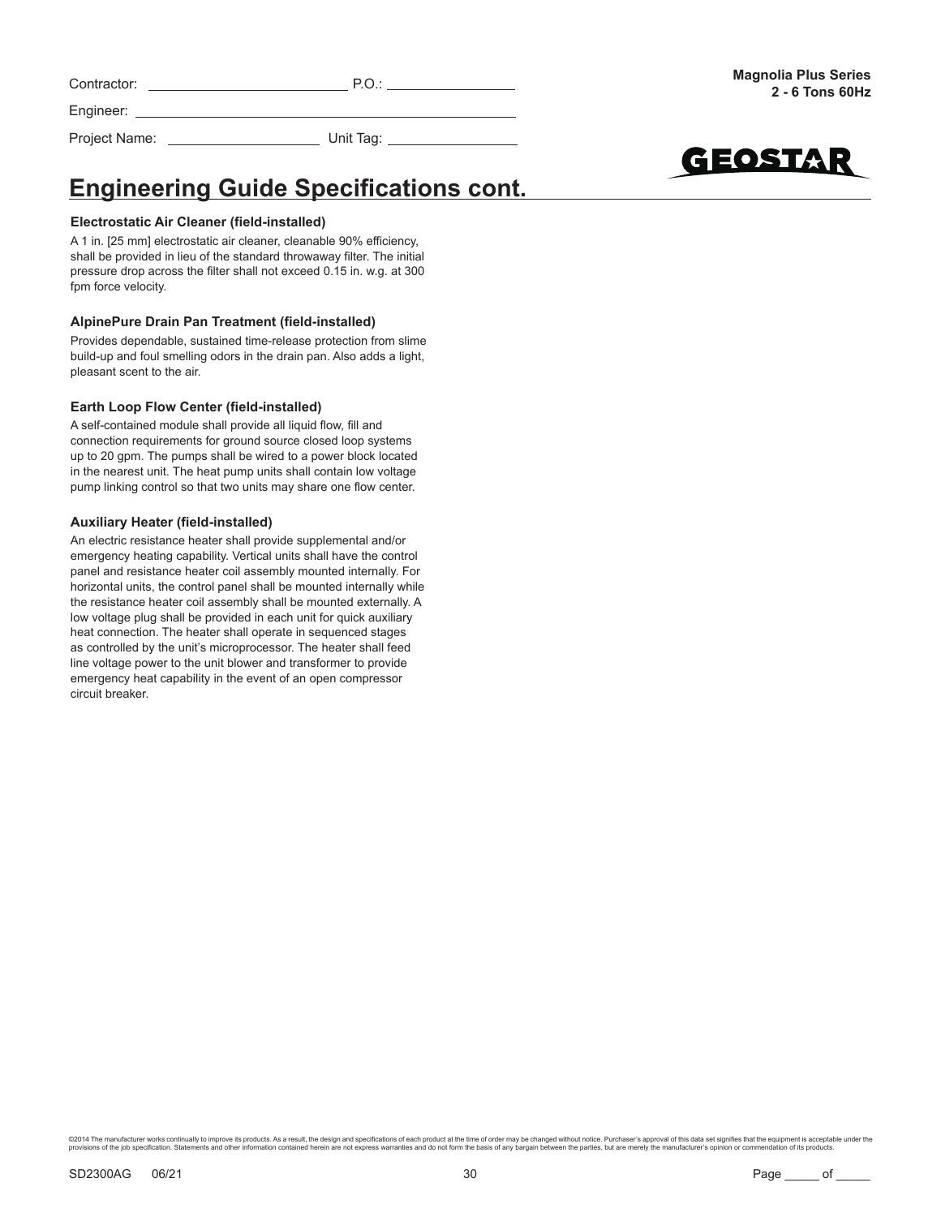# Engineering Guide Specifications cont.

### Electrostatic Air Cleaner (field-installed)

A 1 in. [25 mm] electrostatic air cleaner, cleanable 90% efficiency, shall be provided in lieu of the standard throwaway filter. The initial pressure drop across the filter shall not exceed 0.15 in. w.g. at 300 fpm force velocity.

### AlpinePure Drain Pan Treatment (field-installed)

Provides dependable, sustained time-release protection from slime build-up and foul smelling odors in the drain pan. Also adds a light, pleasant scent to the air.

### Earth Loop Flow Center (field-installed)

A self-contained module shall provide all liquid flow, fill and connection requirements for ground source closed loop systems up to 20 gpm. The pumps shall be wired to a power block located in the nearest unit. The heat pump units shall contain low voltage pump linking control so that two units may share one flow center.

### Auxiliary Heater (field-installed)

An electric resistance heater shall provide supplemental and/or emergency heating capability. Vertical units shall have the control panel and resistance heater coil assembly mounted internally. For horizontal units, the control panel shall be mounted internally while the resistance heater coil assembly shall be mounted externally. A low voltage plug shall be provided in each unit for quick auxiliary heat connection. The heater shall operate in sequenced stages as controlled by the unit's microprocessor. The heater shall feed line voltage power to the unit blower and transformer to provide emergency heat capability in the event of an open compressor circuit breaker.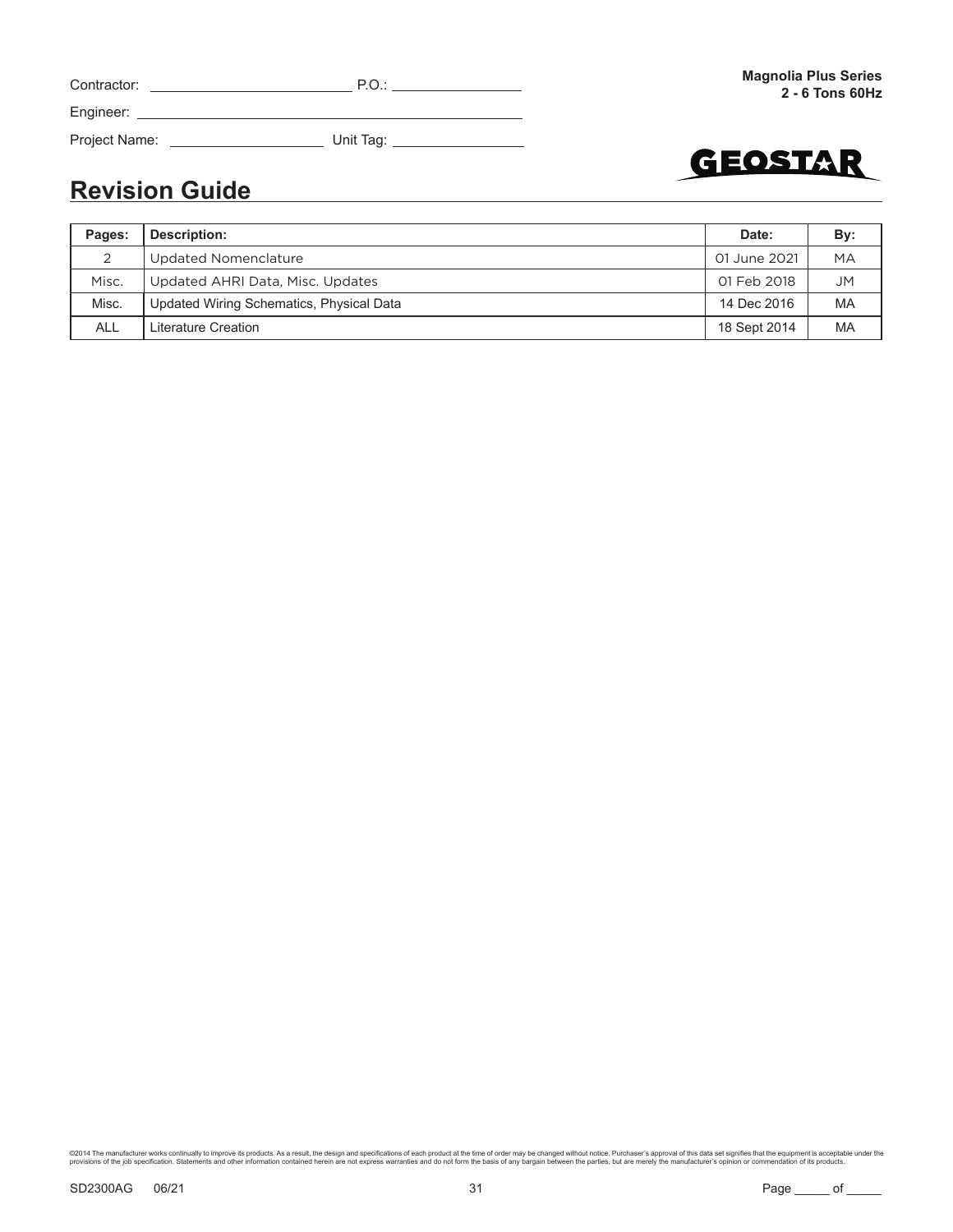Contractor: \_\_\_\_\_\_\_\_\_\_\_\_\_\_\_\_\_\_\_\_ P.O.: \_\_\_\_\_\_\_\_\_\_\_\_\_\_\_\_

Engineer: \_\_\_\_\_\_\_\_\_\_\_\_\_\_\_\_\_\_\_\_\_\_\_\_\_\_\_\_\_\_\_\_\_\_\_\_\_\_\_\_

Project Name: \_\_\_\_\_\_\_\_\_\_\_\_\_\_\_\_\_\_\_\_ Unit Tag: \_\_\_\_\_\_\_\_\_\_\_\_\_\_\_\_

**Magnolia Plus Series**
**2 - 6 Tons 60Hz**

GEOSTAR

## Revision Guide

| Pages: | Description: | Date: | By: |
|---|---|---|---|
| 2 | Updated Nomenclature | 01 June 2021 | MA |
| Misc. | Updated AHRI Data, Misc. Updates | 01 Feb 2018 | JM |
| Misc. | Updated Wiring Schematics, Physical Data | 14 Dec 2016 | MA |
| ALL | Literature Creation | 18 Sept 2014 | MA |

©2014 The manufacturer works continually to improve its products. As a result, the design and specifications of each product at the time of order may be changed without notice. Purchaser's approval of this data set signifies that the equipment is acceptable under the provisions of the job specification. Statements and other information contained herein are not express warranties and do not form the basis of any bargain between the parties, but are merely the manufacturer's opinion or commendation of its products.

SD2300AG 06/21